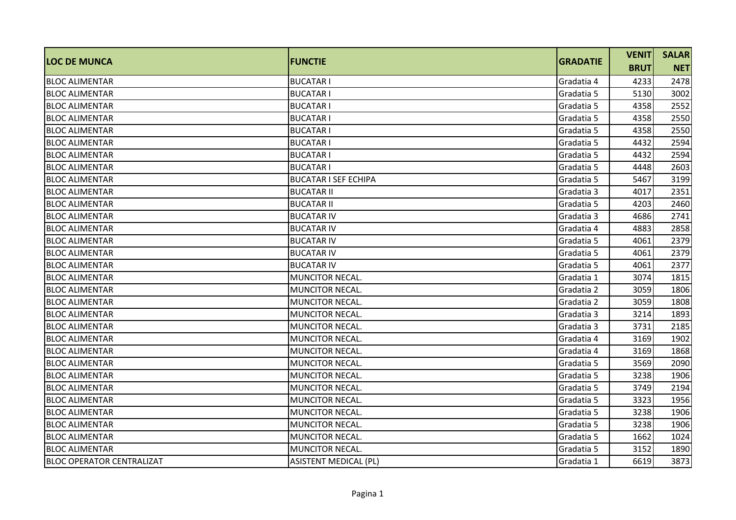| LOC DE MUNCA | FUNCTIE | GRADATIE | VENIT BRUT | SALAR NET |
|---|---|---|---|---|
| BLOC ALIMENTAR | BUCATAR I | Gradatia 4 | 4233 | 2478 |
| BLOC ALIMENTAR | BUCATAR I | Gradatia 5 | 5130 | 3002 |
| BLOC ALIMENTAR | BUCATAR I | Gradatia 5 | 4358 | 2552 |
| BLOC ALIMENTAR | BUCATAR I | Gradatia 5 | 4358 | 2550 |
| BLOC ALIMENTAR | BUCATAR I | Gradatia 5 | 4358 | 2550 |
| BLOC ALIMENTAR | BUCATAR I | Gradatia 5 | 4432 | 2594 |
| BLOC ALIMENTAR | BUCATAR I | Gradatia 5 | 4432 | 2594 |
| BLOC ALIMENTAR | BUCATAR I | Gradatia 5 | 4448 | 2603 |
| BLOC ALIMENTAR | BUCATAR I SEF ECHIPA | Gradatia 5 | 5467 | 3199 |
| BLOC ALIMENTAR | BUCATAR II | Gradatia 3 | 4017 | 2351 |
| BLOC ALIMENTAR | BUCATAR II | Gradatia 5 | 4203 | 2460 |
| BLOC ALIMENTAR | BUCATAR IV | Gradatia 3 | 4686 | 2741 |
| BLOC ALIMENTAR | BUCATAR IV | Gradatia 4 | 4883 | 2858 |
| BLOC ALIMENTAR | BUCATAR IV | Gradatia 5 | 4061 | 2379 |
| BLOC ALIMENTAR | BUCATAR IV | Gradatia 5 | 4061 | 2379 |
| BLOC ALIMENTAR | BUCATAR IV | Gradatia 5 | 4061 | 2377 |
| BLOC ALIMENTAR | MUNCITOR NECAL. | Gradatia 1 | 3074 | 1815 |
| BLOC ALIMENTAR | MUNCITOR NECAL. | Gradatia 2 | 3059 | 1806 |
| BLOC ALIMENTAR | MUNCITOR NECAL. | Gradatia 2 | 3059 | 1808 |
| BLOC ALIMENTAR | MUNCITOR NECAL. | Gradatia 3 | 3214 | 1893 |
| BLOC ALIMENTAR | MUNCITOR NECAL. | Gradatia 3 | 3731 | 2185 |
| BLOC ALIMENTAR | MUNCITOR NECAL. | Gradatia 4 | 3169 | 1902 |
| BLOC ALIMENTAR | MUNCITOR NECAL. | Gradatia 4 | 3169 | 1868 |
| BLOC ALIMENTAR | MUNCITOR NECAL. | Gradatia 5 | 3569 | 2090 |
| BLOC ALIMENTAR | MUNCITOR NECAL. | Gradatia 5 | 3238 | 1906 |
| BLOC ALIMENTAR | MUNCITOR NECAL. | Gradatia 5 | 3749 | 2194 |
| BLOC ALIMENTAR | MUNCITOR NECAL. | Gradatia 5 | 3323 | 1956 |
| BLOC ALIMENTAR | MUNCITOR NECAL. | Gradatia 5 | 3238 | 1906 |
| BLOC ALIMENTAR | MUNCITOR NECAL. | Gradatia 5 | 3238 | 1906 |
| BLOC ALIMENTAR | MUNCITOR NECAL. | Gradatia 5 | 1662 | 1024 |
| BLOC ALIMENTAR | MUNCITOR NECAL. | Gradatia 5 | 3152 | 1890 |
| BLOC OPERATOR CENTRALIZAT | ASISTENT MEDICAL (PL) | Gradatia 1 | 6619 | 3873 |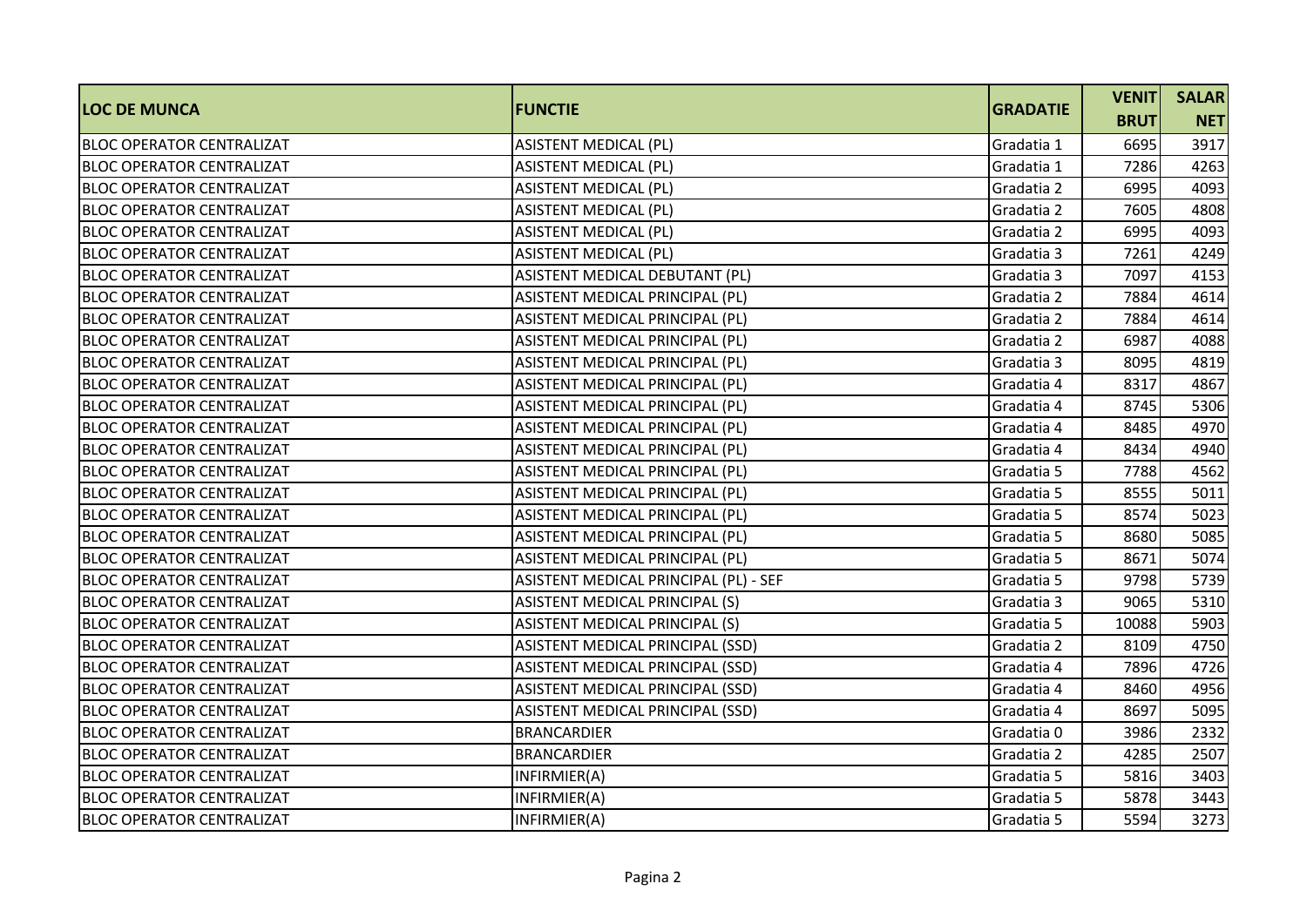| LOC DE MUNCA | FUNCTIE | GRADATIE | VENIT BRUT | SALAR NET |
|---|---|---|---|---|
| BLOC OPERATOR CENTRALIZAT | ASISTENT MEDICAL (PL) | Gradatia 1 | 6695 | 3917 |
| BLOC OPERATOR CENTRALIZAT | ASISTENT MEDICAL (PL) | Gradatia 1 | 7286 | 4263 |
| BLOC OPERATOR CENTRALIZAT | ASISTENT MEDICAL (PL) | Gradatia 2 | 6995 | 4093 |
| BLOC OPERATOR CENTRALIZAT | ASISTENT MEDICAL (PL) | Gradatia 2 | 7605 | 4808 |
| BLOC OPERATOR CENTRALIZAT | ASISTENT MEDICAL (PL) | Gradatia 2 | 6995 | 4093 |
| BLOC OPERATOR CENTRALIZAT | ASISTENT MEDICAL (PL) | Gradatia 3 | 7261 | 4249 |
| BLOC OPERATOR CENTRALIZAT | ASISTENT MEDICAL DEBUTANT (PL) | Gradatia 3 | 7097 | 4153 |
| BLOC OPERATOR CENTRALIZAT | ASISTENT MEDICAL PRINCIPAL (PL) | Gradatia 2 | 7884 | 4614 |
| BLOC OPERATOR CENTRALIZAT | ASISTENT MEDICAL PRINCIPAL (PL) | Gradatia 2 | 7884 | 4614 |
| BLOC OPERATOR CENTRALIZAT | ASISTENT MEDICAL PRINCIPAL (PL) | Gradatia 2 | 6987 | 4088 |
| BLOC OPERATOR CENTRALIZAT | ASISTENT MEDICAL PRINCIPAL (PL) | Gradatia 3 | 8095 | 4819 |
| BLOC OPERATOR CENTRALIZAT | ASISTENT MEDICAL PRINCIPAL (PL) | Gradatia 4 | 8317 | 4867 |
| BLOC OPERATOR CENTRALIZAT | ASISTENT MEDICAL PRINCIPAL (PL) | Gradatia 4 | 8745 | 5306 |
| BLOC OPERATOR CENTRALIZAT | ASISTENT MEDICAL PRINCIPAL (PL) | Gradatia 4 | 8485 | 4970 |
| BLOC OPERATOR CENTRALIZAT | ASISTENT MEDICAL PRINCIPAL (PL) | Gradatia 4 | 8434 | 4940 |
| BLOC OPERATOR CENTRALIZAT | ASISTENT MEDICAL PRINCIPAL (PL) | Gradatia 5 | 7788 | 4562 |
| BLOC OPERATOR CENTRALIZAT | ASISTENT MEDICAL PRINCIPAL (PL) | Gradatia 5 | 8555 | 5011 |
| BLOC OPERATOR CENTRALIZAT | ASISTENT MEDICAL PRINCIPAL (PL) | Gradatia 5 | 8574 | 5023 |
| BLOC OPERATOR CENTRALIZAT | ASISTENT MEDICAL PRINCIPAL (PL) | Gradatia 5 | 8680 | 5085 |
| BLOC OPERATOR CENTRALIZAT | ASISTENT MEDICAL PRINCIPAL (PL) | Gradatia 5 | 8671 | 5074 |
| BLOC OPERATOR CENTRALIZAT | ASISTENT MEDICAL PRINCIPAL (PL) - SEF | Gradatia 5 | 9798 | 5739 |
| BLOC OPERATOR CENTRALIZAT | ASISTENT MEDICAL PRINCIPAL (S) | Gradatia 3 | 9065 | 5310 |
| BLOC OPERATOR CENTRALIZAT | ASISTENT MEDICAL PRINCIPAL (S) | Gradatia 5 | 10088 | 5903 |
| BLOC OPERATOR CENTRALIZAT | ASISTENT MEDICAL PRINCIPAL (SSD) | Gradatia 2 | 8109 | 4750 |
| BLOC OPERATOR CENTRALIZAT | ASISTENT MEDICAL PRINCIPAL (SSD) | Gradatia 4 | 7896 | 4726 |
| BLOC OPERATOR CENTRALIZAT | ASISTENT MEDICAL PRINCIPAL (SSD) | Gradatia 4 | 8460 | 4956 |
| BLOC OPERATOR CENTRALIZAT | ASISTENT MEDICAL PRINCIPAL (SSD) | Gradatia 4 | 8697 | 5095 |
| BLOC OPERATOR CENTRALIZAT | BRANCARDIER | Gradatia 0 | 3986 | 2332 |
| BLOC OPERATOR CENTRALIZAT | BRANCARDIER | Gradatia 2 | 4285 | 2507 |
| BLOC OPERATOR CENTRALIZAT | INFIRMIER(A) | Gradatia 5 | 5816 | 3403 |
| BLOC OPERATOR CENTRALIZAT | INFIRMIER(A) | Gradatia 5 | 5878 | 3443 |
| BLOC OPERATOR CENTRALIZAT | INFIRMIER(A) | Gradatia 5 | 5594 | 3273 |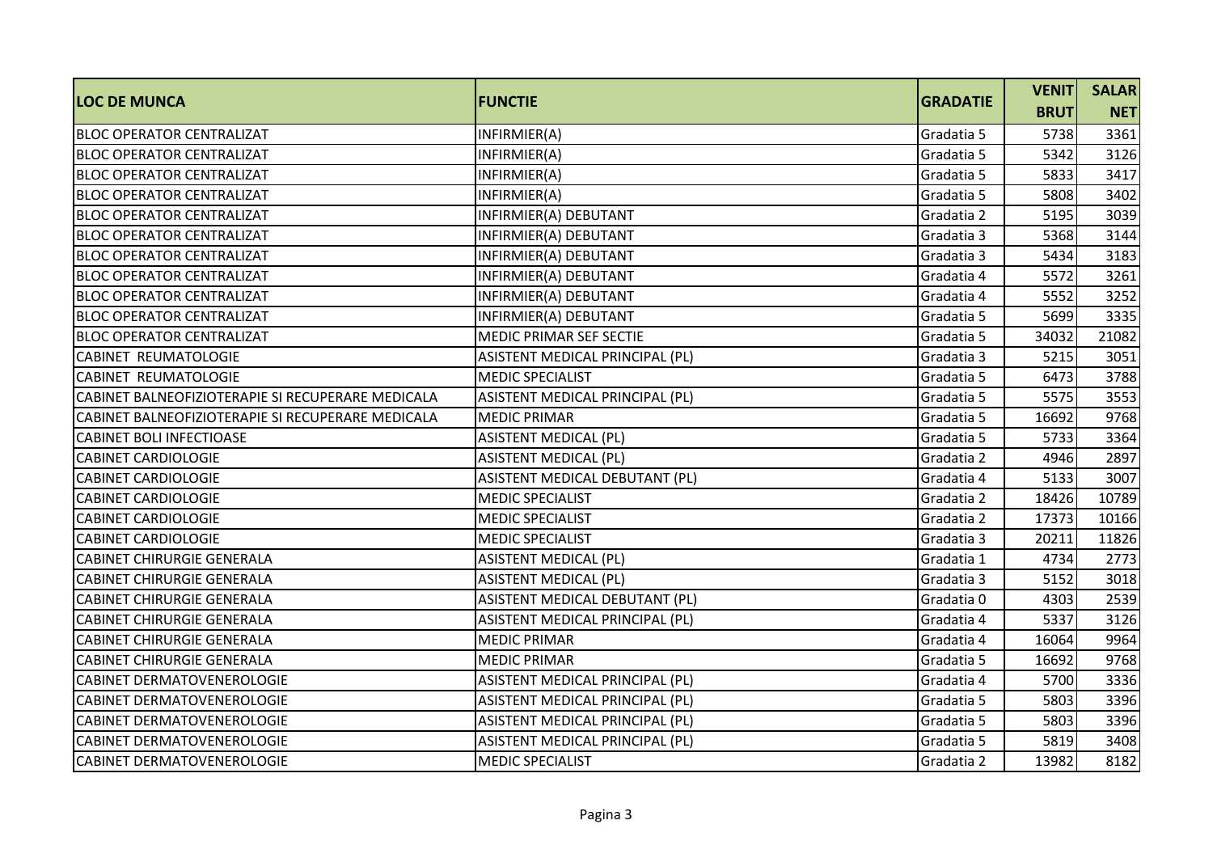| LOC DE MUNCA | FUNCTIE | GRADATIE | VENIT BRUT | SALAR NET |
|---|---|---|---|---|
| BLOC OPERATOR CENTRALIZAT | INFIRMIER(A) | Gradatia 5 | 5738 | 3361 |
| BLOC OPERATOR CENTRALIZAT | INFIRMIER(A) | Gradatia 5 | 5342 | 3126 |
| BLOC OPERATOR CENTRALIZAT | INFIRMIER(A) | Gradatia 5 | 5833 | 3417 |
| BLOC OPERATOR CENTRALIZAT | INFIRMIER(A) | Gradatia 5 | 5808 | 3402 |
| BLOC OPERATOR CENTRALIZAT | INFIRMIER(A) DEBUTANT | Gradatia 2 | 5195 | 3039 |
| BLOC OPERATOR CENTRALIZAT | INFIRMIER(A) DEBUTANT | Gradatia 3 | 5368 | 3144 |
| BLOC OPERATOR CENTRALIZAT | INFIRMIER(A) DEBUTANT | Gradatia 3 | 5434 | 3183 |
| BLOC OPERATOR CENTRALIZAT | INFIRMIER(A) DEBUTANT | Gradatia 4 | 5572 | 3261 |
| BLOC OPERATOR CENTRALIZAT | INFIRMIER(A) DEBUTANT | Gradatia 4 | 5552 | 3252 |
| BLOC OPERATOR CENTRALIZAT | INFIRMIER(A) DEBUTANT | Gradatia 5 | 5699 | 3335 |
| BLOC OPERATOR CENTRALIZAT | MEDIC PRIMAR SEF SECTIE | Gradatia 5 | 34032 | 21082 |
| CABINET REUMATOLOGIE | ASISTENT MEDICAL PRINCIPAL (PL) | Gradatia 3 | 5215 | 3051 |
| CABINET REUMATOLOGIE | MEDIC SPECIALIST | Gradatia 5 | 6473 | 3788 |
| CABINET BALNEOFIZIOTERAPIE SI RECUPERARE MEDICALA | ASISTENT MEDICAL PRINCIPAL (PL) | Gradatia 5 | 5575 | 3553 |
| CABINET BALNEOFIZIOTERAPIE SI RECUPERARE MEDICALA | MEDIC PRIMAR | Gradatia 5 | 16692 | 9768 |
| CABINET BOLI INFECTIOASE | ASISTENT MEDICAL (PL) | Gradatia 5 | 5733 | 3364 |
| CABINET CARDIOLOGIE | ASISTENT MEDICAL (PL) | Gradatia 2 | 4946 | 2897 |
| CABINET CARDIOLOGIE | ASISTENT MEDICAL DEBUTANT (PL) | Gradatia 4 | 5133 | 3007 |
| CABINET CARDIOLOGIE | MEDIC SPECIALIST | Gradatia 2 | 18426 | 10789 |
| CABINET CARDIOLOGIE | MEDIC SPECIALIST | Gradatia 2 | 17373 | 10166 |
| CABINET CARDIOLOGIE | MEDIC SPECIALIST | Gradatia 3 | 20211 | 11826 |
| CABINET CHIRURGIE GENERALA | ASISTENT MEDICAL (PL) | Gradatia 1 | 4734 | 2773 |
| CABINET CHIRURGIE GENERALA | ASISTENT MEDICAL (PL) | Gradatia 3 | 5152 | 3018 |
| CABINET CHIRURGIE GENERALA | ASISTENT MEDICAL DEBUTANT (PL) | Gradatia 0 | 4303 | 2539 |
| CABINET CHIRURGIE GENERALA | ASISTENT MEDICAL PRINCIPAL (PL) | Gradatia 4 | 5337 | 3126 |
| CABINET CHIRURGIE GENERALA | MEDIC PRIMAR | Gradatia 4 | 16064 | 9964 |
| CABINET CHIRURGIE GENERALA | MEDIC PRIMAR | Gradatia 5 | 16692 | 9768 |
| CABINET DERMATOVENEROLOGIE | ASISTENT MEDICAL PRINCIPAL (PL) | Gradatia 4 | 5700 | 3336 |
| CABINET DERMATOVENEROLOGIE | ASISTENT MEDICAL PRINCIPAL (PL) | Gradatia 5 | 5803 | 3396 |
| CABINET DERMATOVENEROLOGIE | ASISTENT MEDICAL PRINCIPAL (PL) | Gradatia 5 | 5803 | 3396 |
| CABINET DERMATOVENEROLOGIE | ASISTENT MEDICAL PRINCIPAL (PL) | Gradatia 5 | 5819 | 3408 |
| CABINET DERMATOVENEROLOGIE | MEDIC SPECIALIST | Gradatia 2 | 13982 | 8182 |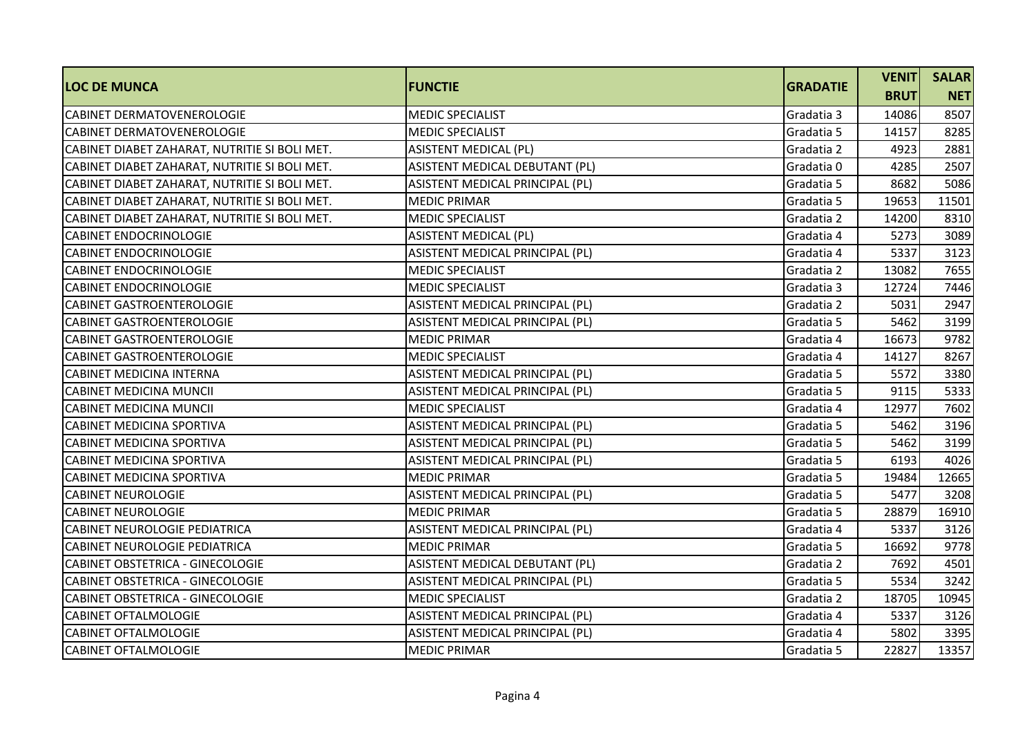| LOC DE MUNCA | FUNCTIE | GRADATIE | VENIT BRUT | SALAR NET |
|---|---|---|---|---|
| CABINET DERMATOVENEROLOGIE | MEDIC SPECIALIST | Gradatia 3 | 14086 | 8507 |
| CABINET DERMATOVENEROLOGIE | MEDIC SPECIALIST | Gradatia 5 | 14157 | 8285 |
| CABINET DIABET ZAHARAT, NUTRITIE SI BOLI MET. | ASISTENT MEDICAL (PL) | Gradatia 2 | 4923 | 2881 |
| CABINET DIABET ZAHARAT, NUTRITIE SI BOLI MET. | ASISTENT MEDICAL DEBUTANT (PL) | Gradatia 0 | 4285 | 2507 |
| CABINET DIABET ZAHARAT, NUTRITIE SI BOLI MET. | ASISTENT MEDICAL PRINCIPAL (PL) | Gradatia 5 | 8682 | 5086 |
| CABINET DIABET ZAHARAT, NUTRITIE SI BOLI MET. | MEDIC PRIMAR | Gradatia 5 | 19653 | 11501 |
| CABINET DIABET ZAHARAT, NUTRITIE SI BOLI MET. | MEDIC SPECIALIST | Gradatia 2 | 14200 | 8310 |
| CABINET ENDOCRINOLOGIE | ASISTENT MEDICAL (PL) | Gradatia 4 | 5273 | 3089 |
| CABINET ENDOCRINOLOGIE | ASISTENT MEDICAL PRINCIPAL (PL) | Gradatia 4 | 5337 | 3123 |
| CABINET ENDOCRINOLOGIE | MEDIC SPECIALIST | Gradatia 2 | 13082 | 7655 |
| CABINET ENDOCRINOLOGIE | MEDIC SPECIALIST | Gradatia 3 | 12724 | 7446 |
| CABINET GASTROENTEROLOGIE | ASISTENT MEDICAL PRINCIPAL (PL) | Gradatia 2 | 5031 | 2947 |
| CABINET GASTROENTEROLOGIE | ASISTENT MEDICAL PRINCIPAL (PL) | Gradatia 5 | 5462 | 3199 |
| CABINET GASTROENTEROLOGIE | MEDIC PRIMAR | Gradatia 4 | 16673 | 9782 |
| CABINET GASTROENTEROLOGIE | MEDIC SPECIALIST | Gradatia 4 | 14127 | 8267 |
| CABINET MEDICINA INTERNA | ASISTENT MEDICAL PRINCIPAL (PL) | Gradatia 5 | 5572 | 3380 |
| CABINET MEDICINA MUNCII | ASISTENT MEDICAL PRINCIPAL (PL) | Gradatia 5 | 9115 | 5333 |
| CABINET MEDICINA MUNCII | MEDIC SPECIALIST | Gradatia 4 | 12977 | 7602 |
| CABINET MEDICINA SPORTIVA | ASISTENT MEDICAL PRINCIPAL (PL) | Gradatia 5 | 5462 | 3196 |
| CABINET MEDICINA SPORTIVA | ASISTENT MEDICAL PRINCIPAL (PL) | Gradatia 5 | 5462 | 3199 |
| CABINET MEDICINA SPORTIVA | ASISTENT MEDICAL PRINCIPAL (PL) | Gradatia 5 | 6193 | 4026 |
| CABINET MEDICINA SPORTIVA | MEDIC PRIMAR | Gradatia 5 | 19484 | 12665 |
| CABINET NEUROLOGIE | ASISTENT MEDICAL PRINCIPAL (PL) | Gradatia 5 | 5477 | 3208 |
| CABINET NEUROLOGIE | MEDIC PRIMAR | Gradatia 5 | 28879 | 16910 |
| CABINET NEUROLOGIE PEDIATRICA | ASISTENT MEDICAL PRINCIPAL (PL) | Gradatia 4 | 5337 | 3126 |
| CABINET NEUROLOGIE PEDIATRICA | MEDIC PRIMAR | Gradatia 5 | 16692 | 9778 |
| CABINET OBSTETRICA - GINECOLOGIE | ASISTENT MEDICAL DEBUTANT (PL) | Gradatia 2 | 7692 | 4501 |
| CABINET OBSTETRICA - GINECOLOGIE | ASISTENT MEDICAL PRINCIPAL (PL) | Gradatia 5 | 5534 | 3242 |
| CABINET OBSTETRICA - GINECOLOGIE | MEDIC SPECIALIST | Gradatia 2 | 18705 | 10945 |
| CABINET OFTALMOLOGIE | ASISTENT MEDICAL PRINCIPAL (PL) | Gradatia 4 | 5337 | 3126 |
| CABINET OFTALMOLOGIE | ASISTENT MEDICAL PRINCIPAL (PL) | Gradatia 4 | 5802 | 3395 |
| CABINET OFTALMOLOGIE | MEDIC PRIMAR | Gradatia 5 | 22827 | 13357 |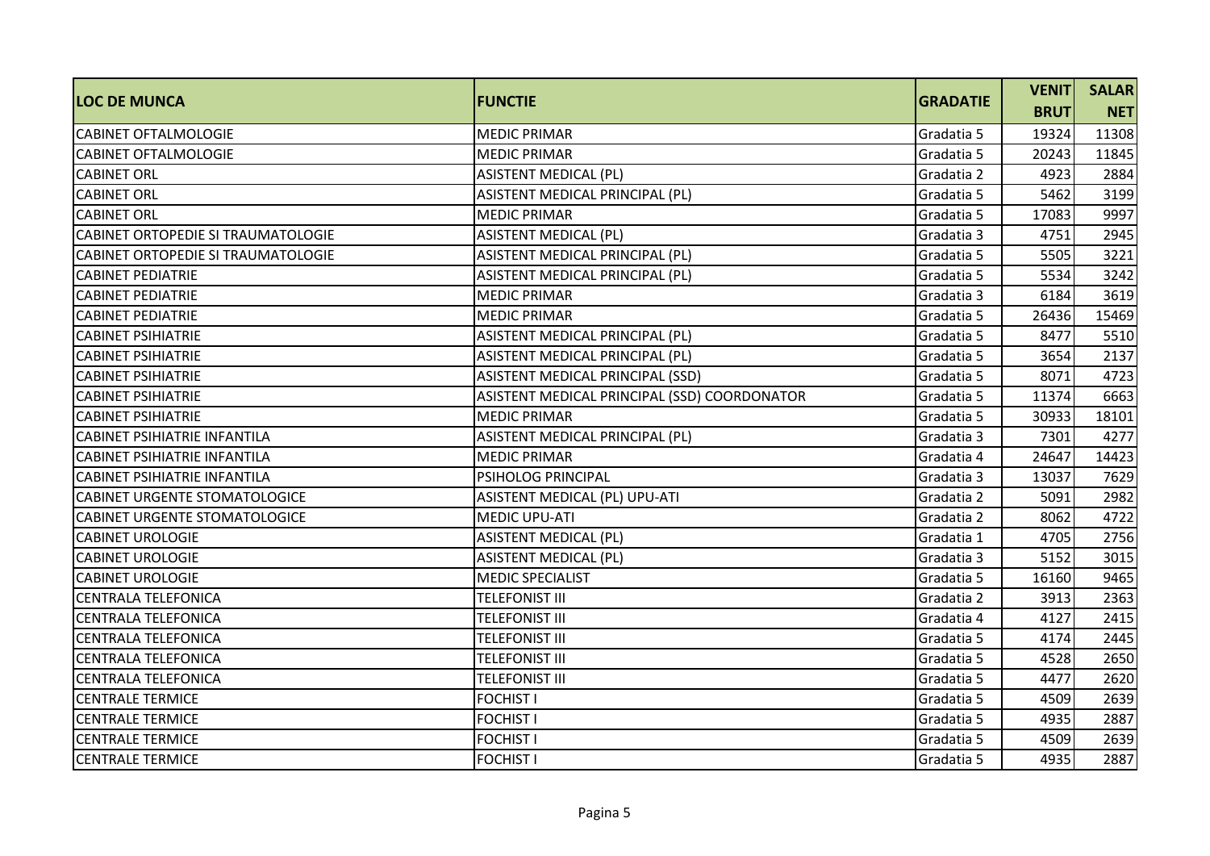| LOC DE MUNCA | FUNCTIE | GRADATIE | VENIT BRUT | SALAR NET |
|---|---|---|---|---|
| CABINET OFTALMOLOGIE | MEDIC PRIMAR | Gradatia 5 | 19324 | 11308 |
| CABINET OFTALMOLOGIE | MEDIC PRIMAR | Gradatia 5 | 20243 | 11845 |
| CABINET ORL | ASISTENT MEDICAL (PL) | Gradatia 2 | 4923 | 2884 |
| CABINET ORL | ASISTENT MEDICAL PRINCIPAL (PL) | Gradatia 5 | 5462 | 3199 |
| CABINET ORL | MEDIC PRIMAR | Gradatia 5 | 17083 | 9997 |
| CABINET ORTOPEDIE SI TRAUMATOLOGIE | ASISTENT MEDICAL (PL) | Gradatia 3 | 4751 | 2945 |
| CABINET ORTOPEDIE SI TRAUMATOLOGIE | ASISTENT MEDICAL PRINCIPAL (PL) | Gradatia 5 | 5505 | 3221 |
| CABINET PEDIATRIE | ASISTENT MEDICAL PRINCIPAL (PL) | Gradatia 5 | 5534 | 3242 |
| CABINET PEDIATRIE | MEDIC PRIMAR | Gradatia 3 | 6184 | 3619 |
| CABINET PEDIATRIE | MEDIC PRIMAR | Gradatia 5 | 26436 | 15469 |
| CABINET PSIHIATRIE | ASISTENT MEDICAL PRINCIPAL (PL) | Gradatia 5 | 8477 | 5510 |
| CABINET PSIHIATRIE | ASISTENT MEDICAL PRINCIPAL (PL) | Gradatia 5 | 3654 | 2137 |
| CABINET PSIHIATRIE | ASISTENT MEDICAL PRINCIPAL (SSD) | Gradatia 5 | 8071 | 4723 |
| CABINET PSIHIATRIE | ASISTENT MEDICAL PRINCIPAL (SSD) COORDONATOR | Gradatia 5 | 11374 | 6663 |
| CABINET PSIHIATRIE | MEDIC PRIMAR | Gradatia 5 | 30933 | 18101 |
| CABINET PSIHIATRIE INFANTILA | ASISTENT MEDICAL PRINCIPAL (PL) | Gradatia 3 | 7301 | 4277 |
| CABINET PSIHIATRIE INFANTILA | MEDIC PRIMAR | Gradatia 4 | 24647 | 14423 |
| CABINET PSIHIATRIE INFANTILA | PSIHOLOG PRINCIPAL | Gradatia 3 | 13037 | 7629 |
| CABINET URGENTE STOMATOLOGICE | ASISTENT MEDICAL (PL) UPU-ATI | Gradatia 2 | 5091 | 2982 |
| CABINET URGENTE STOMATOLOGICE | MEDIC UPU-ATI | Gradatia 2 | 8062 | 4722 |
| CABINET UROLOGIE | ASISTENT MEDICAL (PL) | Gradatia 1 | 4705 | 2756 |
| CABINET UROLOGIE | ASISTENT MEDICAL (PL) | Gradatia 3 | 5152 | 3015 |
| CABINET UROLOGIE | MEDIC SPECIALIST | Gradatia 5 | 16160 | 9465 |
| CENTRALA TELEFONICA | TELEFONIST III | Gradatia 2 | 3913 | 2363 |
| CENTRALA TELEFONICA | TELEFONIST III | Gradatia 4 | 4127 | 2415 |
| CENTRALA TELEFONICA | TELEFONIST III | Gradatia 5 | 4174 | 2445 |
| CENTRALA TELEFONICA | TELEFONIST III | Gradatia 5 | 4528 | 2650 |
| CENTRALA TELEFONICA | TELEFONIST III | Gradatia 5 | 4477 | 2620 |
| CENTRALE TERMICE | FOCHIST I | Gradatia 5 | 4509 | 2639 |
| CENTRALE TERMICE | FOCHIST I | Gradatia 5 | 4935 | 2887 |
| CENTRALE TERMICE | FOCHIST I | Gradatia 5 | 4509 | 2639 |
| CENTRALE TERMICE | FOCHIST I | Gradatia 5 | 4935 | 2887 |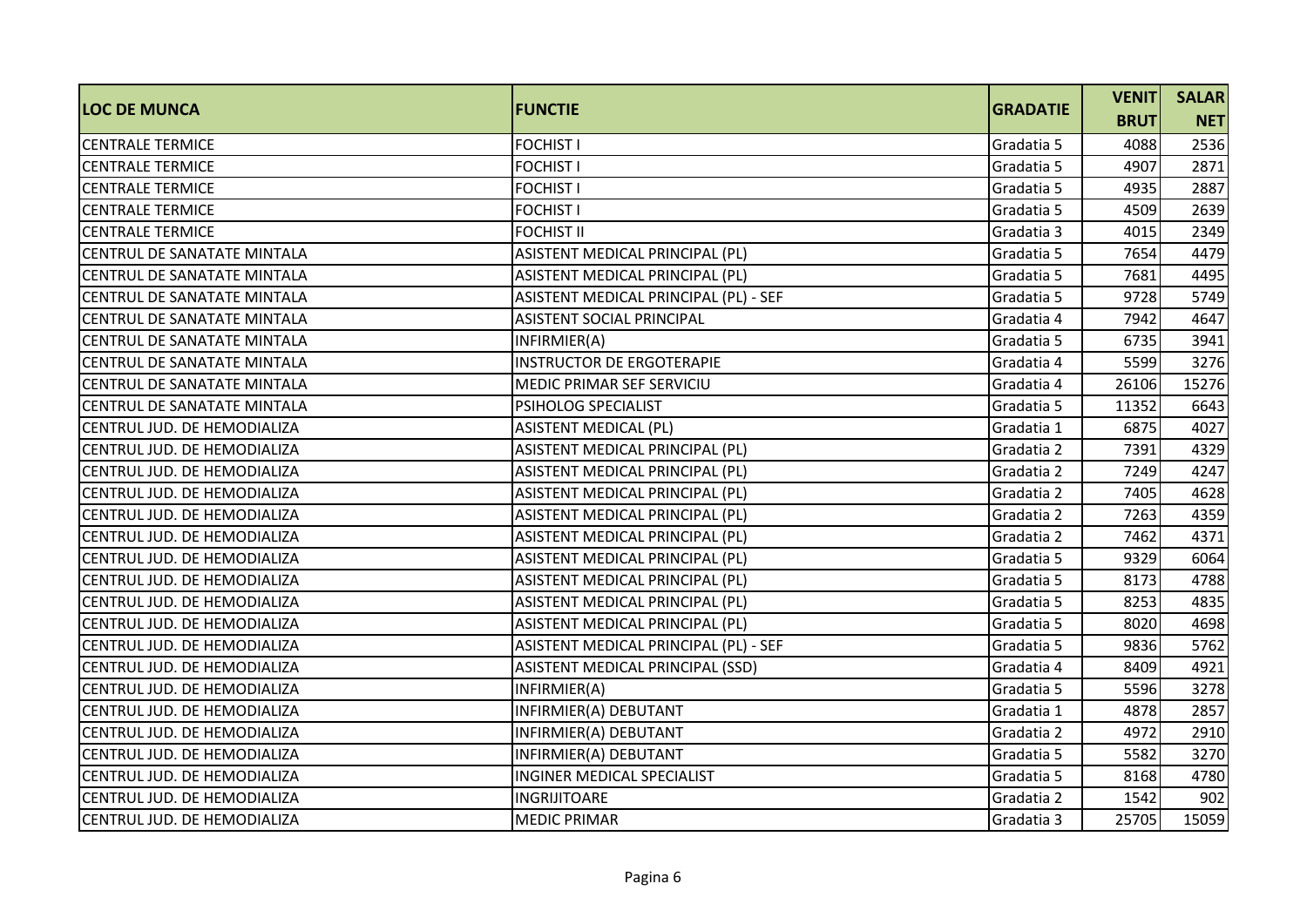| LOC DE MUNCA | FUNCTIE | GRADATIE | VENIT BRUT | SALAR NET |
|---|---|---|---|---|
| CENTRALE TERMICE | FOCHIST I | Gradatia 5 | 4088 | 2536 |
| CENTRALE TERMICE | FOCHIST I | Gradatia 5 | 4907 | 2871 |
| CENTRALE TERMICE | FOCHIST I | Gradatia 5 | 4935 | 2887 |
| CENTRALE TERMICE | FOCHIST I | Gradatia 5 | 4509 | 2639 |
| CENTRALE TERMICE | FOCHIST II | Gradatia 3 | 4015 | 2349 |
| CENTRUL DE SANATATE MINTALA | ASISTENT MEDICAL PRINCIPAL (PL) | Gradatia 5 | 7654 | 4479 |
| CENTRUL DE SANATATE MINTALA | ASISTENT MEDICAL PRINCIPAL (PL) | Gradatia 5 | 7681 | 4495 |
| CENTRUL DE SANATATE MINTALA | ASISTENT MEDICAL PRINCIPAL (PL) - SEF | Gradatia 5 | 9728 | 5749 |
| CENTRUL DE SANATATE MINTALA | ASISTENT SOCIAL PRINCIPAL | Gradatia 4 | 7942 | 4647 |
| CENTRUL DE SANATATE MINTALA | INFIRMIER(A) | Gradatia 5 | 6735 | 3941 |
| CENTRUL DE SANATATE MINTALA | INSTRUCTOR DE ERGOTERAPIE | Gradatia 4 | 5599 | 3276 |
| CENTRUL DE SANATATE MINTALA | MEDIC PRIMAR SEF SERVICIU | Gradatia 4 | 26106 | 15276 |
| CENTRUL DE SANATATE MINTALA | PSIHOLOG SPECIALIST | Gradatia 5 | 11352 | 6643 |
| CENTRUL JUD. DE HEMODIALIZA | ASISTENT MEDICAL (PL) | Gradatia 1 | 6875 | 4027 |
| CENTRUL JUD. DE HEMODIALIZA | ASISTENT MEDICAL PRINCIPAL (PL) | Gradatia 2 | 7391 | 4329 |
| CENTRUL JUD. DE HEMODIALIZA | ASISTENT MEDICAL PRINCIPAL (PL) | Gradatia 2 | 7249 | 4247 |
| CENTRUL JUD. DE HEMODIALIZA | ASISTENT MEDICAL PRINCIPAL (PL) | Gradatia 2 | 7405 | 4628 |
| CENTRUL JUD. DE HEMODIALIZA | ASISTENT MEDICAL PRINCIPAL (PL) | Gradatia 2 | 7263 | 4359 |
| CENTRUL JUD. DE HEMODIALIZA | ASISTENT MEDICAL PRINCIPAL (PL) | Gradatia 2 | 7462 | 4371 |
| CENTRUL JUD. DE HEMODIALIZA | ASISTENT MEDICAL PRINCIPAL (PL) | Gradatia 5 | 9329 | 6064 |
| CENTRUL JUD. DE HEMODIALIZA | ASISTENT MEDICAL PRINCIPAL (PL) | Gradatia 5 | 8173 | 4788 |
| CENTRUL JUD. DE HEMODIALIZA | ASISTENT MEDICAL PRINCIPAL (PL) | Gradatia 5 | 8253 | 4835 |
| CENTRUL JUD. DE HEMODIALIZA | ASISTENT MEDICAL PRINCIPAL (PL) | Gradatia 5 | 8020 | 4698 |
| CENTRUL JUD. DE HEMODIALIZA | ASISTENT MEDICAL PRINCIPAL (PL) - SEF | Gradatia 5 | 9836 | 5762 |
| CENTRUL JUD. DE HEMODIALIZA | ASISTENT MEDICAL PRINCIPAL (SSD) | Gradatia 4 | 8409 | 4921 |
| CENTRUL JUD. DE HEMODIALIZA | INFIRMIER(A) | Gradatia 5 | 5596 | 3278 |
| CENTRUL JUD. DE HEMODIALIZA | INFIRMIER(A) DEBUTANT | Gradatia 1 | 4878 | 2857 |
| CENTRUL JUD. DE HEMODIALIZA | INFIRMIER(A) DEBUTANT | Gradatia 2 | 4972 | 2910 |
| CENTRUL JUD. DE HEMODIALIZA | INFIRMIER(A) DEBUTANT | Gradatia 5 | 5582 | 3270 |
| CENTRUL JUD. DE HEMODIALIZA | INGINER MEDICAL SPECIALIST | Gradatia 5 | 8168 | 4780 |
| CENTRUL JUD. DE HEMODIALIZA | INGRIJITOARE | Gradatia 2 | 1542 | 902 |
| CENTRUL JUD. DE HEMODIALIZA | MEDIC PRIMAR | Gradatia 3 | 25705 | 15059 |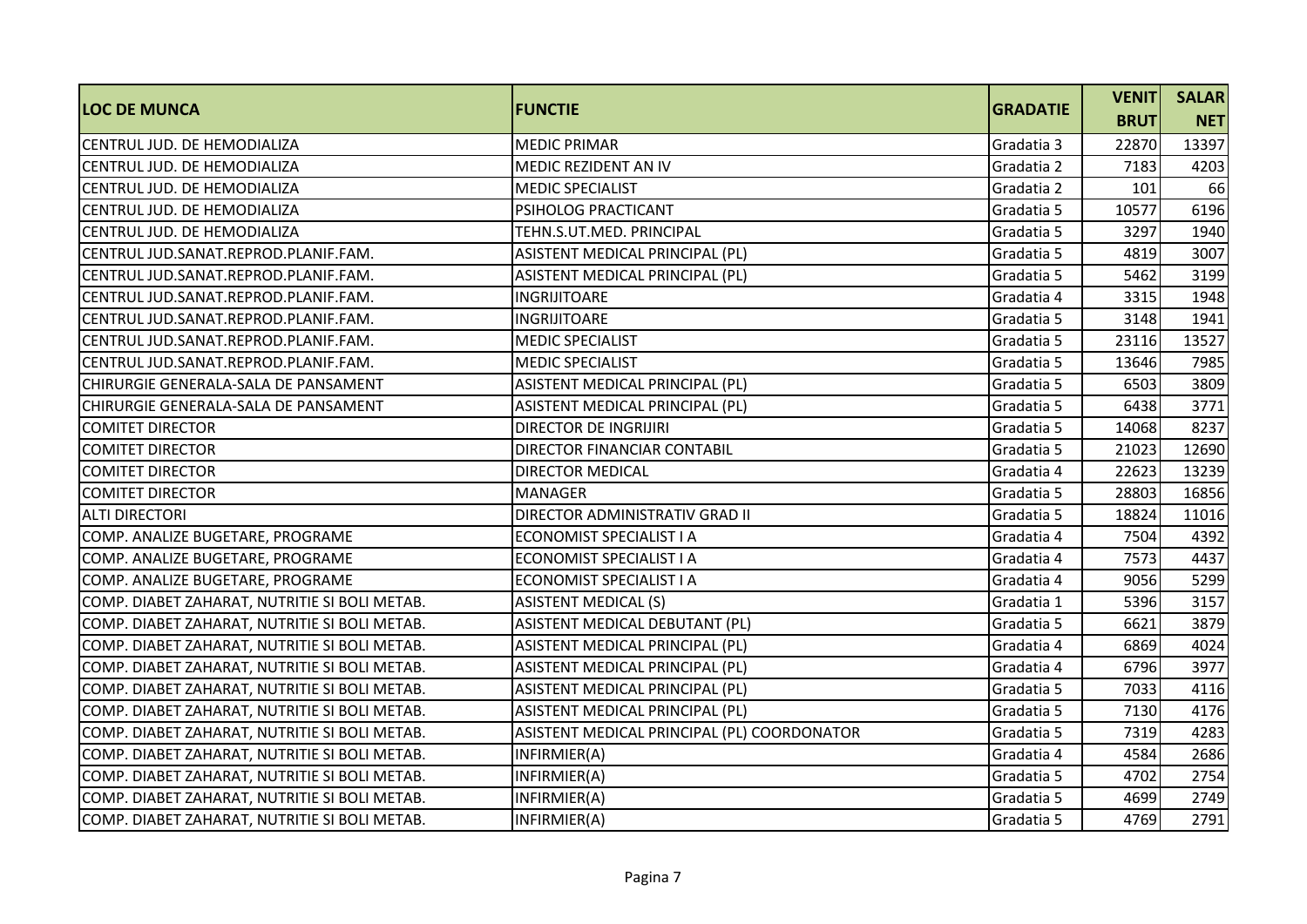| LOC DE MUNCA | FUNCTIE | GRADATIE | VENIT BRUT | SALAR NET |
|---|---|---|---|---|
| CENTRUL JUD. DE HEMODIALIZA | MEDIC PRIMAR | Gradatia 3 | 22870 | 13397 |
| CENTRUL JUD. DE HEMODIALIZA | MEDIC REZIDENT AN IV | Gradatia 2 | 7183 | 4203 |
| CENTRUL JUD. DE HEMODIALIZA | MEDIC SPECIALIST | Gradatia 2 | 101 | 66 |
| CENTRUL JUD. DE HEMODIALIZA | PSIHOLOG PRACTICANT | Gradatia 5 | 10577 | 6196 |
| CENTRUL JUD. DE HEMODIALIZA | TEHN.S.UT.MED. PRINCIPAL | Gradatia 5 | 3297 | 1940 |
| CENTRUL JUD.SANAT.REPROD.PLANIF.FAM. | ASISTENT MEDICAL PRINCIPAL (PL) | Gradatia 5 | 4819 | 3007 |
| CENTRUL JUD.SANAT.REPROD.PLANIF.FAM. | ASISTENT MEDICAL PRINCIPAL (PL) | Gradatia 5 | 5462 | 3199 |
| CENTRUL JUD.SANAT.REPROD.PLANIF.FAM. | INGRIJITOARE | Gradatia 4 | 3315 | 1948 |
| CENTRUL JUD.SANAT.REPROD.PLANIF.FAM. | INGRIJITOARE | Gradatia 5 | 3148 | 1941 |
| CENTRUL JUD.SANAT.REPROD.PLANIF.FAM. | MEDIC SPECIALIST | Gradatia 5 | 23116 | 13527 |
| CENTRUL JUD.SANAT.REPROD.PLANIF.FAM. | MEDIC SPECIALIST | Gradatia 5 | 13646 | 7985 |
| CHIRURGIE GENERALA-SALA DE PANSAMENT | ASISTENT MEDICAL PRINCIPAL (PL) | Gradatia 5 | 6503 | 3809 |
| CHIRURGIE GENERALA-SALA DE PANSAMENT | ASISTENT MEDICAL PRINCIPAL (PL) | Gradatia 5 | 6438 | 3771 |
| COMITET DIRECTOR | DIRECTOR DE INGRIJIRI | Gradatia 5 | 14068 | 8237 |
| COMITET DIRECTOR | DIRECTOR FINANCIAR CONTABIL | Gradatia 5 | 21023 | 12690 |
| COMITET DIRECTOR | DIRECTOR MEDICAL | Gradatia 4 | 22623 | 13239 |
| COMITET DIRECTOR | MANAGER | Gradatia 5 | 28803 | 16856 |
| ALTI DIRECTORI | DIRECTOR ADMINISTRATIV GRAD II | Gradatia 5 | 18824 | 11016 |
| COMP. ANALIZE BUGETARE, PROGRAME | ECONOMIST SPECIALIST I A | Gradatia 4 | 7504 | 4392 |
| COMP. ANALIZE BUGETARE, PROGRAME | ECONOMIST SPECIALIST I A | Gradatia 4 | 7573 | 4437 |
| COMP. ANALIZE BUGETARE, PROGRAME | ECONOMIST SPECIALIST I A | Gradatia 4 | 9056 | 5299 |
| COMP. DIABET ZAHARAT, NUTRITIE SI BOLI METAB. | ASISTENT MEDICAL (S) | Gradatia 1 | 5396 | 3157 |
| COMP. DIABET ZAHARAT, NUTRITIE SI BOLI METAB. | ASISTENT MEDICAL DEBUTANT (PL) | Gradatia 5 | 6621 | 3879 |
| COMP. DIABET ZAHARAT, NUTRITIE SI BOLI METAB. | ASISTENT MEDICAL PRINCIPAL (PL) | Gradatia 4 | 6869 | 4024 |
| COMP. DIABET ZAHARAT, NUTRITIE SI BOLI METAB. | ASISTENT MEDICAL PRINCIPAL (PL) | Gradatia 4 | 6796 | 3977 |
| COMP. DIABET ZAHARAT, NUTRITIE SI BOLI METAB. | ASISTENT MEDICAL PRINCIPAL (PL) | Gradatia 5 | 7033 | 4116 |
| COMP. DIABET ZAHARAT, NUTRITIE SI BOLI METAB. | ASISTENT MEDICAL PRINCIPAL (PL) | Gradatia 5 | 7130 | 4176 |
| COMP. DIABET ZAHARAT, NUTRITIE SI BOLI METAB. | ASISTENT MEDICAL PRINCIPAL (PL) COORDONATOR | Gradatia 5 | 7319 | 4283 |
| COMP. DIABET ZAHARAT, NUTRITIE SI BOLI METAB. | INFIRMIER(A) | Gradatia 4 | 4584 | 2686 |
| COMP. DIABET ZAHARAT, NUTRITIE SI BOLI METAB. | INFIRMIER(A) | Gradatia 5 | 4702 | 2754 |
| COMP. DIABET ZAHARAT, NUTRITIE SI BOLI METAB. | INFIRMIER(A) | Gradatia 5 | 4699 | 2749 |
| COMP. DIABET ZAHARAT, NUTRITIE SI BOLI METAB. | INFIRMIER(A) | Gradatia 5 | 4769 | 2791 |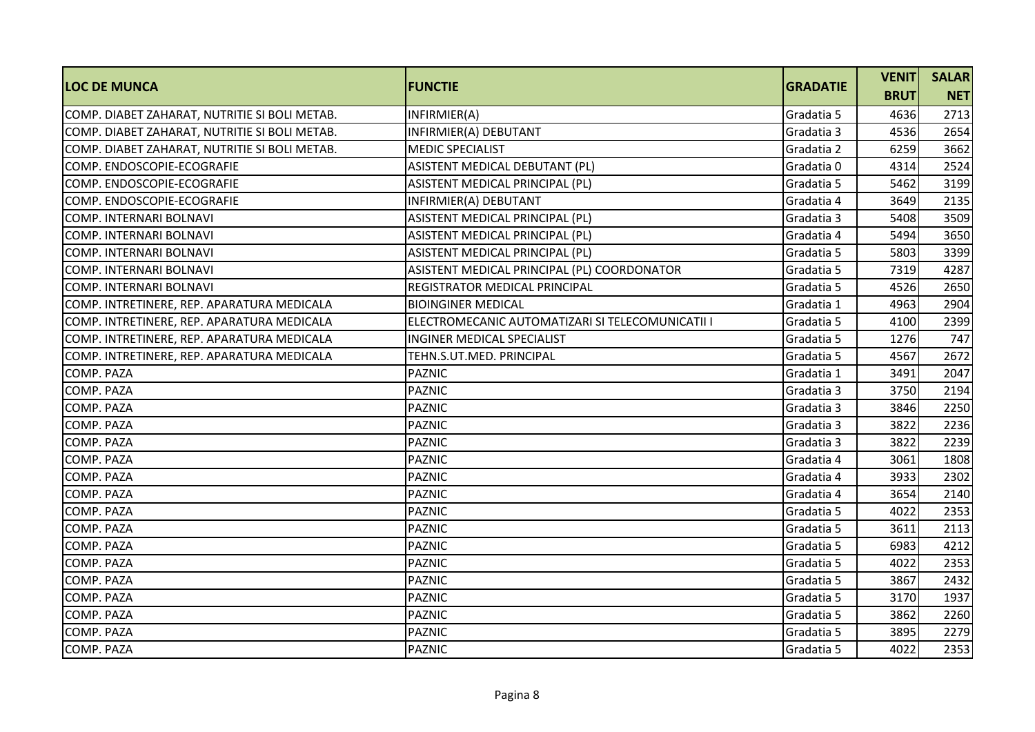| LOC DE MUNCA | FUNCTIE | GRADATIE | VENIT BRUT | SALAR NET |
|---|---|---|---|---|
| COMP. DIABET ZAHARAT, NUTRITIE SI BOLI METAB. | INFIRMIER(A) | Gradatia 5 | 4636 | 2713 |
| COMP. DIABET ZAHARAT, NUTRITIE SI BOLI METAB. | INFIRMIER(A) DEBUTANT | Gradatia 3 | 4536 | 2654 |
| COMP. DIABET ZAHARAT, NUTRITIE SI BOLI METAB. | MEDIC SPECIALIST | Gradatia 2 | 6259 | 3662 |
| COMP. ENDOSCOPIE-ECOGRAFIE | ASISTENT MEDICAL DEBUTANT (PL) | Gradatia 0 | 4314 | 2524 |
| COMP. ENDOSCOPIE-ECOGRAFIE | ASISTENT MEDICAL PRINCIPAL (PL) | Gradatia 5 | 5462 | 3199 |
| COMP. ENDOSCOPIE-ECOGRAFIE | INFIRMIER(A) DEBUTANT | Gradatia 4 | 3649 | 2135 |
| COMP. INTERNARI BOLNAVI | ASISTENT MEDICAL PRINCIPAL (PL) | Gradatia 3 | 5408 | 3509 |
| COMP. INTERNARI BOLNAVI | ASISTENT MEDICAL PRINCIPAL (PL) | Gradatia 4 | 5494 | 3650 |
| COMP. INTERNARI BOLNAVI | ASISTENT MEDICAL PRINCIPAL (PL) | Gradatia 5 | 5803 | 3399 |
| COMP. INTERNARI BOLNAVI | ASISTENT MEDICAL PRINCIPAL (PL) COORDONATOR | Gradatia 5 | 7319 | 4287 |
| COMP. INTERNARI BOLNAVI | REGISTRATOR MEDICAL PRINCIPAL | Gradatia 5 | 4526 | 2650 |
| COMP. INTRETINERE, REP. APARATURA MEDICALA | BIOINGINER MEDICAL | Gradatia 1 | 4963 | 2904 |
| COMP. INTRETINERE, REP. APARATURA MEDICALA | ELECTROMECANIC AUTOMATIZARI SI TELECOMUNICATII I | Gradatia 5 | 4100 | 2399 |
| COMP. INTRETINERE, REP. APARATURA MEDICALA | INGINER MEDICAL SPECIALIST | Gradatia 5 | 1276 | 747 |
| COMP. INTRETINERE, REP. APARATURA MEDICALA | TEHN.S.UT.MED. PRINCIPAL | Gradatia 5 | 4567 | 2672 |
| COMP. PAZA | PAZNIC | Gradatia 1 | 3491 | 2047 |
| COMP. PAZA | PAZNIC | Gradatia 3 | 3750 | 2194 |
| COMP. PAZA | PAZNIC | Gradatia 3 | 3846 | 2250 |
| COMP. PAZA | PAZNIC | Gradatia 3 | 3822 | 2236 |
| COMP. PAZA | PAZNIC | Gradatia 3 | 3822 | 2239 |
| COMP. PAZA | PAZNIC | Gradatia 4 | 3061 | 1808 |
| COMP. PAZA | PAZNIC | Gradatia 4 | 3933 | 2302 |
| COMP. PAZA | PAZNIC | Gradatia 4 | 3654 | 2140 |
| COMP. PAZA | PAZNIC | Gradatia 5 | 4022 | 2353 |
| COMP. PAZA | PAZNIC | Gradatia 5 | 3611 | 2113 |
| COMP. PAZA | PAZNIC | Gradatia 5 | 6983 | 4212 |
| COMP. PAZA | PAZNIC | Gradatia 5 | 4022 | 2353 |
| COMP. PAZA | PAZNIC | Gradatia 5 | 3867 | 2432 |
| COMP. PAZA | PAZNIC | Gradatia 5 | 3170 | 1937 |
| COMP. PAZA | PAZNIC | Gradatia 5 | 3862 | 2260 |
| COMP. PAZA | PAZNIC | Gradatia 5 | 3895 | 2279 |
| COMP. PAZA | PAZNIC | Gradatia 5 | 4022 | 2353 |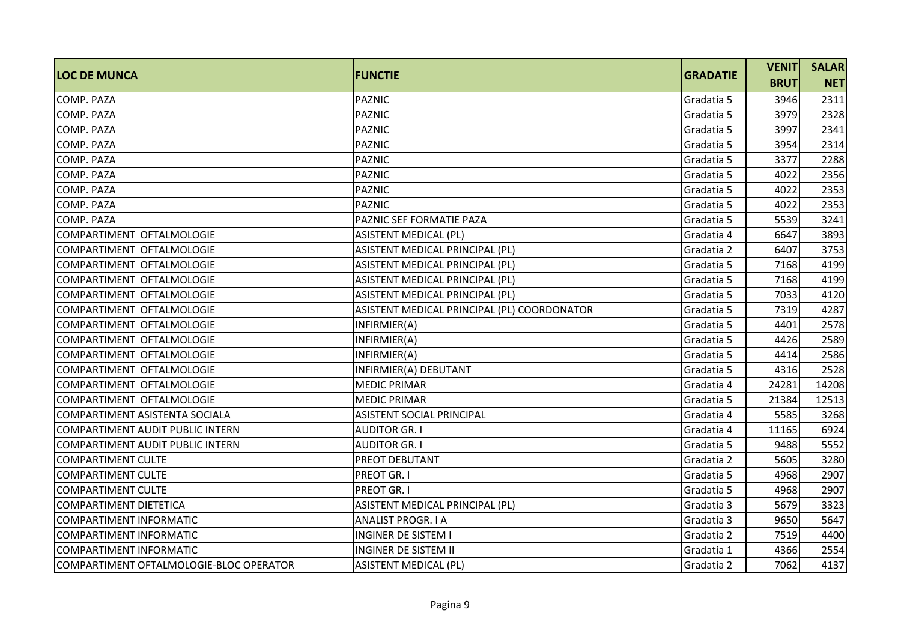| LOC DE MUNCA | FUNCTIE | GRADATIE | VENIT BRUT | SALAR NET |
|---|---|---|---|---|
| COMP. PAZA | PAZNIC | Gradatia 5 | 3946 | 2311 |
| COMP. PAZA | PAZNIC | Gradatia 5 | 3979 | 2328 |
| COMP. PAZA | PAZNIC | Gradatia 5 | 3997 | 2341 |
| COMP. PAZA | PAZNIC | Gradatia 5 | 3954 | 2314 |
| COMP. PAZA | PAZNIC | Gradatia 5 | 3377 | 2288 |
| COMP. PAZA | PAZNIC | Gradatia 5 | 4022 | 2356 |
| COMP. PAZA | PAZNIC | Gradatia 5 | 4022 | 2353 |
| COMP. PAZA | PAZNIC | Gradatia 5 | 4022 | 2353 |
| COMP. PAZA | PAZNIC SEF FORMATIE PAZA | Gradatia 5 | 5539 | 3241 |
| COMPARTIMENT OFTALMOLOGIE | ASISTENT MEDICAL (PL) | Gradatia 4 | 6647 | 3893 |
| COMPARTIMENT OFTALMOLOGIE | ASISTENT MEDICAL PRINCIPAL (PL) | Gradatia 2 | 6407 | 3753 |
| COMPARTIMENT OFTALMOLOGIE | ASISTENT MEDICAL PRINCIPAL (PL) | Gradatia 5 | 7168 | 4199 |
| COMPARTIMENT OFTALMOLOGIE | ASISTENT MEDICAL PRINCIPAL (PL) | Gradatia 5 | 7168 | 4199 |
| COMPARTIMENT OFTALMOLOGIE | ASISTENT MEDICAL PRINCIPAL (PL) | Gradatia 5 | 7033 | 4120 |
| COMPARTIMENT OFTALMOLOGIE | ASISTENT MEDICAL PRINCIPAL (PL) COORDONATOR | Gradatia 5 | 7319 | 4287 |
| COMPARTIMENT OFTALMOLOGIE | INFIRMIER(A) | Gradatia 5 | 4401 | 2578 |
| COMPARTIMENT OFTALMOLOGIE | INFIRMIER(A) | Gradatia 5 | 4426 | 2589 |
| COMPARTIMENT OFTALMOLOGIE | INFIRMIER(A) | Gradatia 5 | 4414 | 2586 |
| COMPARTIMENT OFTALMOLOGIE | INFIRMIER(A) DEBUTANT | Gradatia 5 | 4316 | 2528 |
| COMPARTIMENT OFTALMOLOGIE | MEDIC PRIMAR | Gradatia 4 | 24281 | 14208 |
| COMPARTIMENT OFTALMOLOGIE | MEDIC PRIMAR | Gradatia 5 | 21384 | 12513 |
| COMPARTIMENT ASISTENTA SOCIALA | ASISTENT SOCIAL PRINCIPAL | Gradatia 4 | 5585 | 3268 |
| COMPARTIMENT AUDIT PUBLIC INTERN | AUDITOR GR. I | Gradatia 4 | 11165 | 6924 |
| COMPARTIMENT AUDIT PUBLIC INTERN | AUDITOR GR. I | Gradatia 5 | 9488 | 5552 |
| COMPARTIMENT CULTE | PREOT DEBUTANT | Gradatia 2 | 5605 | 3280 |
| COMPARTIMENT CULTE | PREOT GR. I | Gradatia 5 | 4968 | 2907 |
| COMPARTIMENT CULTE | PREOT GR. I | Gradatia 5 | 4968 | 2907 |
| COMPARTIMENT DIETETICA | ASISTENT MEDICAL PRINCIPAL (PL) | Gradatia 3 | 5679 | 3323 |
| COMPARTIMENT INFORMATIC | ANALIST PROGR. I A | Gradatia 3 | 9650 | 5647 |
| COMPARTIMENT INFORMATIC | INGINER DE SISTEM I | Gradatia 2 | 7519 | 4400 |
| COMPARTIMENT INFORMATIC | INGINER DE SISTEM II | Gradatia 1 | 4366 | 2554 |
| COMPARTIMENT OFTALMOLOGIE-BLOC OPERATOR | ASISTENT MEDICAL (PL) | Gradatia 2 | 7062 | 4137 |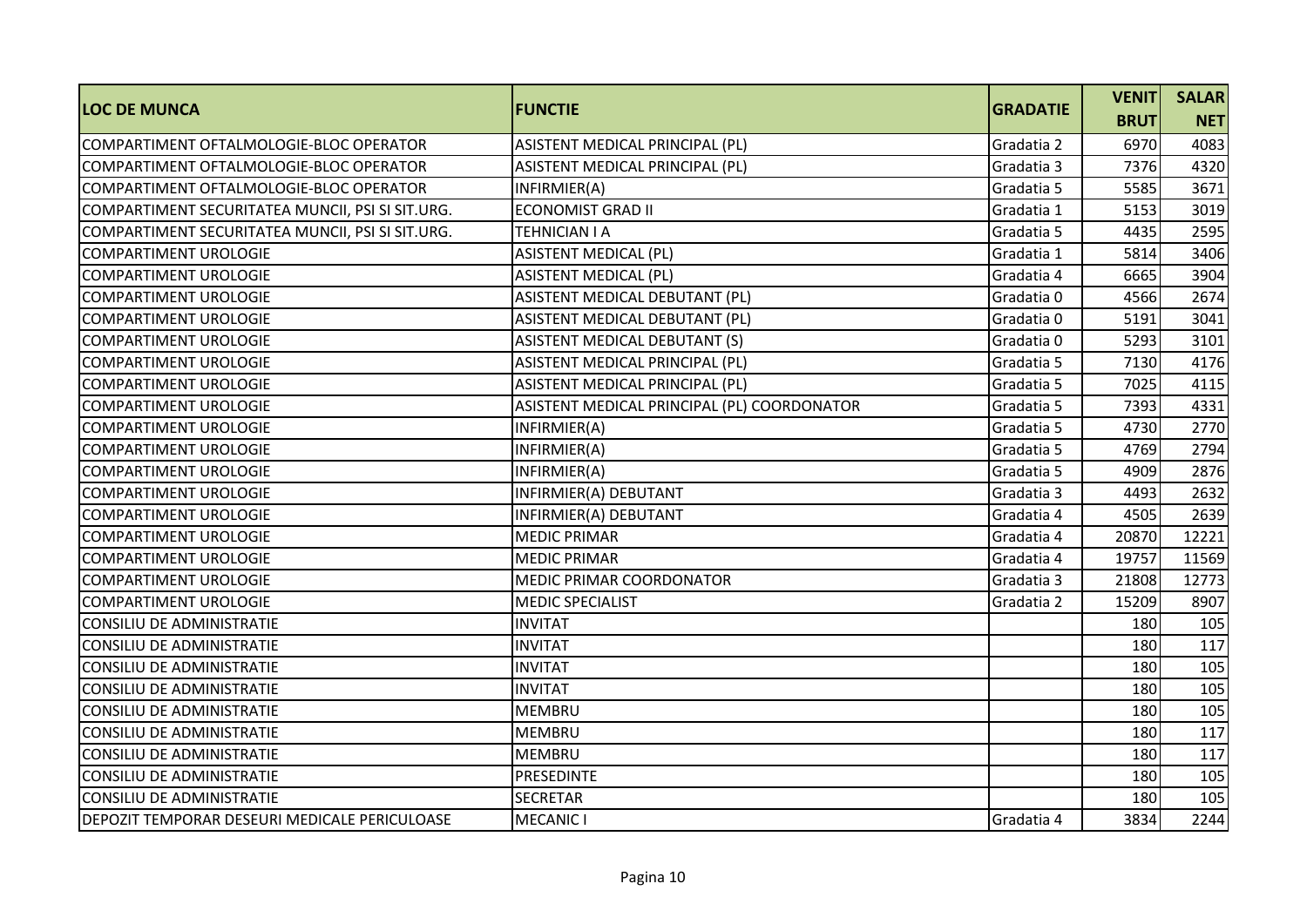| LOC DE MUNCA | FUNCTIE | GRADATIE | VENIT BRUT | SALAR NET |
|---|---|---|---|---|
| COMPARTIMENT OFTALMOLOGIE-BLOC OPERATOR | ASISTENT MEDICAL PRINCIPAL (PL) | Gradatia 2 | 6970 | 4083 |
| COMPARTIMENT OFTALMOLOGIE-BLOC OPERATOR | ASISTENT MEDICAL PRINCIPAL (PL) | Gradatia 3 | 7376 | 4320 |
| COMPARTIMENT OFTALMOLOGIE-BLOC OPERATOR | INFIRMIER(A) | Gradatia 5 | 5585 | 3671 |
| COMPARTIMENT SECURITATEA MUNCII, PSI SI SIT.URG. | ECONOMIST GRAD II | Gradatia 1 | 5153 | 3019 |
| COMPARTIMENT SECURITATEA MUNCII, PSI SI SIT.URG. | TEHNICIAN I A | Gradatia 5 | 4435 | 2595 |
| COMPARTIMENT UROLOGIE | ASISTENT MEDICAL (PL) | Gradatia 1 | 5814 | 3406 |
| COMPARTIMENT UROLOGIE | ASISTENT MEDICAL (PL) | Gradatia 4 | 6665 | 3904 |
| COMPARTIMENT UROLOGIE | ASISTENT MEDICAL DEBUTANT (PL) | Gradatia 0 | 4566 | 2674 |
| COMPARTIMENT UROLOGIE | ASISTENT MEDICAL DEBUTANT (PL) | Gradatia 0 | 5191 | 3041 |
| COMPARTIMENT UROLOGIE | ASISTENT MEDICAL DEBUTANT (S) | Gradatia 0 | 5293 | 3101 |
| COMPARTIMENT UROLOGIE | ASISTENT MEDICAL PRINCIPAL (PL) | Gradatia 5 | 7130 | 4176 |
| COMPARTIMENT UROLOGIE | ASISTENT MEDICAL PRINCIPAL (PL) | Gradatia 5 | 7025 | 4115 |
| COMPARTIMENT UROLOGIE | ASISTENT MEDICAL PRINCIPAL (PL) COORDONATOR | Gradatia 5 | 7393 | 4331 |
| COMPARTIMENT UROLOGIE | INFIRMIER(A) | Gradatia 5 | 4730 | 2770 |
| COMPARTIMENT UROLOGIE | INFIRMIER(A) | Gradatia 5 | 4769 | 2794 |
| COMPARTIMENT UROLOGIE | INFIRMIER(A) | Gradatia 5 | 4909 | 2876 |
| COMPARTIMENT UROLOGIE | INFIRMIER(A) DEBUTANT | Gradatia 3 | 4493 | 2632 |
| COMPARTIMENT UROLOGIE | INFIRMIER(A) DEBUTANT | Gradatia 4 | 4505 | 2639 |
| COMPARTIMENT UROLOGIE | MEDIC PRIMAR | Gradatia 4 | 20870 | 12221 |
| COMPARTIMENT UROLOGIE | MEDIC PRIMAR | Gradatia 4 | 19757 | 11569 |
| COMPARTIMENT UROLOGIE | MEDIC PRIMAR COORDONATOR | Gradatia 3 | 21808 | 12773 |
| COMPARTIMENT UROLOGIE | MEDIC SPECIALIST | Gradatia 2 | 15209 | 8907 |
| CONSILIU DE ADMINISTRATIE | INVITAT | | 180 | 105 |
| CONSILIU DE ADMINISTRATIE | INVITAT | | 180 | 117 |
| CONSILIU DE ADMINISTRATIE | INVITAT | | 180 | 105 |
| CONSILIU DE ADMINISTRATIE | INVITAT | | 180 | 105 |
| CONSILIU DE ADMINISTRATIE | MEMBRU | | 180 | 105 |
| CONSILIU DE ADMINISTRATIE | MEMBRU | | 180 | 117 |
| CONSILIU DE ADMINISTRATIE | MEMBRU | | 180 | 117 |
| CONSILIU DE ADMINISTRATIE | PRESEDINTE | | 180 | 105 |
| CONSILIU DE ADMINISTRATIE | SECRETAR | | 180 | 105 |
| DEPOZIT TEMPORAR DESEURI MEDICALE PERICULOASE | MECANIC I | Gradatia 4 | 3834 | 2244 |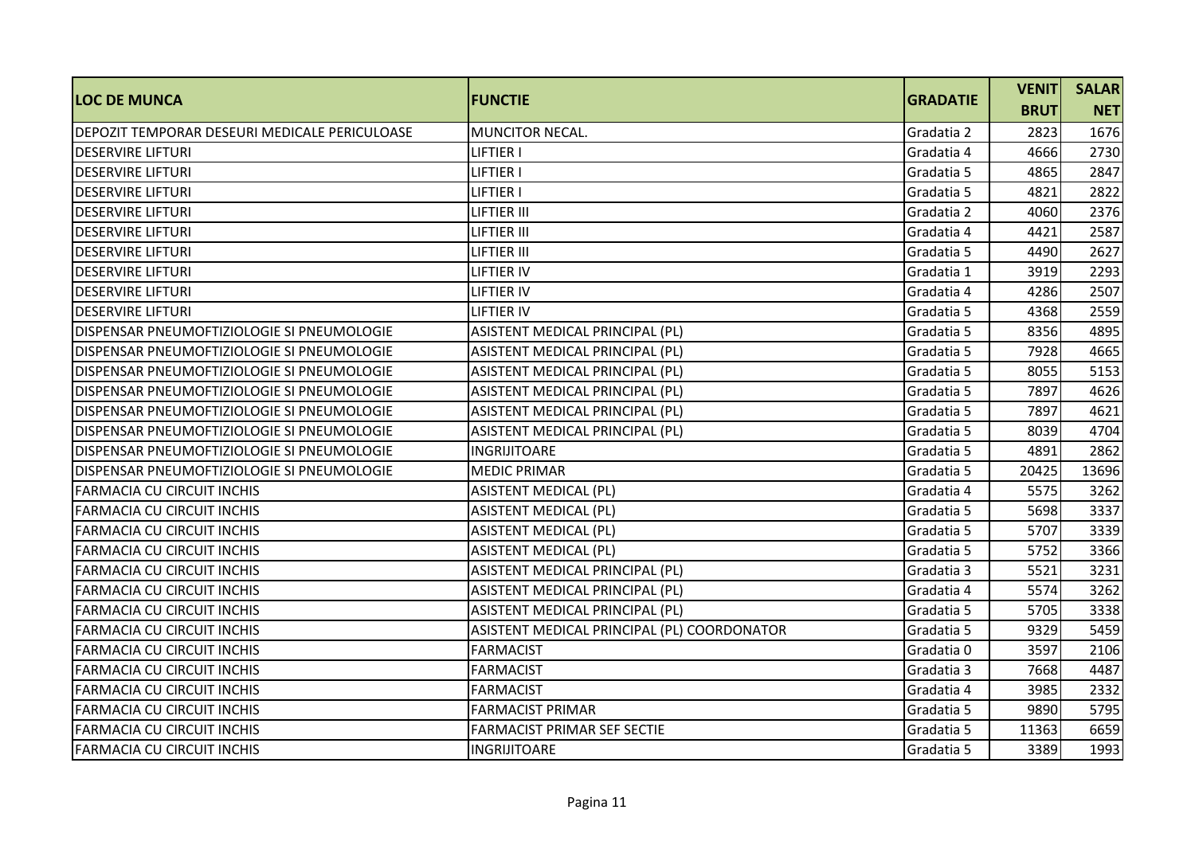| LOC DE MUNCA | FUNCTIE | GRADATIE | VENIT BRUT | SALAR NET |
|---|---|---|---|---|
| DEPOZIT TEMPORAR DESEURI MEDICALE PERICULOASE | MUNCITOR NECAL. | Gradatia 2 | 2823 | 1676 |
| DESERVIRE LIFTURI | LIFTIER I | Gradatia 4 | 4666 | 2730 |
| DESERVIRE LIFTURI | LIFTIER I | Gradatia 5 | 4865 | 2847 |
| DESERVIRE LIFTURI | LIFTIER I | Gradatia 5 | 4821 | 2822 |
| DESERVIRE LIFTURI | LIFTIER III | Gradatia 2 | 4060 | 2376 |
| DESERVIRE LIFTURI | LIFTIER III | Gradatia 4 | 4421 | 2587 |
| DESERVIRE LIFTURI | LIFTIER III | Gradatia 5 | 4490 | 2627 |
| DESERVIRE LIFTURI | LIFTIER IV | Gradatia 1 | 3919 | 2293 |
| DESERVIRE LIFTURI | LIFTIER IV | Gradatia 4 | 4286 | 2507 |
| DESERVIRE LIFTURI | LIFTIER IV | Gradatia 5 | 4368 | 2559 |
| DISPENSAR PNEUMOFTIZIOLOGIE SI PNEUMOLOGIE | ASISTENT MEDICAL PRINCIPAL (PL) | Gradatia 5 | 8356 | 4895 |
| DISPENSAR PNEUMOFTIZIOLOGIE SI PNEUMOLOGIE | ASISTENT MEDICAL PRINCIPAL (PL) | Gradatia 5 | 7928 | 4665 |
| DISPENSAR PNEUMOFTIZIOLOGIE SI PNEUMOLOGIE | ASISTENT MEDICAL PRINCIPAL (PL) | Gradatia 5 | 8055 | 5153 |
| DISPENSAR PNEUMOFTIZIOLOGIE SI PNEUMOLOGIE | ASISTENT MEDICAL PRINCIPAL (PL) | Gradatia 5 | 7897 | 4626 |
| DISPENSAR PNEUMOFTIZIOLOGIE SI PNEUMOLOGIE | ASISTENT MEDICAL PRINCIPAL (PL) | Gradatia 5 | 7897 | 4621 |
| DISPENSAR PNEUMOFTIZIOLOGIE SI PNEUMOLOGIE | ASISTENT MEDICAL PRINCIPAL (PL) | Gradatia 5 | 8039 | 4704 |
| DISPENSAR PNEUMOFTIZIOLOGIE SI PNEUMOLOGIE | INGRIJITOARE | Gradatia 5 | 4891 | 2862 |
| DISPENSAR PNEUMOFTIZIOLOGIE SI PNEUMOLOGIE | MEDIC PRIMAR | Gradatia 5 | 20425 | 13696 |
| FARMACIA CU CIRCUIT INCHIS | ASISTENT MEDICAL (PL) | Gradatia 4 | 5575 | 3262 |
| FARMACIA CU CIRCUIT INCHIS | ASISTENT MEDICAL (PL) | Gradatia 5 | 5698 | 3337 |
| FARMACIA CU CIRCUIT INCHIS | ASISTENT MEDICAL (PL) | Gradatia 5 | 5707 | 3339 |
| FARMACIA CU CIRCUIT INCHIS | ASISTENT MEDICAL (PL) | Gradatia 5 | 5752 | 3366 |
| FARMACIA CU CIRCUIT INCHIS | ASISTENT MEDICAL PRINCIPAL (PL) | Gradatia 3 | 5521 | 3231 |
| FARMACIA CU CIRCUIT INCHIS | ASISTENT MEDICAL PRINCIPAL (PL) | Gradatia 4 | 5574 | 3262 |
| FARMACIA CU CIRCUIT INCHIS | ASISTENT MEDICAL PRINCIPAL (PL) | Gradatia 5 | 5705 | 3338 |
| FARMACIA CU CIRCUIT INCHIS | ASISTENT MEDICAL PRINCIPAL (PL) COORDONATOR | Gradatia 5 | 9329 | 5459 |
| FARMACIA CU CIRCUIT INCHIS | FARMACIST | Gradatia 0 | 3597 | 2106 |
| FARMACIA CU CIRCUIT INCHIS | FARMACIST | Gradatia 3 | 7668 | 4487 |
| FARMACIA CU CIRCUIT INCHIS | FARMACIST | Gradatia 4 | 3985 | 2332 |
| FARMACIA CU CIRCUIT INCHIS | FARMACIST PRIMAR | Gradatia 5 | 9890 | 5795 |
| FARMACIA CU CIRCUIT INCHIS | FARMACIST PRIMAR SEF SECTIE | Gradatia 5 | 11363 | 6659 |
| FARMACIA CU CIRCUIT INCHIS | INGRIJITOARE | Gradatia 5 | 3389 | 1993 |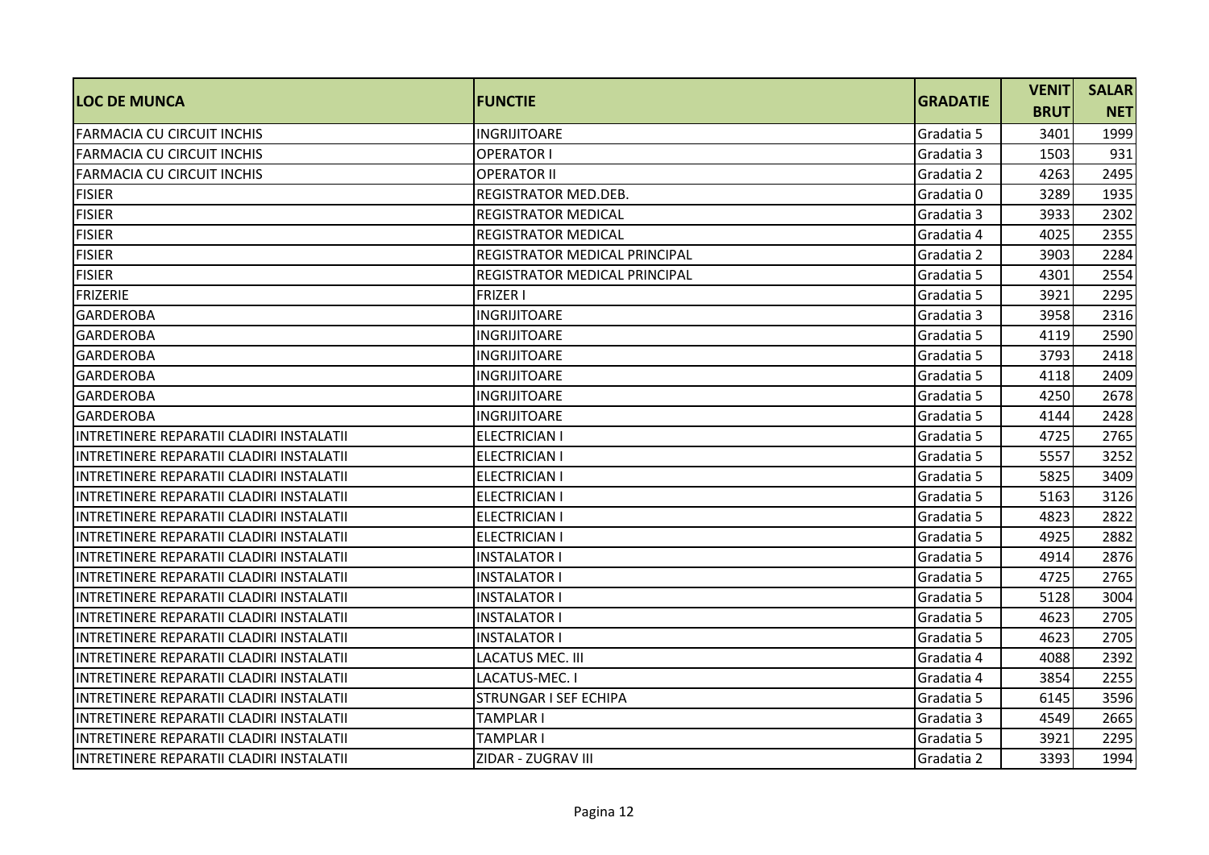| LOC DE MUNCA | FUNCTIE | GRADATIE | VENIT BRUT | SALAR NET |
|---|---|---|---|---|
| FARMACIA CU CIRCUIT INCHIS | INGRIJITOARE | Gradatia 5 | 3401 | 1999 |
| FARMACIA CU CIRCUIT INCHIS | OPERATOR I | Gradatia 3 | 1503 | 931 |
| FARMACIA CU CIRCUIT INCHIS | OPERATOR II | Gradatia 2 | 4263 | 2495 |
| FISIER | REGISTRATOR MED.DEB. | Gradatia 0 | 3289 | 1935 |
| FISIER | REGISTRATOR MEDICAL | Gradatia 3 | 3933 | 2302 |
| FISIER | REGISTRATOR MEDICAL | Gradatia 4 | 4025 | 2355 |
| FISIER | REGISTRATOR MEDICAL PRINCIPAL | Gradatia 2 | 3903 | 2284 |
| FISIER | REGISTRATOR MEDICAL PRINCIPAL | Gradatia 5 | 4301 | 2554 |
| FRIZERIE | FRIZER I | Gradatia 5 | 3921 | 2295 |
| GARDEROBA | INGRIJITOARE | Gradatia 3 | 3958 | 2316 |
| GARDEROBA | INGRIJITOARE | Gradatia 5 | 4119 | 2590 |
| GARDEROBA | INGRIJITOARE | Gradatia 5 | 3793 | 2418 |
| GARDEROBA | INGRIJITOARE | Gradatia 5 | 4118 | 2409 |
| GARDEROBA | INGRIJITOARE | Gradatia 5 | 4250 | 2678 |
| GARDEROBA | INGRIJITOARE | Gradatia 5 | 4144 | 2428 |
| INTRETINERE REPARATII CLADIRI INSTALATII | ELECTRICIAN I | Gradatia 5 | 4725 | 2765 |
| INTRETINERE REPARATII CLADIRI INSTALATII | ELECTRICIAN I | Gradatia 5 | 5557 | 3252 |
| INTRETINERE REPARATII CLADIRI INSTALATII | ELECTRICIAN I | Gradatia 5 | 5825 | 3409 |
| INTRETINERE REPARATII CLADIRI INSTALATII | ELECTRICIAN I | Gradatia 5 | 5163 | 3126 |
| INTRETINERE REPARATII CLADIRI INSTALATII | ELECTRICIAN I | Gradatia 5 | 4823 | 2822 |
| INTRETINERE REPARATII CLADIRI INSTALATII | ELECTRICIAN I | Gradatia 5 | 4925 | 2882 |
| INTRETINERE REPARATII CLADIRI INSTALATII | INSTALATOR I | Gradatia 5 | 4914 | 2876 |
| INTRETINERE REPARATII CLADIRI INSTALATII | INSTALATOR I | Gradatia 5 | 4725 | 2765 |
| INTRETINERE REPARATII CLADIRI INSTALATII | INSTALATOR I | Gradatia 5 | 5128 | 3004 |
| INTRETINERE REPARATII CLADIRI INSTALATII | INSTALATOR I | Gradatia 5 | 4623 | 2705 |
| INTRETINERE REPARATII CLADIRI INSTALATII | INSTALATOR I | Gradatia 5 | 4623 | 2705 |
| INTRETINERE REPARATII CLADIRI INSTALATII | LACATUS MEC. III | Gradatia 4 | 4088 | 2392 |
| INTRETINERE REPARATII CLADIRI INSTALATII | LACATUS-MEC. I | Gradatia 4 | 3854 | 2255 |
| INTRETINERE REPARATII CLADIRI INSTALATII | STRUNGAR I SEF ECHIPA | Gradatia 5 | 6145 | 3596 |
| INTRETINERE REPARATII CLADIRI INSTALATII | TAMPLAR I | Gradatia 3 | 4549 | 2665 |
| INTRETINERE REPARATII CLADIRI INSTALATII | TAMPLAR I | Gradatia 5 | 3921 | 2295 |
| INTRETINERE REPARATII CLADIRI INSTALATII | ZIDAR - ZUGRAV III | Gradatia 2 | 3393 | 1994 |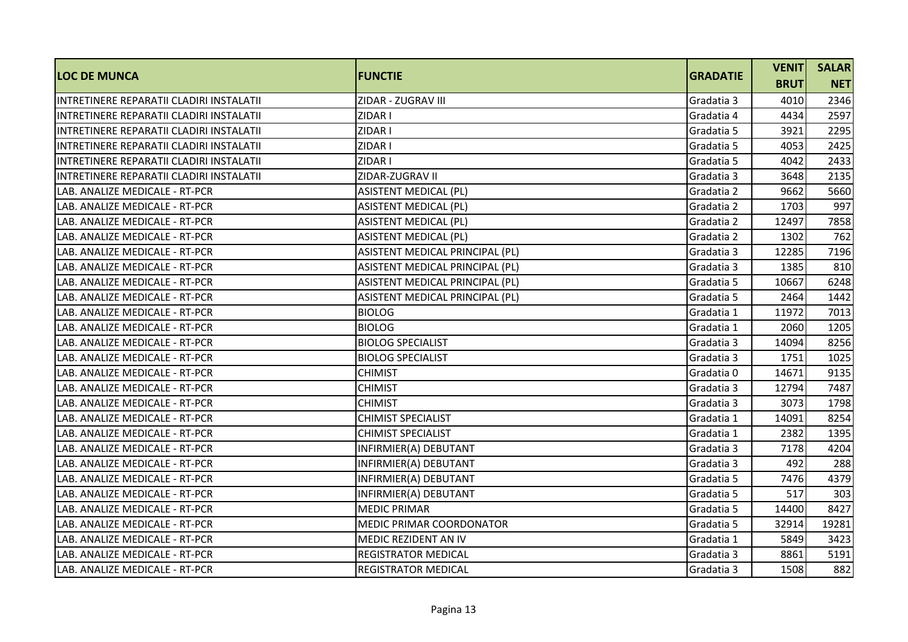| LOC DE MUNCA | FUNCTIE | GRADATIE | VENIT BRUT | SALAR NET |
|---|---|---|---|---|
| INTRETINERE REPARATII CLADIRI INSTALATII | ZIDAR - ZUGRAV III | Gradatia 3 | 4010 | 2346 |
| INTRETINERE REPARATII CLADIRI INSTALATII | ZIDAR I | Gradatia 4 | 4434 | 2597 |
| INTRETINERE REPARATII CLADIRI INSTALATII | ZIDAR I | Gradatia 5 | 3921 | 2295 |
| INTRETINERE REPARATII CLADIRI INSTALATII | ZIDAR I | Gradatia 5 | 4053 | 2425 |
| INTRETINERE REPARATII CLADIRI INSTALATII | ZIDAR I | Gradatia 5 | 4042 | 2433 |
| INTRETINERE REPARATII CLADIRI INSTALATII | ZIDAR-ZUGRAV II | Gradatia 3 | 3648 | 2135 |
| LAB. ANALIZE MEDICALE - RT-PCR | ASISTENT MEDICAL (PL) | Gradatia 2 | 9662 | 5660 |
| LAB. ANALIZE MEDICALE - RT-PCR | ASISTENT MEDICAL (PL) | Gradatia 2 | 1703 | 997 |
| LAB. ANALIZE MEDICALE - RT-PCR | ASISTENT MEDICAL (PL) | Gradatia 2 | 12497 | 7858 |
| LAB. ANALIZE MEDICALE - RT-PCR | ASISTENT MEDICAL (PL) | Gradatia 2 | 1302 | 762 |
| LAB. ANALIZE MEDICALE - RT-PCR | ASISTENT MEDICAL PRINCIPAL (PL) | Gradatia 3 | 12285 | 7196 |
| LAB. ANALIZE MEDICALE - RT-PCR | ASISTENT MEDICAL PRINCIPAL (PL) | Gradatia 3 | 1385 | 810 |
| LAB. ANALIZE MEDICALE - RT-PCR | ASISTENT MEDICAL PRINCIPAL (PL) | Gradatia 5 | 10667 | 6248 |
| LAB. ANALIZE MEDICALE - RT-PCR | ASISTENT MEDICAL PRINCIPAL (PL) | Gradatia 5 | 2464 | 1442 |
| LAB. ANALIZE MEDICALE - RT-PCR | BIOLOG | Gradatia 1 | 11972 | 7013 |
| LAB. ANALIZE MEDICALE - RT-PCR | BIOLOG | Gradatia 1 | 2060 | 1205 |
| LAB. ANALIZE MEDICALE - RT-PCR | BIOLOG SPECIALIST | Gradatia 3 | 14094 | 8256 |
| LAB. ANALIZE MEDICALE - RT-PCR | BIOLOG SPECIALIST | Gradatia 3 | 1751 | 1025 |
| LAB. ANALIZE MEDICALE - RT-PCR | CHIMIST | Gradatia 0 | 14671 | 9135 |
| LAB. ANALIZE MEDICALE - RT-PCR | CHIMIST | Gradatia 3 | 12794 | 7487 |
| LAB. ANALIZE MEDICALE - RT-PCR | CHIMIST | Gradatia 3 | 3073 | 1798 |
| LAB. ANALIZE MEDICALE - RT-PCR | CHIMIST SPECIALIST | Gradatia 1 | 14091 | 8254 |
| LAB. ANALIZE MEDICALE - RT-PCR | CHIMIST SPECIALIST | Gradatia 1 | 2382 | 1395 |
| LAB. ANALIZE MEDICALE - RT-PCR | INFIRMIER(A) DEBUTANT | Gradatia 3 | 7178 | 4204 |
| LAB. ANALIZE MEDICALE - RT-PCR | INFIRMIER(A) DEBUTANT | Gradatia 3 | 492 | 288 |
| LAB. ANALIZE MEDICALE - RT-PCR | INFIRMIER(A) DEBUTANT | Gradatia 5 | 7476 | 4379 |
| LAB. ANALIZE MEDICALE - RT-PCR | INFIRMIER(A) DEBUTANT | Gradatia 5 | 517 | 303 |
| LAB. ANALIZE MEDICALE - RT-PCR | MEDIC PRIMAR | Gradatia 5 | 14400 | 8427 |
| LAB. ANALIZE MEDICALE - RT-PCR | MEDIC PRIMAR COORDONATOR | Gradatia 5 | 32914 | 19281 |
| LAB. ANALIZE MEDICALE - RT-PCR | MEDIC REZIDENT AN IV | Gradatia 1 | 5849 | 3423 |
| LAB. ANALIZE MEDICALE - RT-PCR | REGISTRATOR MEDICAL | Gradatia 3 | 8861 | 5191 |
| LAB. ANALIZE MEDICALE - RT-PCR | REGISTRATOR MEDICAL | Gradatia 3 | 1508 | 882 |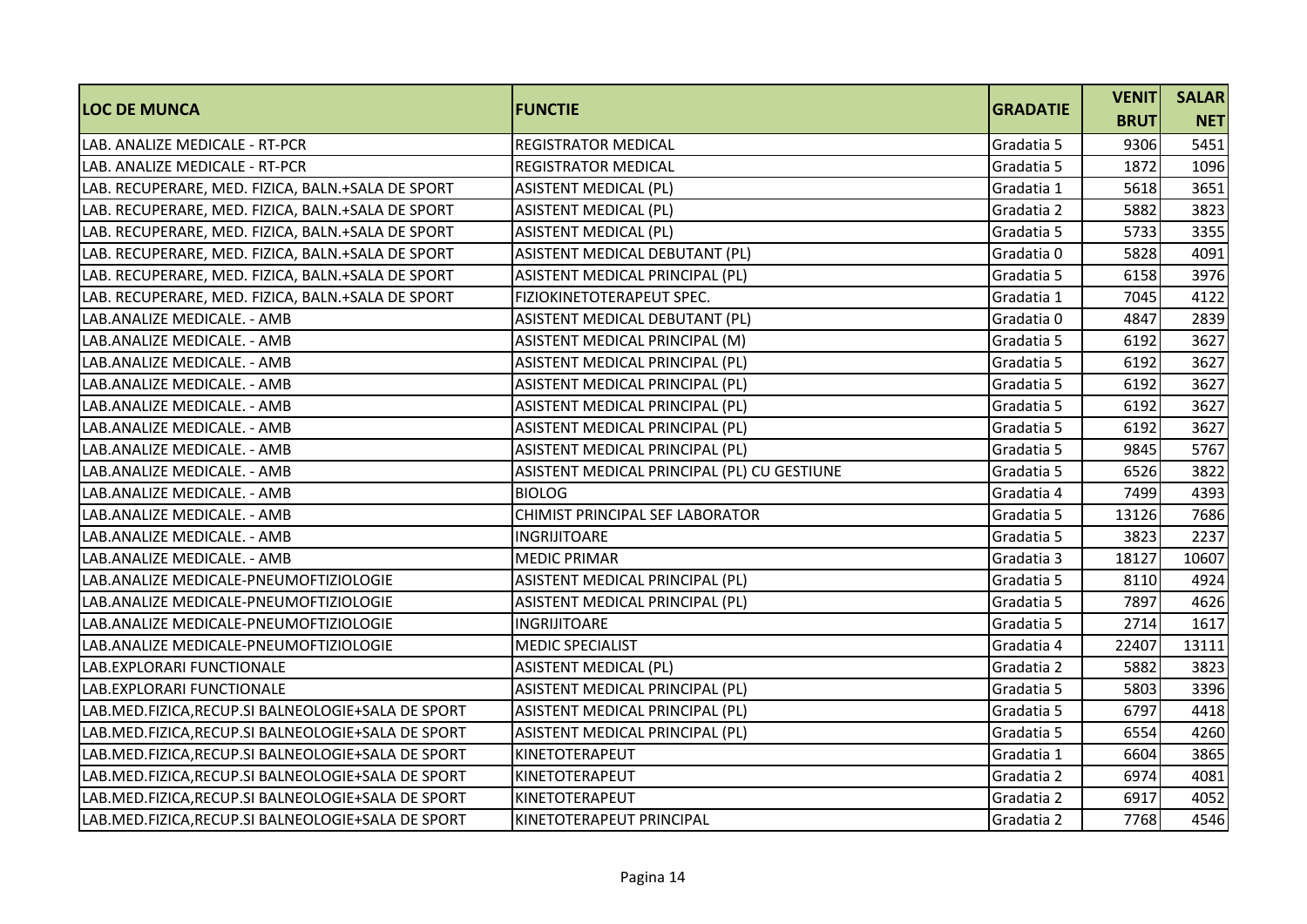| LOC DE MUNCA | FUNCTIE | GRADATIE | VENIT BRUT | SALAR NET |
|---|---|---|---|---|
| LAB. ANALIZE MEDICALE - RT-PCR | REGISTRATOR MEDICAL | Gradatia 5 | 9306 | 5451 |
| LAB. ANALIZE MEDICALE - RT-PCR | REGISTRATOR MEDICAL | Gradatia 5 | 1872 | 1096 |
| LAB. RECUPERARE, MED. FIZICA, BALN.+SALA DE SPORT | ASISTENT MEDICAL (PL) | Gradatia 1 | 5618 | 3651 |
| LAB. RECUPERARE, MED. FIZICA, BALN.+SALA DE SPORT | ASISTENT MEDICAL (PL) | Gradatia 2 | 5882 | 3823 |
| LAB. RECUPERARE, MED. FIZICA, BALN.+SALA DE SPORT | ASISTENT MEDICAL (PL) | Gradatia 5 | 5733 | 3355 |
| LAB. RECUPERARE, MED. FIZICA, BALN.+SALA DE SPORT | ASISTENT MEDICAL DEBUTANT (PL) | Gradatia 0 | 5828 | 4091 |
| LAB. RECUPERARE, MED. FIZICA, BALN.+SALA DE SPORT | ASISTENT MEDICAL PRINCIPAL (PL) | Gradatia 5 | 6158 | 3976 |
| LAB. RECUPERARE, MED. FIZICA, BALN.+SALA DE SPORT | FIZIOKINETOTERAPEUT SPEC. | Gradatia 1 | 7045 | 4122 |
| LAB.ANALIZE MEDICALE. - AMB | ASISTENT MEDICAL DEBUTANT (PL) | Gradatia 0 | 4847 | 2839 |
| LAB.ANALIZE MEDICALE. - AMB | ASISTENT MEDICAL PRINCIPAL (M) | Gradatia 5 | 6192 | 3627 |
| LAB.ANALIZE MEDICALE. - AMB | ASISTENT MEDICAL PRINCIPAL (PL) | Gradatia 5 | 6192 | 3627 |
| LAB.ANALIZE MEDICALE. - AMB | ASISTENT MEDICAL PRINCIPAL (PL) | Gradatia 5 | 6192 | 3627 |
| LAB.ANALIZE MEDICALE. - AMB | ASISTENT MEDICAL PRINCIPAL (PL) | Gradatia 5 | 6192 | 3627 |
| LAB.ANALIZE MEDICALE. - AMB | ASISTENT MEDICAL PRINCIPAL (PL) | Gradatia 5 | 6192 | 3627 |
| LAB.ANALIZE MEDICALE. - AMB | ASISTENT MEDICAL PRINCIPAL (PL) | Gradatia 5 | 9845 | 5767 |
| LAB.ANALIZE MEDICALE. - AMB | ASISTENT MEDICAL PRINCIPAL (PL) CU GESTIUNE | Gradatia 5 | 6526 | 3822 |
| LAB.ANALIZE MEDICALE. - AMB | BIOLOG | Gradatia 4 | 7499 | 4393 |
| LAB.ANALIZE MEDICALE. - AMB | CHIMIST PRINCIPAL SEF LABORATOR | Gradatia 5 | 13126 | 7686 |
| LAB.ANALIZE MEDICALE. - AMB | INGRIJITOARE | Gradatia 5 | 3823 | 2237 |
| LAB.ANALIZE MEDICALE. - AMB | MEDIC PRIMAR | Gradatia 3 | 18127 | 10607 |
| LAB.ANALIZE MEDICALE-PNEUMOFTIZIOLOGIE | ASISTENT MEDICAL PRINCIPAL (PL) | Gradatia 5 | 8110 | 4924 |
| LAB.ANALIZE MEDICALE-PNEUMOFTIZIOLOGIE | ASISTENT MEDICAL PRINCIPAL (PL) | Gradatia 5 | 7897 | 4626 |
| LAB.ANALIZE MEDICALE-PNEUMOFTIZIOLOGIE | INGRIJITOARE | Gradatia 5 | 2714 | 1617 |
| LAB.ANALIZE MEDICALE-PNEUMOFTIZIOLOGIE | MEDIC SPECIALIST | Gradatia 4 | 22407 | 13111 |
| LAB.EXPLORARI FUNCTIONALE | ASISTENT MEDICAL (PL) | Gradatia 2 | 5882 | 3823 |
| LAB.EXPLORARI FUNCTIONALE | ASISTENT MEDICAL PRINCIPAL (PL) | Gradatia 5 | 5803 | 3396 |
| LAB.MED.FIZICA,RECUP.SI BALNEOLOGIE+SALA DE SPORT | ASISTENT MEDICAL PRINCIPAL (PL) | Gradatia 5 | 6797 | 4418 |
| LAB.MED.FIZICA,RECUP.SI BALNEOLOGIE+SALA DE SPORT | ASISTENT MEDICAL PRINCIPAL (PL) | Gradatia 5 | 6554 | 4260 |
| LAB.MED.FIZICA,RECUP.SI BALNEOLOGIE+SALA DE SPORT | KINETOTERAPEUT | Gradatia 1 | 6604 | 3865 |
| LAB.MED.FIZICA,RECUP.SI BALNEOLOGIE+SALA DE SPORT | KINETOTERAPEUT | Gradatia 2 | 6974 | 4081 |
| LAB.MED.FIZICA,RECUP.SI BALNEOLOGIE+SALA DE SPORT | KINETOTERAPEUT | Gradatia 2 | 6917 | 4052 |
| LAB.MED.FIZICA,RECUP.SI BALNEOLOGIE+SALA DE SPORT | KINETOTERAPEUT PRINCIPAL | Gradatia 2 | 7768 | 4546 |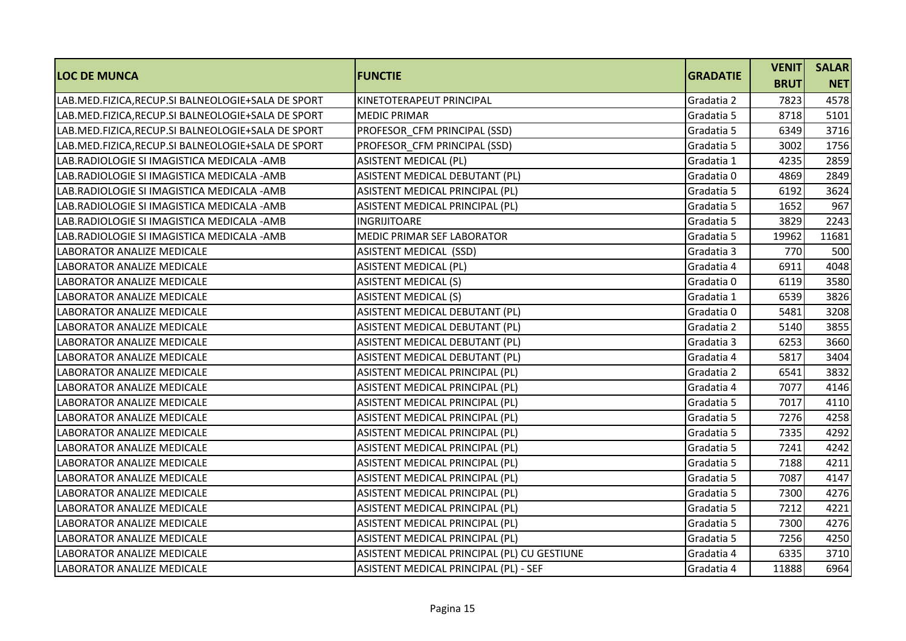| LOC DE MUNCA | FUNCTIE | GRADATIE | VENIT BRUT | SALAR NET |
|---|---|---|---|---|
| LAB.MED.FIZICA,RECUP.SI BALNEOLOGIE+SALA DE SPORT | KINETOTERAPEUT PRINCIPAL | Gradatia 2 | 7823 | 4578 |
| LAB.MED.FIZICA,RECUP.SI BALNEOLOGIE+SALA DE SPORT | MEDIC PRIMAR | Gradatia 5 | 8718 | 5101 |
| LAB.MED.FIZICA,RECUP.SI BALNEOLOGIE+SALA DE SPORT | PROFESOR_CFM PRINCIPAL (SSD) | Gradatia 5 | 6349 | 3716 |
| LAB.MED.FIZICA,RECUP.SI BALNEOLOGIE+SALA DE SPORT | PROFESOR_CFM PRINCIPAL (SSD) | Gradatia 5 | 3002 | 1756 |
| LAB.RADIOLOGIE SI IMAGISTICA MEDICALA -AMB | ASISTENT MEDICAL (PL) | Gradatia 1 | 4235 | 2859 |
| LAB.RADIOLOGIE SI IMAGISTICA MEDICALA -AMB | ASISTENT MEDICAL DEBUTANT (PL) | Gradatia 0 | 4869 | 2849 |
| LAB.RADIOLOGIE SI IMAGISTICA MEDICALA -AMB | ASISTENT MEDICAL PRINCIPAL (PL) | Gradatia 5 | 6192 | 3624 |
| LAB.RADIOLOGIE SI IMAGISTICA MEDICALA -AMB | ASISTENT MEDICAL PRINCIPAL (PL) | Gradatia 5 | 1652 | 967 |
| LAB.RADIOLOGIE SI IMAGISTICA MEDICALA -AMB | INGRIJITOARE | Gradatia 5 | 3829 | 2243 |
| LAB.RADIOLOGIE SI IMAGISTICA MEDICALA -AMB | MEDIC PRIMAR SEF LABORATOR | Gradatia 5 | 19962 | 11681 |
| LABORATOR ANALIZE MEDICALE | ASISTENT MEDICAL (SSD) | Gradatia 3 | 770 | 500 |
| LABORATOR ANALIZE MEDICALE | ASISTENT MEDICAL (PL) | Gradatia 4 | 6911 | 4048 |
| LABORATOR ANALIZE MEDICALE | ASISTENT MEDICAL (S) | Gradatia 0 | 6119 | 3580 |
| LABORATOR ANALIZE MEDICALE | ASISTENT MEDICAL (S) | Gradatia 1 | 6539 | 3826 |
| LABORATOR ANALIZE MEDICALE | ASISTENT MEDICAL DEBUTANT (PL) | Gradatia 0 | 5481 | 3208 |
| LABORATOR ANALIZE MEDICALE | ASISTENT MEDICAL DEBUTANT (PL) | Gradatia 2 | 5140 | 3855 |
| LABORATOR ANALIZE MEDICALE | ASISTENT MEDICAL DEBUTANT (PL) | Gradatia 3 | 6253 | 3660 |
| LABORATOR ANALIZE MEDICALE | ASISTENT MEDICAL DEBUTANT (PL) | Gradatia 4 | 5817 | 3404 |
| LABORATOR ANALIZE MEDICALE | ASISTENT MEDICAL PRINCIPAL (PL) | Gradatia 2 | 6541 | 3832 |
| LABORATOR ANALIZE MEDICALE | ASISTENT MEDICAL PRINCIPAL (PL) | Gradatia 4 | 7077 | 4146 |
| LABORATOR ANALIZE MEDICALE | ASISTENT MEDICAL PRINCIPAL (PL) | Gradatia 5 | 7017 | 4110 |
| LABORATOR ANALIZE MEDICALE | ASISTENT MEDICAL PRINCIPAL (PL) | Gradatia 5 | 7276 | 4258 |
| LABORATOR ANALIZE MEDICALE | ASISTENT MEDICAL PRINCIPAL (PL) | Gradatia 5 | 7335 | 4292 |
| LABORATOR ANALIZE MEDICALE | ASISTENT MEDICAL PRINCIPAL (PL) | Gradatia 5 | 7241 | 4242 |
| LABORATOR ANALIZE MEDICALE | ASISTENT MEDICAL PRINCIPAL (PL) | Gradatia 5 | 7188 | 4211 |
| LABORATOR ANALIZE MEDICALE | ASISTENT MEDICAL PRINCIPAL (PL) | Gradatia 5 | 7087 | 4147 |
| LABORATOR ANALIZE MEDICALE | ASISTENT MEDICAL PRINCIPAL (PL) | Gradatia 5 | 7300 | 4276 |
| LABORATOR ANALIZE MEDICALE | ASISTENT MEDICAL PRINCIPAL (PL) | Gradatia 5 | 7212 | 4221 |
| LABORATOR ANALIZE MEDICALE | ASISTENT MEDICAL PRINCIPAL (PL) | Gradatia 5 | 7300 | 4276 |
| LABORATOR ANALIZE MEDICALE | ASISTENT MEDICAL PRINCIPAL (PL) | Gradatia 5 | 7256 | 4250 |
| LABORATOR ANALIZE MEDICALE | ASISTENT MEDICAL PRINCIPAL (PL) CU GESTIUNE | Gradatia 4 | 6335 | 3710 |
| LABORATOR ANALIZE MEDICALE | ASISTENT MEDICAL PRINCIPAL (PL) - SEF | Gradatia 4 | 11888 | 6964 |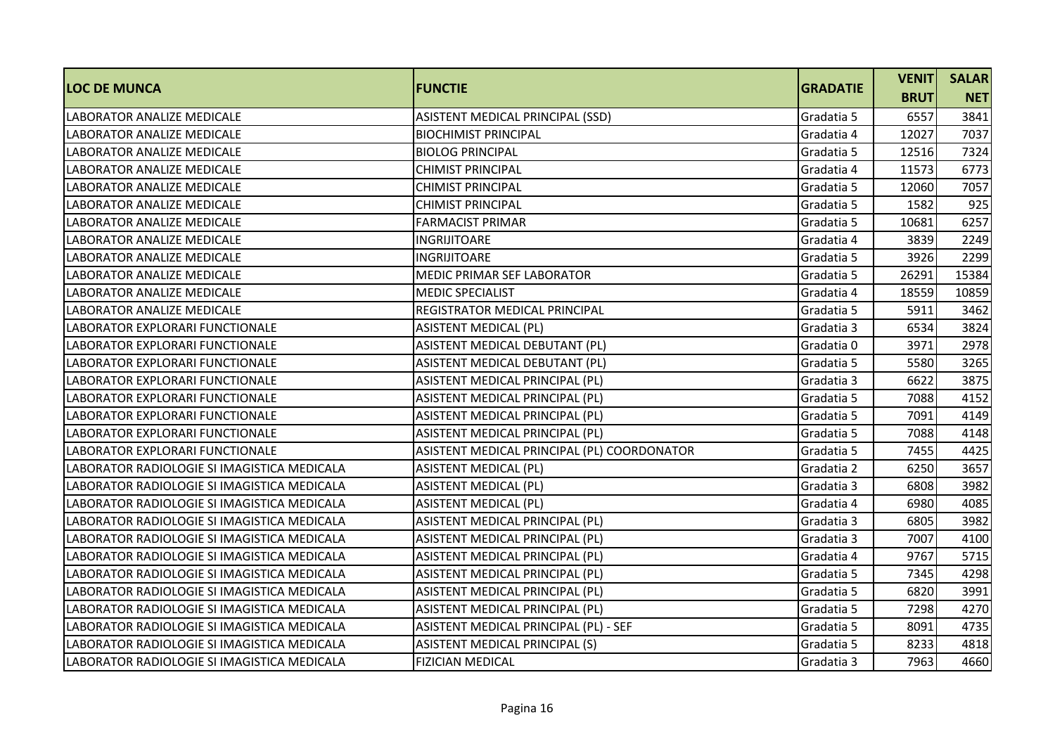| LOC DE MUNCA | FUNCTIE | GRADATIE | VENIT BRUT | SALAR NET |
|---|---|---|---|---|
| LABORATOR ANALIZE MEDICALE | ASISTENT MEDICAL PRINCIPAL (SSD) | Gradatia 5 | 6557 | 3841 |
| LABORATOR ANALIZE MEDICALE | BIOCHIMIST PRINCIPAL | Gradatia 4 | 12027 | 7037 |
| LABORATOR ANALIZE MEDICALE | BIOLOG PRINCIPAL | Gradatia 5 | 12516 | 7324 |
| LABORATOR ANALIZE MEDICALE | CHIMIST PRINCIPAL | Gradatia 4 | 11573 | 6773 |
| LABORATOR ANALIZE MEDICALE | CHIMIST PRINCIPAL | Gradatia 5 | 12060 | 7057 |
| LABORATOR ANALIZE MEDICALE | CHIMIST PRINCIPAL | Gradatia 5 | 1582 | 925 |
| LABORATOR ANALIZE MEDICALE | FARMACIST PRIMAR | Gradatia 5 | 10681 | 6257 |
| LABORATOR ANALIZE MEDICALE | INGRIJITOARE | Gradatia 4 | 3839 | 2249 |
| LABORATOR ANALIZE MEDICALE | INGRIJITOARE | Gradatia 5 | 3926 | 2299 |
| LABORATOR ANALIZE MEDICALE | MEDIC PRIMAR SEF LABORATOR | Gradatia 5 | 26291 | 15384 |
| LABORATOR ANALIZE MEDICALE | MEDIC SPECIALIST | Gradatia 4 | 18559 | 10859 |
| LABORATOR ANALIZE MEDICALE | REGISTRATOR MEDICAL PRINCIPAL | Gradatia 5 | 5911 | 3462 |
| LABORATOR EXPLORARI FUNCTIONALE | ASISTENT MEDICAL (PL) | Gradatia 3 | 6534 | 3824 |
| LABORATOR EXPLORARI FUNCTIONALE | ASISTENT MEDICAL DEBUTANT (PL) | Gradatia 0 | 3971 | 2978 |
| LABORATOR EXPLORARI FUNCTIONALE | ASISTENT MEDICAL DEBUTANT (PL) | Gradatia 5 | 5580 | 3265 |
| LABORATOR EXPLORARI FUNCTIONALE | ASISTENT MEDICAL PRINCIPAL (PL) | Gradatia 3 | 6622 | 3875 |
| LABORATOR EXPLORARI FUNCTIONALE | ASISTENT MEDICAL PRINCIPAL (PL) | Gradatia 5 | 7088 | 4152 |
| LABORATOR EXPLORARI FUNCTIONALE | ASISTENT MEDICAL PRINCIPAL (PL) | Gradatia 5 | 7091 | 4149 |
| LABORATOR EXPLORARI FUNCTIONALE | ASISTENT MEDICAL PRINCIPAL (PL) | Gradatia 5 | 7088 | 4148 |
| LABORATOR EXPLORARI FUNCTIONALE | ASISTENT MEDICAL PRINCIPAL (PL) COORDONATOR | Gradatia 5 | 7455 | 4425 |
| LABORATOR RADIOLOGIE SI IMAGISTICA MEDICALA | ASISTENT MEDICAL (PL) | Gradatia 2 | 6250 | 3657 |
| LABORATOR RADIOLOGIE SI IMAGISTICA MEDICALA | ASISTENT MEDICAL (PL) | Gradatia 3 | 6808 | 3982 |
| LABORATOR RADIOLOGIE SI IMAGISTICA MEDICALA | ASISTENT MEDICAL (PL) | Gradatia 4 | 6980 | 4085 |
| LABORATOR RADIOLOGIE SI IMAGISTICA MEDICALA | ASISTENT MEDICAL PRINCIPAL (PL) | Gradatia 3 | 6805 | 3982 |
| LABORATOR RADIOLOGIE SI IMAGISTICA MEDICALA | ASISTENT MEDICAL PRINCIPAL (PL) | Gradatia 3 | 7007 | 4100 |
| LABORATOR RADIOLOGIE SI IMAGISTICA MEDICALA | ASISTENT MEDICAL PRINCIPAL (PL) | Gradatia 4 | 9767 | 5715 |
| LABORATOR RADIOLOGIE SI IMAGISTICA MEDICALA | ASISTENT MEDICAL PRINCIPAL (PL) | Gradatia 5 | 7345 | 4298 |
| LABORATOR RADIOLOGIE SI IMAGISTICA MEDICALA | ASISTENT MEDICAL PRINCIPAL (PL) | Gradatia 5 | 6820 | 3991 |
| LABORATOR RADIOLOGIE SI IMAGISTICA MEDICALA | ASISTENT MEDICAL PRINCIPAL (PL) | Gradatia 5 | 7298 | 4270 |
| LABORATOR RADIOLOGIE SI IMAGISTICA MEDICALA | ASISTENT MEDICAL PRINCIPAL (PL) - SEF | Gradatia 5 | 8091 | 4735 |
| LABORATOR RADIOLOGIE SI IMAGISTICA MEDICALA | ASISTENT MEDICAL PRINCIPAL (S) | Gradatia 5 | 8233 | 4818 |
| LABORATOR RADIOLOGIE SI IMAGISTICA MEDICALA | FIZICIAN MEDICAL | Gradatia 3 | 7963 | 4660 |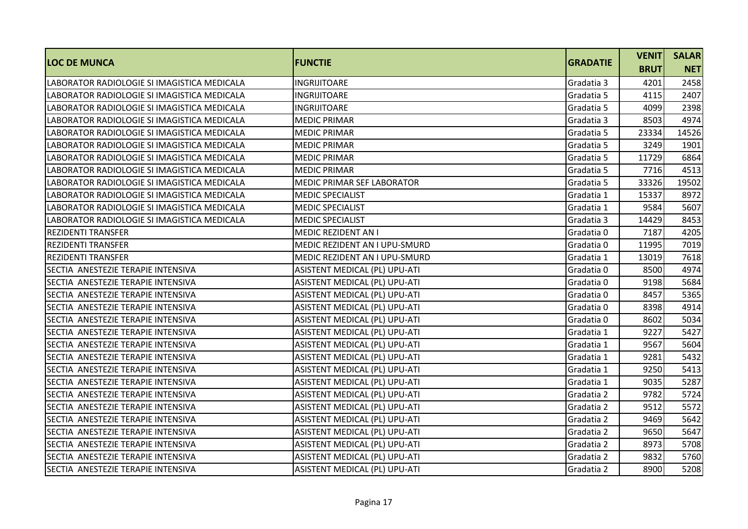| LOC DE MUNCA | FUNCTIE | GRADATIE | VENIT BRUT | SALAR NET |
|---|---|---|---|---|
| LABORATOR RADIOLOGIE SI IMAGISTICA MEDICALA | INGRIJITOARE | Gradatia 3 | 4201 | 2458 |
| LABORATOR RADIOLOGIE SI IMAGISTICA MEDICALA | INGRIJITOARE | Gradatia 5 | 4115 | 2407 |
| LABORATOR RADIOLOGIE SI IMAGISTICA MEDICALA | INGRIJITOARE | Gradatia 5 | 4099 | 2398 |
| LABORATOR RADIOLOGIE SI IMAGISTICA MEDICALA | MEDIC PRIMAR | Gradatia 3 | 8503 | 4974 |
| LABORATOR RADIOLOGIE SI IMAGISTICA MEDICALA | MEDIC PRIMAR | Gradatia 5 | 23334 | 14526 |
| LABORATOR RADIOLOGIE SI IMAGISTICA MEDICALA | MEDIC PRIMAR | Gradatia 5 | 3249 | 1901 |
| LABORATOR RADIOLOGIE SI IMAGISTICA MEDICALA | MEDIC PRIMAR | Gradatia 5 | 11729 | 6864 |
| LABORATOR RADIOLOGIE SI IMAGISTICA MEDICALA | MEDIC PRIMAR | Gradatia 5 | 7716 | 4513 |
| LABORATOR RADIOLOGIE SI IMAGISTICA MEDICALA | MEDIC PRIMAR SEF LABORATOR | Gradatia 5 | 33326 | 19502 |
| LABORATOR RADIOLOGIE SI IMAGISTICA MEDICALA | MEDIC SPECIALIST | Gradatia 1 | 15337 | 8972 |
| LABORATOR RADIOLOGIE SI IMAGISTICA MEDICALA | MEDIC SPECIALIST | Gradatia 1 | 9584 | 5607 |
| LABORATOR RADIOLOGIE SI IMAGISTICA MEDICALA | MEDIC SPECIALIST | Gradatia 3 | 14429 | 8453 |
| REZIDENTI TRANSFER | MEDIC REZIDENT AN I | Gradatia 0 | 7187 | 4205 |
| REZIDENTI TRANSFER | MEDIC REZIDENT AN I UPU-SMURD | Gradatia 0 | 11995 | 7019 |
| REZIDENTI TRANSFER | MEDIC REZIDENT AN I UPU-SMURD | Gradatia 1 | 13019 | 7618 |
| SECTIA ANESTEZIE TERAPIE INTENSIVA | ASISTENT MEDICAL (PL) UPU-ATI | Gradatia 0 | 8500 | 4974 |
| SECTIA ANESTEZIE TERAPIE INTENSIVA | ASISTENT MEDICAL (PL) UPU-ATI | Gradatia 0 | 9198 | 5684 |
| SECTIA ANESTEZIE TERAPIE INTENSIVA | ASISTENT MEDICAL (PL) UPU-ATI | Gradatia 0 | 8457 | 5365 |
| SECTIA ANESTEZIE TERAPIE INTENSIVA | ASISTENT MEDICAL (PL) UPU-ATI | Gradatia 0 | 8398 | 4914 |
| SECTIA ANESTEZIE TERAPIE INTENSIVA | ASISTENT MEDICAL (PL) UPU-ATI | Gradatia 0 | 8602 | 5034 |
| SECTIA ANESTEZIE TERAPIE INTENSIVA | ASISTENT MEDICAL (PL) UPU-ATI | Gradatia 1 | 9227 | 5427 |
| SECTIA ANESTEZIE TERAPIE INTENSIVA | ASISTENT MEDICAL (PL) UPU-ATI | Gradatia 1 | 9567 | 5604 |
| SECTIA ANESTEZIE TERAPIE INTENSIVA | ASISTENT MEDICAL (PL) UPU-ATI | Gradatia 1 | 9281 | 5432 |
| SECTIA ANESTEZIE TERAPIE INTENSIVA | ASISTENT MEDICAL (PL) UPU-ATI | Gradatia 1 | 9250 | 5413 |
| SECTIA ANESTEZIE TERAPIE INTENSIVA | ASISTENT MEDICAL (PL) UPU-ATI | Gradatia 1 | 9035 | 5287 |
| SECTIA ANESTEZIE TERAPIE INTENSIVA | ASISTENT MEDICAL (PL) UPU-ATI | Gradatia 2 | 9782 | 5724 |
| SECTIA ANESTEZIE TERAPIE INTENSIVA | ASISTENT MEDICAL (PL) UPU-ATI | Gradatia 2 | 9512 | 5572 |
| SECTIA ANESTEZIE TERAPIE INTENSIVA | ASISTENT MEDICAL (PL) UPU-ATI | Gradatia 2 | 9469 | 5642 |
| SECTIA ANESTEZIE TERAPIE INTENSIVA | ASISTENT MEDICAL (PL) UPU-ATI | Gradatia 2 | 9650 | 5647 |
| SECTIA ANESTEZIE TERAPIE INTENSIVA | ASISTENT MEDICAL (PL) UPU-ATI | Gradatia 2 | 8973 | 5708 |
| SECTIA ANESTEZIE TERAPIE INTENSIVA | ASISTENT MEDICAL (PL) UPU-ATI | Gradatia 2 | 9832 | 5760 |
| SECTIA ANESTEZIE TERAPIE INTENSIVA | ASISTENT MEDICAL (PL) UPU-ATI | Gradatia 2 | 8900 | 5208 |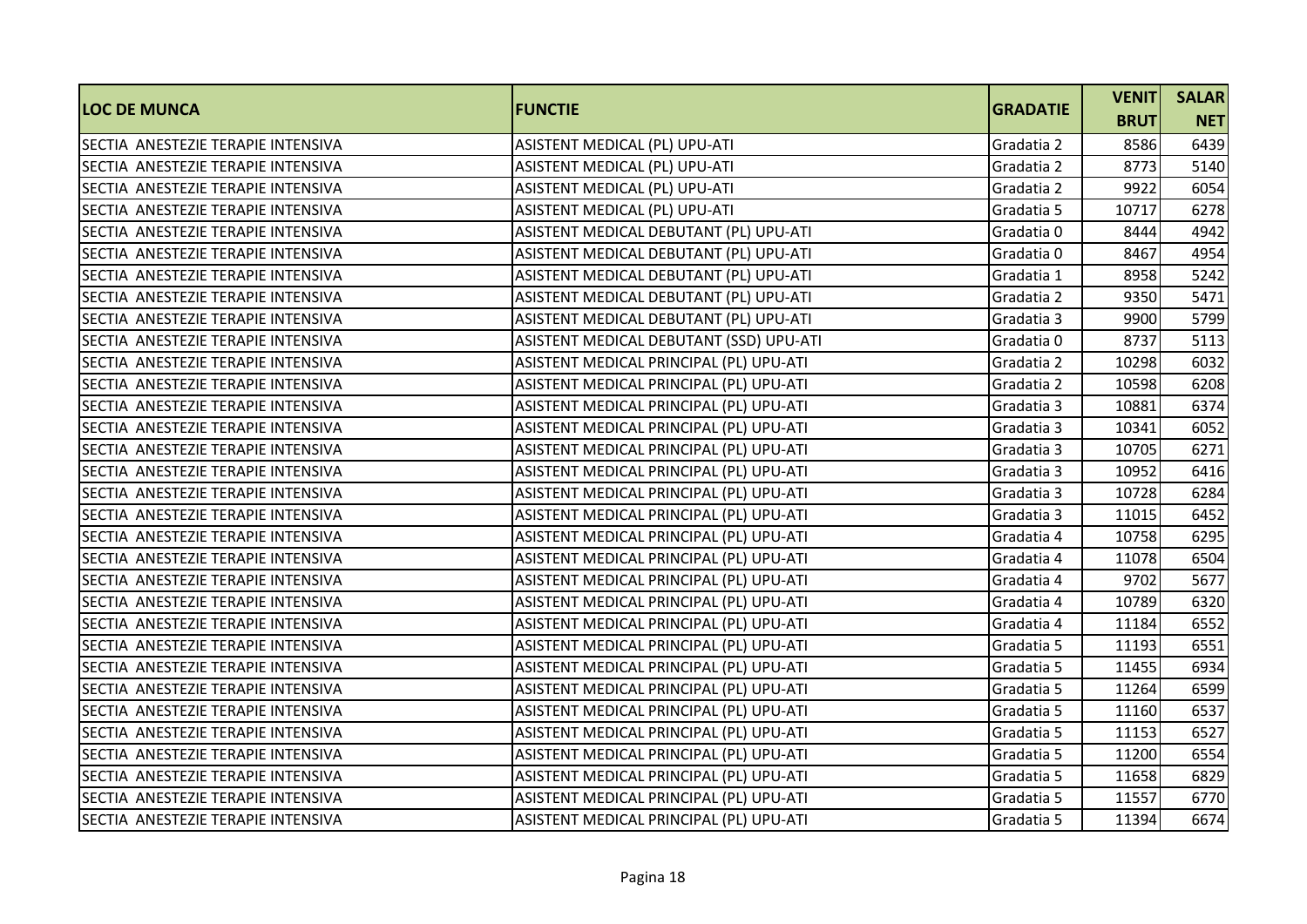| LOC DE MUNCA | FUNCTIE | GRADATIE | VENIT BRUT | SALAR NET |
|---|---|---|---|---|
| SECTIA ANESTEZIE TERAPIE INTENSIVA | ASISTENT MEDICAL (PL) UPU-ATI | Gradatia 2 | 8586 | 6439 |
| SECTIA ANESTEZIE TERAPIE INTENSIVA | ASISTENT MEDICAL (PL) UPU-ATI | Gradatia 2 | 8773 | 5140 |
| SECTIA ANESTEZIE TERAPIE INTENSIVA | ASISTENT MEDICAL (PL) UPU-ATI | Gradatia 2 | 9922 | 6054 |
| SECTIA ANESTEZIE TERAPIE INTENSIVA | ASISTENT MEDICAL (PL) UPU-ATI | Gradatia 5 | 10717 | 6278 |
| SECTIA ANESTEZIE TERAPIE INTENSIVA | ASISTENT MEDICAL DEBUTANT (PL) UPU-ATI | Gradatia 0 | 8444 | 4942 |
| SECTIA ANESTEZIE TERAPIE INTENSIVA | ASISTENT MEDICAL DEBUTANT (PL) UPU-ATI | Gradatia 0 | 8467 | 4954 |
| SECTIA ANESTEZIE TERAPIE INTENSIVA | ASISTENT MEDICAL DEBUTANT (PL) UPU-ATI | Gradatia 1 | 8958 | 5242 |
| SECTIA ANESTEZIE TERAPIE INTENSIVA | ASISTENT MEDICAL DEBUTANT (PL) UPU-ATI | Gradatia 2 | 9350 | 5471 |
| SECTIA ANESTEZIE TERAPIE INTENSIVA | ASISTENT MEDICAL DEBUTANT (PL) UPU-ATI | Gradatia 3 | 9900 | 5799 |
| SECTIA ANESTEZIE TERAPIE INTENSIVA | ASISTENT MEDICAL DEBUTANT (SSD) UPU-ATI | Gradatia 0 | 8737 | 5113 |
| SECTIA ANESTEZIE TERAPIE INTENSIVA | ASISTENT MEDICAL PRINCIPAL (PL) UPU-ATI | Gradatia 2 | 10298 | 6032 |
| SECTIA ANESTEZIE TERAPIE INTENSIVA | ASISTENT MEDICAL PRINCIPAL (PL) UPU-ATI | Gradatia 2 | 10598 | 6208 |
| SECTIA ANESTEZIE TERAPIE INTENSIVA | ASISTENT MEDICAL PRINCIPAL (PL) UPU-ATI | Gradatia 3 | 10881 | 6374 |
| SECTIA ANESTEZIE TERAPIE INTENSIVA | ASISTENT MEDICAL PRINCIPAL (PL) UPU-ATI | Gradatia 3 | 10341 | 6052 |
| SECTIA ANESTEZIE TERAPIE INTENSIVA | ASISTENT MEDICAL PRINCIPAL (PL) UPU-ATI | Gradatia 3 | 10705 | 6271 |
| SECTIA ANESTEZIE TERAPIE INTENSIVA | ASISTENT MEDICAL PRINCIPAL (PL) UPU-ATI | Gradatia 3 | 10952 | 6416 |
| SECTIA ANESTEZIE TERAPIE INTENSIVA | ASISTENT MEDICAL PRINCIPAL (PL) UPU-ATI | Gradatia 3 | 10728 | 6284 |
| SECTIA ANESTEZIE TERAPIE INTENSIVA | ASISTENT MEDICAL PRINCIPAL (PL) UPU-ATI | Gradatia 3 | 11015 | 6452 |
| SECTIA ANESTEZIE TERAPIE INTENSIVA | ASISTENT MEDICAL PRINCIPAL (PL) UPU-ATI | Gradatia 4 | 10758 | 6295 |
| SECTIA ANESTEZIE TERAPIE INTENSIVA | ASISTENT MEDICAL PRINCIPAL (PL) UPU-ATI | Gradatia 4 | 11078 | 6504 |
| SECTIA ANESTEZIE TERAPIE INTENSIVA | ASISTENT MEDICAL PRINCIPAL (PL) UPU-ATI | Gradatia 4 | 9702 | 5677 |
| SECTIA ANESTEZIE TERAPIE INTENSIVA | ASISTENT MEDICAL PRINCIPAL (PL) UPU-ATI | Gradatia 4 | 10789 | 6320 |
| SECTIA ANESTEZIE TERAPIE INTENSIVA | ASISTENT MEDICAL PRINCIPAL (PL) UPU-ATI | Gradatia 4 | 11184 | 6552 |
| SECTIA ANESTEZIE TERAPIE INTENSIVA | ASISTENT MEDICAL PRINCIPAL (PL) UPU-ATI | Gradatia 5 | 11193 | 6551 |
| SECTIA ANESTEZIE TERAPIE INTENSIVA | ASISTENT MEDICAL PRINCIPAL (PL) UPU-ATI | Gradatia 5 | 11455 | 6934 |
| SECTIA ANESTEZIE TERAPIE INTENSIVA | ASISTENT MEDICAL PRINCIPAL (PL) UPU-ATI | Gradatia 5 | 11264 | 6599 |
| SECTIA ANESTEZIE TERAPIE INTENSIVA | ASISTENT MEDICAL PRINCIPAL (PL) UPU-ATI | Gradatia 5 | 11160 | 6537 |
| SECTIA ANESTEZIE TERAPIE INTENSIVA | ASISTENT MEDICAL PRINCIPAL (PL) UPU-ATI | Gradatia 5 | 11153 | 6527 |
| SECTIA ANESTEZIE TERAPIE INTENSIVA | ASISTENT MEDICAL PRINCIPAL (PL) UPU-ATI | Gradatia 5 | 11200 | 6554 |
| SECTIA ANESTEZIE TERAPIE INTENSIVA | ASISTENT MEDICAL PRINCIPAL (PL) UPU-ATI | Gradatia 5 | 11658 | 6829 |
| SECTIA ANESTEZIE TERAPIE INTENSIVA | ASISTENT MEDICAL PRINCIPAL (PL) UPU-ATI | Gradatia 5 | 11557 | 6770 |
| SECTIA ANESTEZIE TERAPIE INTENSIVA | ASISTENT MEDICAL PRINCIPAL (PL) UPU-ATI | Gradatia 5 | 11394 | 6674 |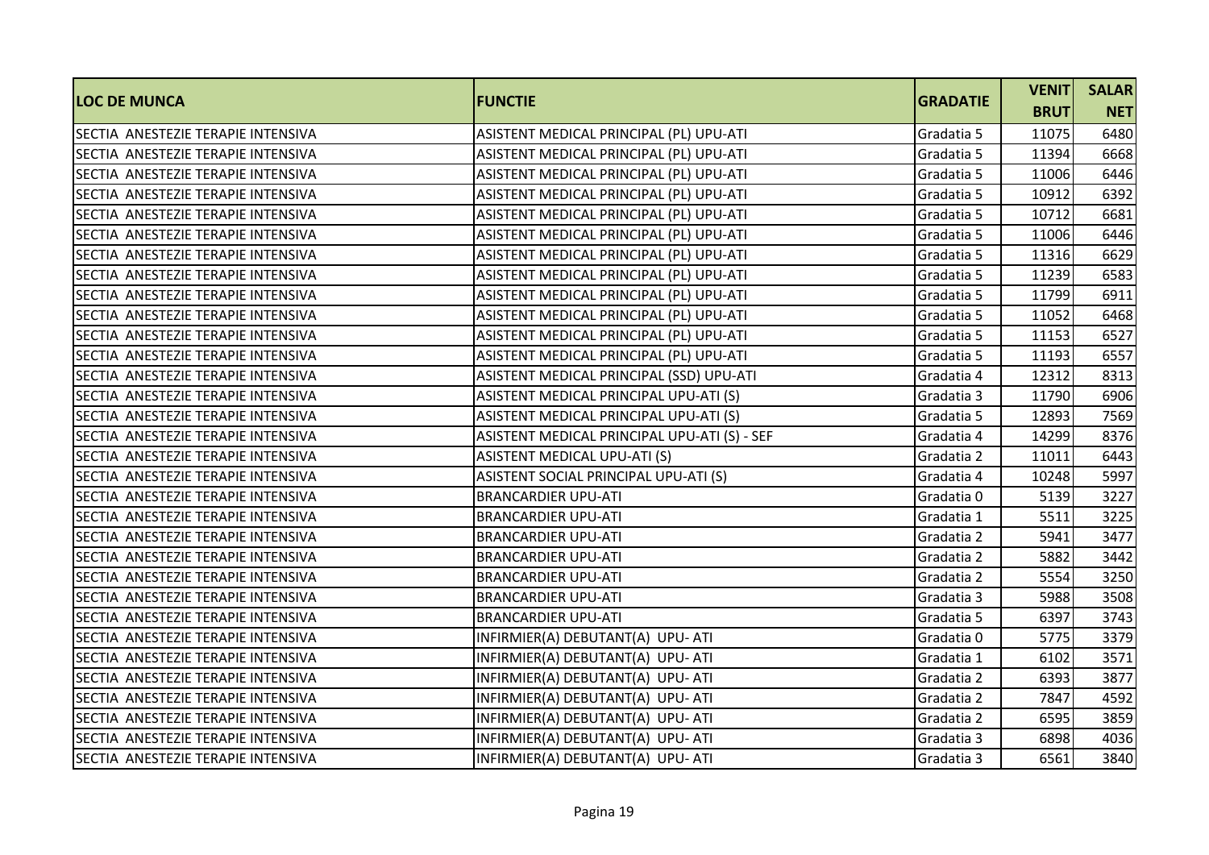| LOC DE MUNCA | FUNCTIE | GRADATIE | VENIT BRUT | SALAR NET |
|---|---|---|---|---|
| SECTIA ANESTEZIE TERAPIE INTENSIVA | ASISTENT MEDICAL PRINCIPAL (PL) UPU-ATI | Gradatia 5 | 11075 | 6480 |
| SECTIA ANESTEZIE TERAPIE INTENSIVA | ASISTENT MEDICAL PRINCIPAL (PL) UPU-ATI | Gradatia 5 | 11394 | 6668 |
| SECTIA ANESTEZIE TERAPIE INTENSIVA | ASISTENT MEDICAL PRINCIPAL (PL) UPU-ATI | Gradatia 5 | 11006 | 6446 |
| SECTIA ANESTEZIE TERAPIE INTENSIVA | ASISTENT MEDICAL PRINCIPAL (PL) UPU-ATI | Gradatia 5 | 10912 | 6392 |
| SECTIA ANESTEZIE TERAPIE INTENSIVA | ASISTENT MEDICAL PRINCIPAL (PL) UPU-ATI | Gradatia 5 | 10712 | 6681 |
| SECTIA ANESTEZIE TERAPIE INTENSIVA | ASISTENT MEDICAL PRINCIPAL (PL) UPU-ATI | Gradatia 5 | 11006 | 6446 |
| SECTIA ANESTEZIE TERAPIE INTENSIVA | ASISTENT MEDICAL PRINCIPAL (PL) UPU-ATI | Gradatia 5 | 11316 | 6629 |
| SECTIA ANESTEZIE TERAPIE INTENSIVA | ASISTENT MEDICAL PRINCIPAL (PL) UPU-ATI | Gradatia 5 | 11239 | 6583 |
| SECTIA ANESTEZIE TERAPIE INTENSIVA | ASISTENT MEDICAL PRINCIPAL (PL) UPU-ATI | Gradatia 5 | 11799 | 6911 |
| SECTIA ANESTEZIE TERAPIE INTENSIVA | ASISTENT MEDICAL PRINCIPAL (PL) UPU-ATI | Gradatia 5 | 11052 | 6468 |
| SECTIA ANESTEZIE TERAPIE INTENSIVA | ASISTENT MEDICAL PRINCIPAL (PL) UPU-ATI | Gradatia 5 | 11153 | 6527 |
| SECTIA ANESTEZIE TERAPIE INTENSIVA | ASISTENT MEDICAL PRINCIPAL (PL) UPU-ATI | Gradatia 5 | 11193 | 6557 |
| SECTIA ANESTEZIE TERAPIE INTENSIVA | ASISTENT MEDICAL PRINCIPAL (SSD) UPU-ATI | Gradatia 4 | 12312 | 8313 |
| SECTIA ANESTEZIE TERAPIE INTENSIVA | ASISTENT MEDICAL PRINCIPAL UPU-ATI (S) | Gradatia 3 | 11790 | 6906 |
| SECTIA ANESTEZIE TERAPIE INTENSIVA | ASISTENT MEDICAL PRINCIPAL UPU-ATI (S) | Gradatia 5 | 12893 | 7569 |
| SECTIA ANESTEZIE TERAPIE INTENSIVA | ASISTENT MEDICAL PRINCIPAL UPU-ATI (S) - SEF | Gradatia 4 | 14299 | 8376 |
| SECTIA ANESTEZIE TERAPIE INTENSIVA | ASISTENT MEDICAL UPU-ATI (S) | Gradatia 2 | 11011 | 6443 |
| SECTIA ANESTEZIE TERAPIE INTENSIVA | ASISTENT SOCIAL PRINCIPAL UPU-ATI (S) | Gradatia 4 | 10248 | 5997 |
| SECTIA ANESTEZIE TERAPIE INTENSIVA | BRANCARDIER UPU-ATI | Gradatia 0 | 5139 | 3227 |
| SECTIA ANESTEZIE TERAPIE INTENSIVA | BRANCARDIER UPU-ATI | Gradatia 1 | 5511 | 3225 |
| SECTIA ANESTEZIE TERAPIE INTENSIVA | BRANCARDIER UPU-ATI | Gradatia 2 | 5941 | 3477 |
| SECTIA ANESTEZIE TERAPIE INTENSIVA | BRANCARDIER UPU-ATI | Gradatia 2 | 5882 | 3442 |
| SECTIA ANESTEZIE TERAPIE INTENSIVA | BRANCARDIER UPU-ATI | Gradatia 2 | 5554 | 3250 |
| SECTIA ANESTEZIE TERAPIE INTENSIVA | BRANCARDIER UPU-ATI | Gradatia 3 | 5988 | 3508 |
| SECTIA ANESTEZIE TERAPIE INTENSIVA | BRANCARDIER UPU-ATI | Gradatia 5 | 6397 | 3743 |
| SECTIA ANESTEZIE TERAPIE INTENSIVA | INFIRMIER(A) DEBUTANT(A) UPU- ATI | Gradatia 0 | 5775 | 3379 |
| SECTIA ANESTEZIE TERAPIE INTENSIVA | INFIRMIER(A) DEBUTANT(A) UPU- ATI | Gradatia 1 | 6102 | 3571 |
| SECTIA ANESTEZIE TERAPIE INTENSIVA | INFIRMIER(A) DEBUTANT(A) UPU- ATI | Gradatia 2 | 6393 | 3877 |
| SECTIA ANESTEZIE TERAPIE INTENSIVA | INFIRMIER(A) DEBUTANT(A) UPU- ATI | Gradatia 2 | 7847 | 4592 |
| SECTIA ANESTEZIE TERAPIE INTENSIVA | INFIRMIER(A) DEBUTANT(A) UPU- ATI | Gradatia 2 | 6595 | 3859 |
| SECTIA ANESTEZIE TERAPIE INTENSIVA | INFIRMIER(A) DEBUTANT(A) UPU- ATI | Gradatia 3 | 6898 | 4036 |
| SECTIA ANESTEZIE TERAPIE INTENSIVA | INFIRMIER(A) DEBUTANT(A) UPU- ATI | Gradatia 3 | 6561 | 3840 |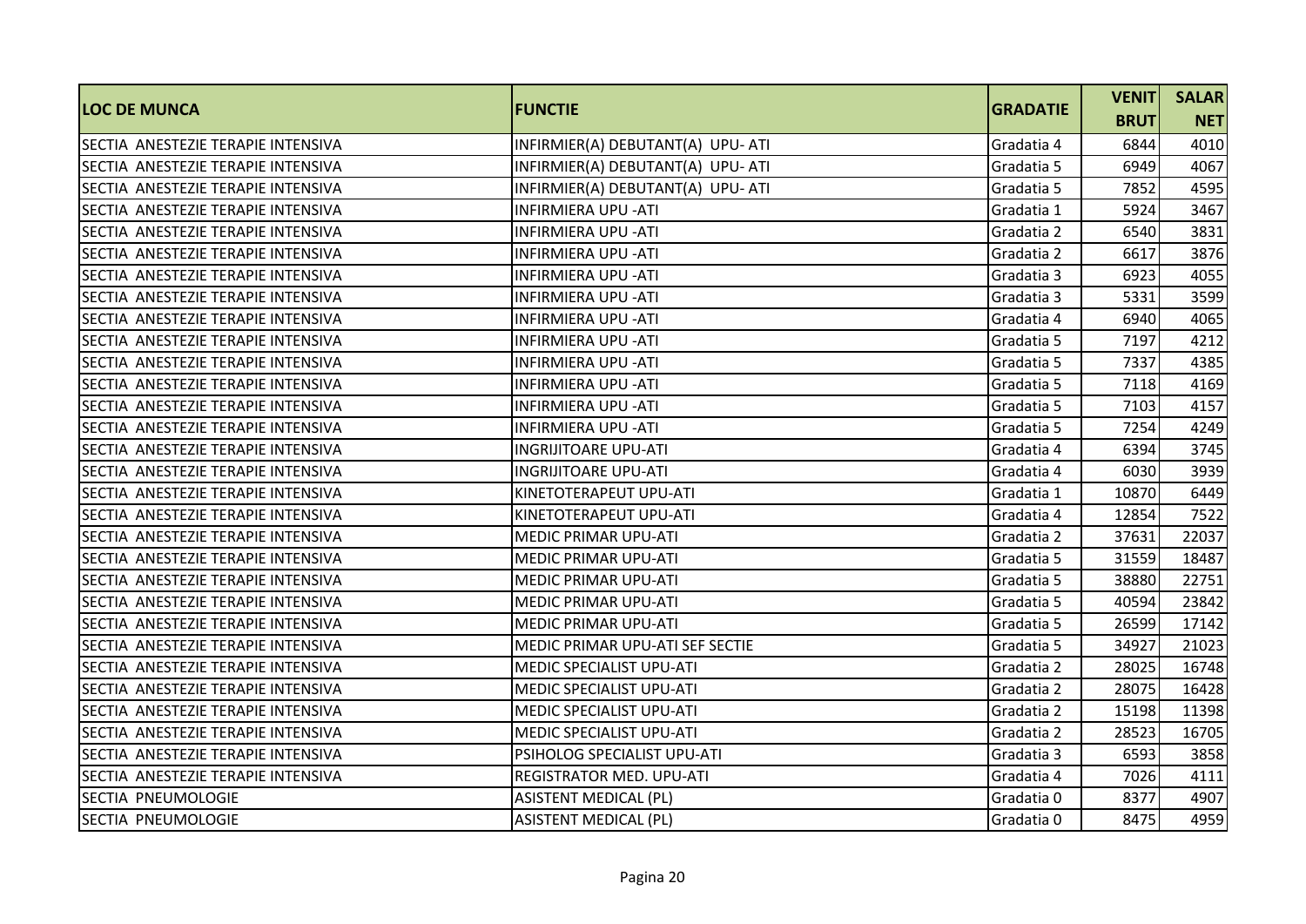| LOC DE MUNCA | FUNCTIE | GRADATIE | VENIT BRUT | SALAR NET |
|---|---|---|---|---|
| SECTIA ANESTEZIE TERAPIE INTENSIVA | INFIRMIER(A) DEBUTANT(A) UPU- ATI | Gradatia 4 | 6844 | 4010 |
| SECTIA ANESTEZIE TERAPIE INTENSIVA | INFIRMIER(A) DEBUTANT(A) UPU- ATI | Gradatia 5 | 6949 | 4067 |
| SECTIA ANESTEZIE TERAPIE INTENSIVA | INFIRMIER(A) DEBUTANT(A) UPU- ATI | Gradatia 5 | 7852 | 4595 |
| SECTIA ANESTEZIE TERAPIE INTENSIVA | INFIRMIERA UPU -ATI | Gradatia 1 | 5924 | 3467 |
| SECTIA ANESTEZIE TERAPIE INTENSIVA | INFIRMIERA UPU -ATI | Gradatia 2 | 6540 | 3831 |
| SECTIA ANESTEZIE TERAPIE INTENSIVA | INFIRMIERA UPU -ATI | Gradatia 2 | 6617 | 3876 |
| SECTIA ANESTEZIE TERAPIE INTENSIVA | INFIRMIERA UPU -ATI | Gradatia 3 | 6923 | 4055 |
| SECTIA ANESTEZIE TERAPIE INTENSIVA | INFIRMIERA UPU -ATI | Gradatia 3 | 5331 | 3599 |
| SECTIA ANESTEZIE TERAPIE INTENSIVA | INFIRMIERA UPU -ATI | Gradatia 4 | 6940 | 4065 |
| SECTIA ANESTEZIE TERAPIE INTENSIVA | INFIRMIERA UPU -ATI | Gradatia 5 | 7197 | 4212 |
| SECTIA ANESTEZIE TERAPIE INTENSIVA | INFIRMIERA UPU -ATI | Gradatia 5 | 7337 | 4385 |
| SECTIA ANESTEZIE TERAPIE INTENSIVA | INFIRMIERA UPU -ATI | Gradatia 5 | 7118 | 4169 |
| SECTIA ANESTEZIE TERAPIE INTENSIVA | INFIRMIERA UPU -ATI | Gradatia 5 | 7103 | 4157 |
| SECTIA ANESTEZIE TERAPIE INTENSIVA | INFIRMIERA UPU -ATI | Gradatia 5 | 7254 | 4249 |
| SECTIA ANESTEZIE TERAPIE INTENSIVA | INGRIJITOARE UPU-ATI | Gradatia 4 | 6394 | 3745 |
| SECTIA ANESTEZIE TERAPIE INTENSIVA | INGRIJITOARE UPU-ATI | Gradatia 4 | 6030 | 3939 |
| SECTIA ANESTEZIE TERAPIE INTENSIVA | KINETOTERAPEUT UPU-ATI | Gradatia 1 | 10870 | 6449 |
| SECTIA ANESTEZIE TERAPIE INTENSIVA | KINETOTERAPEUT UPU-ATI | Gradatia 4 | 12854 | 7522 |
| SECTIA ANESTEZIE TERAPIE INTENSIVA | MEDIC PRIMAR UPU-ATI | Gradatia 2 | 37631 | 22037 |
| SECTIA ANESTEZIE TERAPIE INTENSIVA | MEDIC PRIMAR UPU-ATI | Gradatia 5 | 31559 | 18487 |
| SECTIA ANESTEZIE TERAPIE INTENSIVA | MEDIC PRIMAR UPU-ATI | Gradatia 5 | 38880 | 22751 |
| SECTIA ANESTEZIE TERAPIE INTENSIVA | MEDIC PRIMAR UPU-ATI | Gradatia 5 | 40594 | 23842 |
| SECTIA ANESTEZIE TERAPIE INTENSIVA | MEDIC PRIMAR UPU-ATI | Gradatia 5 | 26599 | 17142 |
| SECTIA ANESTEZIE TERAPIE INTENSIVA | MEDIC PRIMAR UPU-ATI SEF SECTIE | Gradatia 5 | 34927 | 21023 |
| SECTIA ANESTEZIE TERAPIE INTENSIVA | MEDIC SPECIALIST UPU-ATI | Gradatia 2 | 28025 | 16748 |
| SECTIA ANESTEZIE TERAPIE INTENSIVA | MEDIC SPECIALIST UPU-ATI | Gradatia 2 | 28075 | 16428 |
| SECTIA ANESTEZIE TERAPIE INTENSIVA | MEDIC SPECIALIST UPU-ATI | Gradatia 2 | 15198 | 11398 |
| SECTIA ANESTEZIE TERAPIE INTENSIVA | MEDIC SPECIALIST UPU-ATI | Gradatia 2 | 28523 | 16705 |
| SECTIA ANESTEZIE TERAPIE INTENSIVA | PSIHOLOG SPECIALIST UPU-ATI | Gradatia 3 | 6593 | 3858 |
| SECTIA ANESTEZIE TERAPIE INTENSIVA | REGISTRATOR MED. UPU-ATI | Gradatia 4 | 7026 | 4111 |
| SECTIA PNEUMOLOGIE | ASISTENT MEDICAL (PL) | Gradatia 0 | 8377 | 4907 |
| SECTIA PNEUMOLOGIE | ASISTENT MEDICAL (PL) | Gradatia 0 | 8475 | 4959 |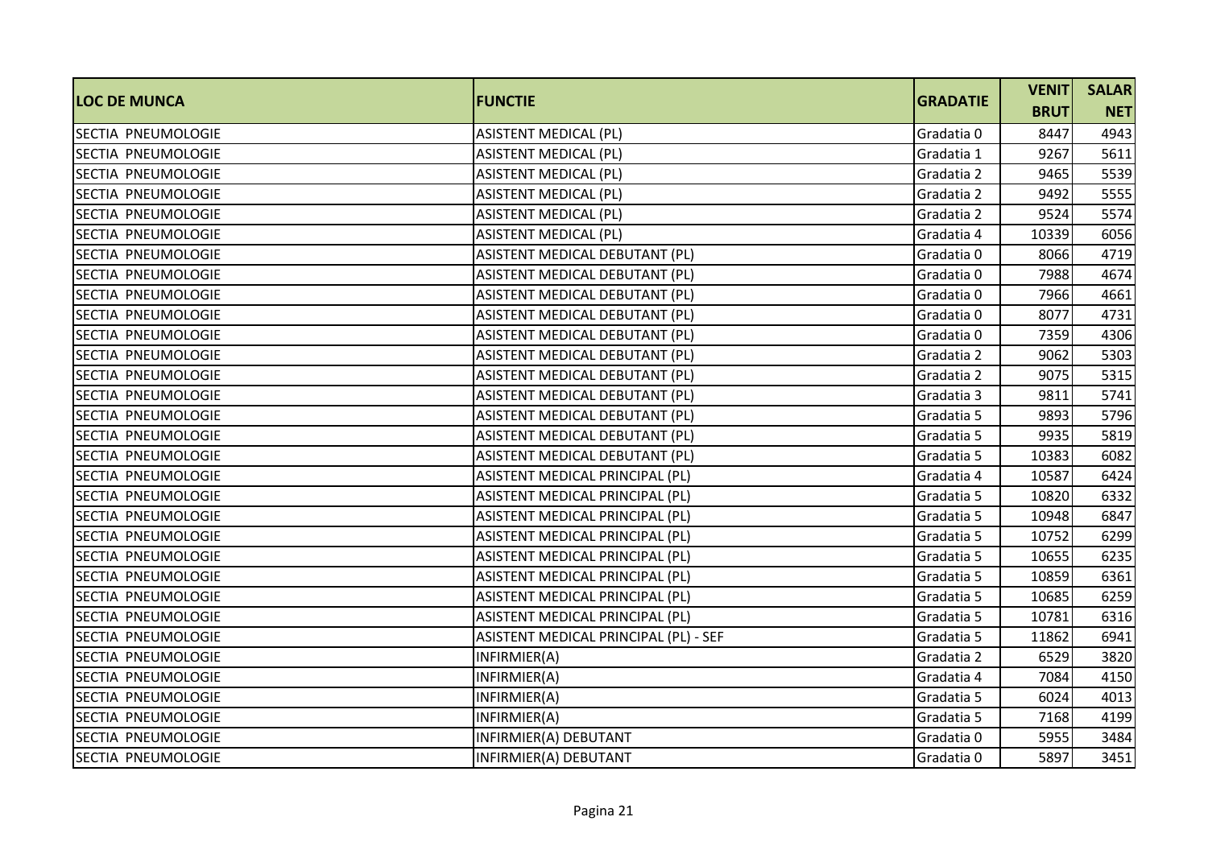| LOC DE MUNCA | FUNCTIE | GRADATIE | VENIT BRUT | SALAR NET |
|---|---|---|---|---|
| SECTIA PNEUMOLOGIE | ASISTENT MEDICAL (PL) | Gradatia 0 | 8447 | 4943 |
| SECTIA PNEUMOLOGIE | ASISTENT MEDICAL (PL) | Gradatia 1 | 9267 | 5611 |
| SECTIA PNEUMOLOGIE | ASISTENT MEDICAL (PL) | Gradatia 2 | 9465 | 5539 |
| SECTIA PNEUMOLOGIE | ASISTENT MEDICAL (PL) | Gradatia 2 | 9492 | 5555 |
| SECTIA PNEUMOLOGIE | ASISTENT MEDICAL (PL) | Gradatia 2 | 9524 | 5574 |
| SECTIA PNEUMOLOGIE | ASISTENT MEDICAL (PL) | Gradatia 4 | 10339 | 6056 |
| SECTIA PNEUMOLOGIE | ASISTENT MEDICAL DEBUTANT (PL) | Gradatia 0 | 8066 | 4719 |
| SECTIA PNEUMOLOGIE | ASISTENT MEDICAL DEBUTANT (PL) | Gradatia 0 | 7988 | 4674 |
| SECTIA PNEUMOLOGIE | ASISTENT MEDICAL DEBUTANT (PL) | Gradatia 0 | 7966 | 4661 |
| SECTIA PNEUMOLOGIE | ASISTENT MEDICAL DEBUTANT (PL) | Gradatia 0 | 8077 | 4731 |
| SECTIA PNEUMOLOGIE | ASISTENT MEDICAL DEBUTANT (PL) | Gradatia 0 | 7359 | 4306 |
| SECTIA PNEUMOLOGIE | ASISTENT MEDICAL DEBUTANT (PL) | Gradatia 2 | 9062 | 5303 |
| SECTIA PNEUMOLOGIE | ASISTENT MEDICAL DEBUTANT (PL) | Gradatia 2 | 9075 | 5315 |
| SECTIA PNEUMOLOGIE | ASISTENT MEDICAL DEBUTANT (PL) | Gradatia 3 | 9811 | 5741 |
| SECTIA PNEUMOLOGIE | ASISTENT MEDICAL DEBUTANT (PL) | Gradatia 5 | 9893 | 5796 |
| SECTIA PNEUMOLOGIE | ASISTENT MEDICAL DEBUTANT (PL) | Gradatia 5 | 9935 | 5819 |
| SECTIA PNEUMOLOGIE | ASISTENT MEDICAL DEBUTANT (PL) | Gradatia 5 | 10383 | 6082 |
| SECTIA PNEUMOLOGIE | ASISTENT MEDICAL PRINCIPAL (PL) | Gradatia 4 | 10587 | 6424 |
| SECTIA PNEUMOLOGIE | ASISTENT MEDICAL PRINCIPAL (PL) | Gradatia 5 | 10820 | 6332 |
| SECTIA PNEUMOLOGIE | ASISTENT MEDICAL PRINCIPAL (PL) | Gradatia 5 | 10948 | 6847 |
| SECTIA PNEUMOLOGIE | ASISTENT MEDICAL PRINCIPAL (PL) | Gradatia 5 | 10752 | 6299 |
| SECTIA PNEUMOLOGIE | ASISTENT MEDICAL PRINCIPAL (PL) | Gradatia 5 | 10655 | 6235 |
| SECTIA PNEUMOLOGIE | ASISTENT MEDICAL PRINCIPAL (PL) | Gradatia 5 | 10859 | 6361 |
| SECTIA PNEUMOLOGIE | ASISTENT MEDICAL PRINCIPAL (PL) | Gradatia 5 | 10685 | 6259 |
| SECTIA PNEUMOLOGIE | ASISTENT MEDICAL PRINCIPAL (PL) | Gradatia 5 | 10781 | 6316 |
| SECTIA PNEUMOLOGIE | ASISTENT MEDICAL PRINCIPAL (PL) - SEF | Gradatia 5 | 11862 | 6941 |
| SECTIA PNEUMOLOGIE | INFIRMIER(A) | Gradatia 2 | 6529 | 3820 |
| SECTIA PNEUMOLOGIE | INFIRMIER(A) | Gradatia 4 | 7084 | 4150 |
| SECTIA PNEUMOLOGIE | INFIRMIER(A) | Gradatia 5 | 6024 | 4013 |
| SECTIA PNEUMOLOGIE | INFIRMIER(A) | Gradatia 5 | 7168 | 4199 |
| SECTIA PNEUMOLOGIE | INFIRMIER(A) DEBUTANT | Gradatia 0 | 5955 | 3484 |
| SECTIA PNEUMOLOGIE | INFIRMIER(A) DEBUTANT | Gradatia 0 | 5897 | 3451 |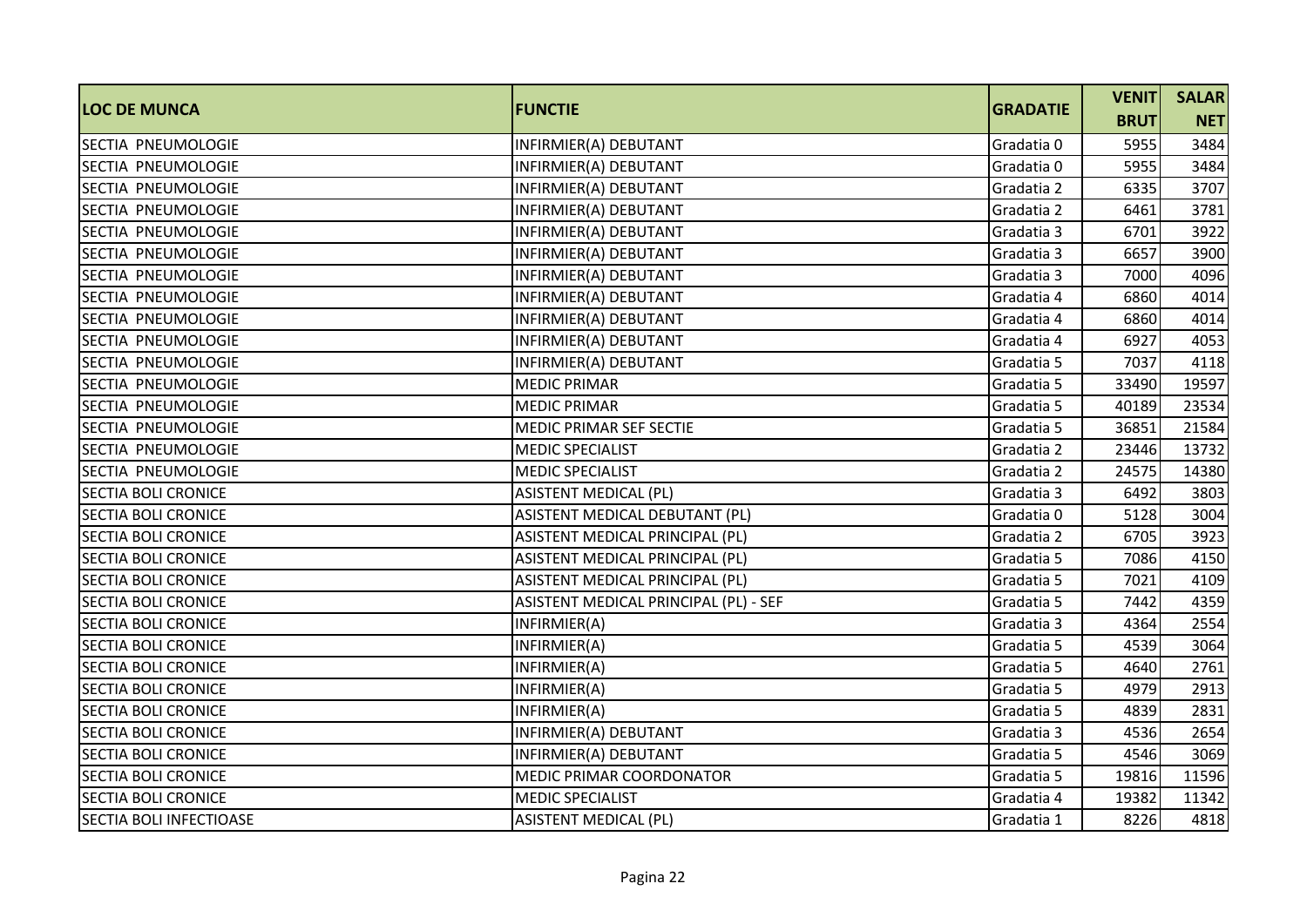| LOC DE MUNCA | FUNCTIE | GRADATIE | VENIT BRUT | SALAR NET |
|---|---|---|---|---|
| SECTIA PNEUMOLOGIE | INFIRMIER(A) DEBUTANT | Gradatia 0 | 5955 | 3484 |
| SECTIA PNEUMOLOGIE | INFIRMIER(A) DEBUTANT | Gradatia 0 | 5955 | 3484 |
| SECTIA PNEUMOLOGIE | INFIRMIER(A) DEBUTANT | Gradatia 2 | 6335 | 3707 |
| SECTIA PNEUMOLOGIE | INFIRMIER(A) DEBUTANT | Gradatia 2 | 6461 | 3781 |
| SECTIA PNEUMOLOGIE | INFIRMIER(A) DEBUTANT | Gradatia 3 | 6701 | 3922 |
| SECTIA PNEUMOLOGIE | INFIRMIER(A) DEBUTANT | Gradatia 3 | 6657 | 3900 |
| SECTIA PNEUMOLOGIE | INFIRMIER(A) DEBUTANT | Gradatia 3 | 7000 | 4096 |
| SECTIA PNEUMOLOGIE | INFIRMIER(A) DEBUTANT | Gradatia 4 | 6860 | 4014 |
| SECTIA PNEUMOLOGIE | INFIRMIER(A) DEBUTANT | Gradatia 4 | 6860 | 4014 |
| SECTIA PNEUMOLOGIE | INFIRMIER(A) DEBUTANT | Gradatia 4 | 6927 | 4053 |
| SECTIA PNEUMOLOGIE | INFIRMIER(A) DEBUTANT | Gradatia 5 | 7037 | 4118 |
| SECTIA PNEUMOLOGIE | MEDIC PRIMAR | Gradatia 5 | 33490 | 19597 |
| SECTIA PNEUMOLOGIE | MEDIC PRIMAR | Gradatia 5 | 40189 | 23534 |
| SECTIA PNEUMOLOGIE | MEDIC PRIMAR SEF SECTIE | Gradatia 5 | 36851 | 21584 |
| SECTIA PNEUMOLOGIE | MEDIC SPECIALIST | Gradatia 2 | 23446 | 13732 |
| SECTIA PNEUMOLOGIE | MEDIC SPECIALIST | Gradatia 2 | 24575 | 14380 |
| SECTIA BOLI CRONICE | ASISTENT MEDICAL (PL) | Gradatia 3 | 6492 | 3803 |
| SECTIA BOLI CRONICE | ASISTENT MEDICAL DEBUTANT (PL) | Gradatia 0 | 5128 | 3004 |
| SECTIA BOLI CRONICE | ASISTENT MEDICAL PRINCIPAL (PL) | Gradatia 2 | 6705 | 3923 |
| SECTIA BOLI CRONICE | ASISTENT MEDICAL PRINCIPAL (PL) | Gradatia 5 | 7086 | 4150 |
| SECTIA BOLI CRONICE | ASISTENT MEDICAL PRINCIPAL (PL) | Gradatia 5 | 7021 | 4109 |
| SECTIA BOLI CRONICE | ASISTENT MEDICAL PRINCIPAL (PL) - SEF | Gradatia 5 | 7442 | 4359 |
| SECTIA BOLI CRONICE | INFIRMIER(A) | Gradatia 3 | 4364 | 2554 |
| SECTIA BOLI CRONICE | INFIRMIER(A) | Gradatia 5 | 4539 | 3064 |
| SECTIA BOLI CRONICE | INFIRMIER(A) | Gradatia 5 | 4640 | 2761 |
| SECTIA BOLI CRONICE | INFIRMIER(A) | Gradatia 5 | 4979 | 2913 |
| SECTIA BOLI CRONICE | INFIRMIER(A) | Gradatia 5 | 4839 | 2831 |
| SECTIA BOLI CRONICE | INFIRMIER(A) DEBUTANT | Gradatia 3 | 4536 | 2654 |
| SECTIA BOLI CRONICE | INFIRMIER(A) DEBUTANT | Gradatia 5 | 4546 | 3069 |
| SECTIA BOLI CRONICE | MEDIC PRIMAR COORDONATOR | Gradatia 5 | 19816 | 11596 |
| SECTIA BOLI CRONICE | MEDIC SPECIALIST | Gradatia 4 | 19382 | 11342 |
| SECTIA BOLI INFECTIOASE | ASISTENT MEDICAL (PL) | Gradatia 1 | 8226 | 4818 |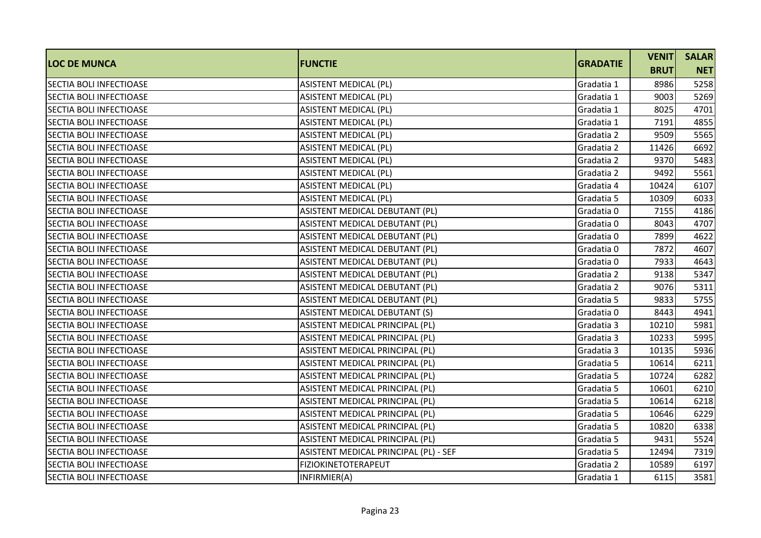| LOC DE MUNCA | FUNCTIE | GRADATIE | VENIT BRUT | SALAR NET |
|---|---|---|---|---|
| SECTIA BOLI INFECTIOASE | ASISTENT MEDICAL (PL) | Gradatia 1 | 8986 | 5258 |
| SECTIA BOLI INFECTIOASE | ASISTENT MEDICAL (PL) | Gradatia 1 | 9003 | 5269 |
| SECTIA BOLI INFECTIOASE | ASISTENT MEDICAL (PL) | Gradatia 1 | 8025 | 4701 |
| SECTIA BOLI INFECTIOASE | ASISTENT MEDICAL (PL) | Gradatia 1 | 7191 | 4855 |
| SECTIA BOLI INFECTIOASE | ASISTENT MEDICAL (PL) | Gradatia 2 | 9509 | 5565 |
| SECTIA BOLI INFECTIOASE | ASISTENT MEDICAL (PL) | Gradatia 2 | 11426 | 6692 |
| SECTIA BOLI INFECTIOASE | ASISTENT MEDICAL (PL) | Gradatia 2 | 9370 | 5483 |
| SECTIA BOLI INFECTIOASE | ASISTENT MEDICAL (PL) | Gradatia 2 | 9492 | 5561 |
| SECTIA BOLI INFECTIOASE | ASISTENT MEDICAL (PL) | Gradatia 4 | 10424 | 6107 |
| SECTIA BOLI INFECTIOASE | ASISTENT MEDICAL (PL) | Gradatia 5 | 10309 | 6033 |
| SECTIA BOLI INFECTIOASE | ASISTENT MEDICAL DEBUTANT (PL) | Gradatia 0 | 7155 | 4186 |
| SECTIA BOLI INFECTIOASE | ASISTENT MEDICAL DEBUTANT (PL) | Gradatia 0 | 8043 | 4707 |
| SECTIA BOLI INFECTIOASE | ASISTENT MEDICAL DEBUTANT (PL) | Gradatia 0 | 7899 | 4622 |
| SECTIA BOLI INFECTIOASE | ASISTENT MEDICAL DEBUTANT (PL) | Gradatia 0 | 7872 | 4607 |
| SECTIA BOLI INFECTIOASE | ASISTENT MEDICAL DEBUTANT (PL) | Gradatia 0 | 7933 | 4643 |
| SECTIA BOLI INFECTIOASE | ASISTENT MEDICAL DEBUTANT (PL) | Gradatia 2 | 9138 | 5347 |
| SECTIA BOLI INFECTIOASE | ASISTENT MEDICAL DEBUTANT (PL) | Gradatia 2 | 9076 | 5311 |
| SECTIA BOLI INFECTIOASE | ASISTENT MEDICAL DEBUTANT (PL) | Gradatia 5 | 9833 | 5755 |
| SECTIA BOLI INFECTIOASE | ASISTENT MEDICAL DEBUTANT (S) | Gradatia 0 | 8443 | 4941 |
| SECTIA BOLI INFECTIOASE | ASISTENT MEDICAL PRINCIPAL (PL) | Gradatia 3 | 10210 | 5981 |
| SECTIA BOLI INFECTIOASE | ASISTENT MEDICAL PRINCIPAL (PL) | Gradatia 3 | 10233 | 5995 |
| SECTIA BOLI INFECTIOASE | ASISTENT MEDICAL PRINCIPAL (PL) | Gradatia 3 | 10135 | 5936 |
| SECTIA BOLI INFECTIOASE | ASISTENT MEDICAL PRINCIPAL (PL) | Gradatia 5 | 10614 | 6211 |
| SECTIA BOLI INFECTIOASE | ASISTENT MEDICAL PRINCIPAL (PL) | Gradatia 5 | 10724 | 6282 |
| SECTIA BOLI INFECTIOASE | ASISTENT MEDICAL PRINCIPAL (PL) | Gradatia 5 | 10601 | 6210 |
| SECTIA BOLI INFECTIOASE | ASISTENT MEDICAL PRINCIPAL (PL) | Gradatia 5 | 10614 | 6218 |
| SECTIA BOLI INFECTIOASE | ASISTENT MEDICAL PRINCIPAL (PL) | Gradatia 5 | 10646 | 6229 |
| SECTIA BOLI INFECTIOASE | ASISTENT MEDICAL PRINCIPAL (PL) | Gradatia 5 | 10820 | 6338 |
| SECTIA BOLI INFECTIOASE | ASISTENT MEDICAL PRINCIPAL (PL) | Gradatia 5 | 9431 | 5524 |
| SECTIA BOLI INFECTIOASE | ASISTENT MEDICAL PRINCIPAL (PL) - SEF | Gradatia 5 | 12494 | 7319 |
| SECTIA BOLI INFECTIOASE | FIZIOKINETOTERAPEUT | Gradatia 2 | 10589 | 6197 |
| SECTIA BOLI INFECTIOASE | INFIRMIER(A) | Gradatia 1 | 6115 | 3581 |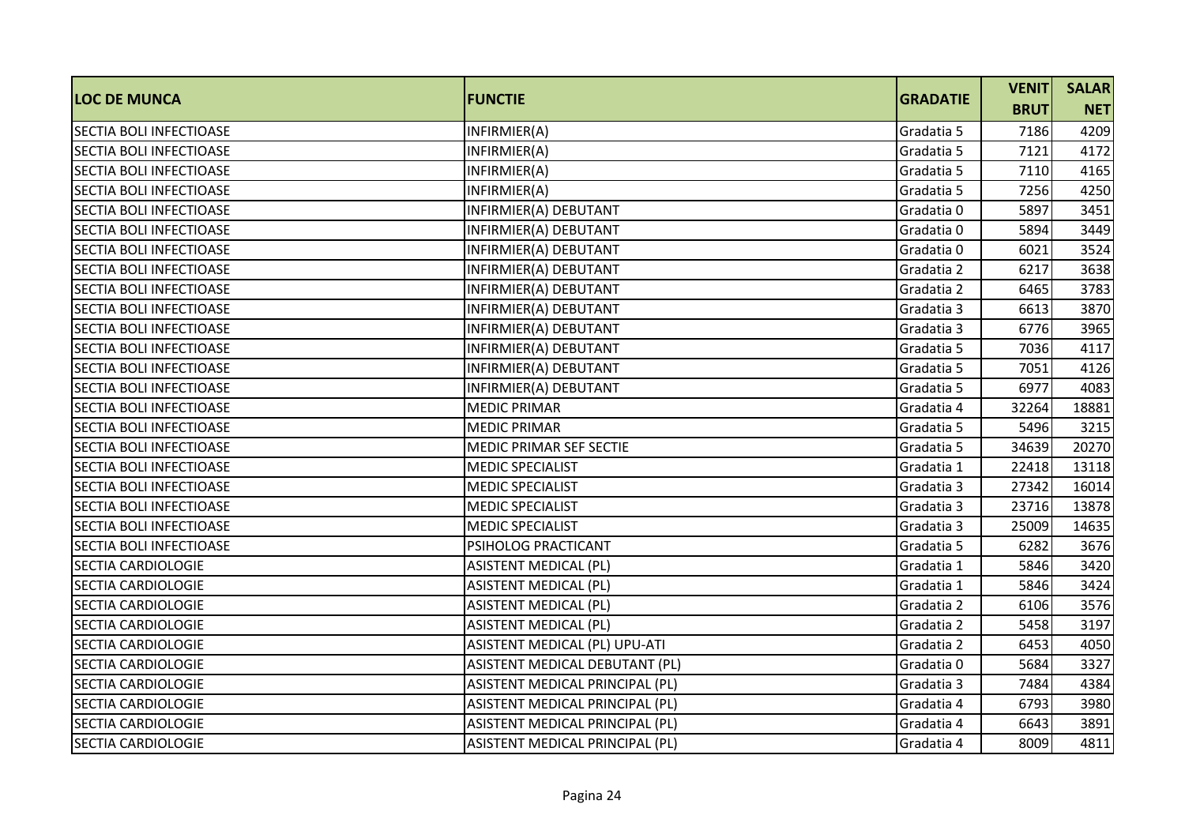| LOC DE MUNCA | FUNCTIE | GRADATIE | VENIT BRUT | SALAR NET |
|---|---|---|---|---|
| SECTIA BOLI INFECTIOASE | INFIRMIER(A) | Gradatia 5 | 7186 | 4209 |
| SECTIA BOLI INFECTIOASE | INFIRMIER(A) | Gradatia 5 | 7121 | 4172 |
| SECTIA BOLI INFECTIOASE | INFIRMIER(A) | Gradatia 5 | 7110 | 4165 |
| SECTIA BOLI INFECTIOASE | INFIRMIER(A) | Gradatia 5 | 7256 | 4250 |
| SECTIA BOLI INFECTIOASE | INFIRMIER(A) DEBUTANT | Gradatia 0 | 5897 | 3451 |
| SECTIA BOLI INFECTIOASE | INFIRMIER(A) DEBUTANT | Gradatia 0 | 5894 | 3449 |
| SECTIA BOLI INFECTIOASE | INFIRMIER(A) DEBUTANT | Gradatia 0 | 6021 | 3524 |
| SECTIA BOLI INFECTIOASE | INFIRMIER(A) DEBUTANT | Gradatia 2 | 6217 | 3638 |
| SECTIA BOLI INFECTIOASE | INFIRMIER(A) DEBUTANT | Gradatia 2 | 6465 | 3783 |
| SECTIA BOLI INFECTIOASE | INFIRMIER(A) DEBUTANT | Gradatia 3 | 6613 | 3870 |
| SECTIA BOLI INFECTIOASE | INFIRMIER(A) DEBUTANT | Gradatia 3 | 6776 | 3965 |
| SECTIA BOLI INFECTIOASE | INFIRMIER(A) DEBUTANT | Gradatia 5 | 7036 | 4117 |
| SECTIA BOLI INFECTIOASE | INFIRMIER(A) DEBUTANT | Gradatia 5 | 7051 | 4126 |
| SECTIA BOLI INFECTIOASE | INFIRMIER(A) DEBUTANT | Gradatia 5 | 6977 | 4083 |
| SECTIA BOLI INFECTIOASE | MEDIC PRIMAR | Gradatia 4 | 32264 | 18881 |
| SECTIA BOLI INFECTIOASE | MEDIC PRIMAR | Gradatia 5 | 5496 | 3215 |
| SECTIA BOLI INFECTIOASE | MEDIC PRIMAR SEF SECTIE | Gradatia 5 | 34639 | 20270 |
| SECTIA BOLI INFECTIOASE | MEDIC SPECIALIST | Gradatia 1 | 22418 | 13118 |
| SECTIA BOLI INFECTIOASE | MEDIC SPECIALIST | Gradatia 3 | 27342 | 16014 |
| SECTIA BOLI INFECTIOASE | MEDIC SPECIALIST | Gradatia 3 | 23716 | 13878 |
| SECTIA BOLI INFECTIOASE | MEDIC SPECIALIST | Gradatia 3 | 25009 | 14635 |
| SECTIA BOLI INFECTIOASE | PSIHOLOG PRACTICANT | Gradatia 5 | 6282 | 3676 |
| SECTIA CARDIOLOGIE | ASISTENT MEDICAL (PL) | Gradatia 1 | 5846 | 3420 |
| SECTIA CARDIOLOGIE | ASISTENT MEDICAL (PL) | Gradatia 1 | 5846 | 3424 |
| SECTIA CARDIOLOGIE | ASISTENT MEDICAL (PL) | Gradatia 2 | 6106 | 3576 |
| SECTIA CARDIOLOGIE | ASISTENT MEDICAL (PL) | Gradatia 2 | 5458 | 3197 |
| SECTIA CARDIOLOGIE | ASISTENT MEDICAL (PL) UPU-ATI | Gradatia 2 | 6453 | 4050 |
| SECTIA CARDIOLOGIE | ASISTENT MEDICAL DEBUTANT (PL) | Gradatia 0 | 5684 | 3327 |
| SECTIA CARDIOLOGIE | ASISTENT MEDICAL PRINCIPAL (PL) | Gradatia 3 | 7484 | 4384 |
| SECTIA CARDIOLOGIE | ASISTENT MEDICAL PRINCIPAL (PL) | Gradatia 4 | 6793 | 3980 |
| SECTIA CARDIOLOGIE | ASISTENT MEDICAL PRINCIPAL (PL) | Gradatia 4 | 6643 | 3891 |
| SECTIA CARDIOLOGIE | ASISTENT MEDICAL PRINCIPAL (PL) | Gradatia 4 | 8009 | 4811 |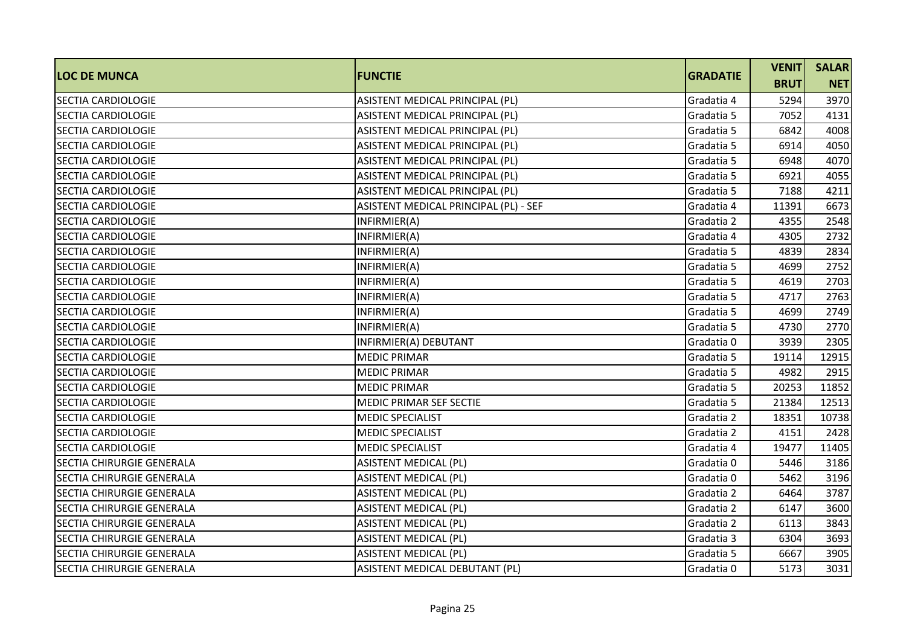| LOC DE MUNCA | FUNCTIE | GRADATIE | VENIT BRUT | SALAR NET |
|---|---|---|---|---|
| SECTIA CARDIOLOGIE | ASISTENT MEDICAL PRINCIPAL (PL) | Gradatia 4 | 5294 | 3970 |
| SECTIA CARDIOLOGIE | ASISTENT MEDICAL PRINCIPAL (PL) | Gradatia 5 | 7052 | 4131 |
| SECTIA CARDIOLOGIE | ASISTENT MEDICAL PRINCIPAL (PL) | Gradatia 5 | 6842 | 4008 |
| SECTIA CARDIOLOGIE | ASISTENT MEDICAL PRINCIPAL (PL) | Gradatia 5 | 6914 | 4050 |
| SECTIA CARDIOLOGIE | ASISTENT MEDICAL PRINCIPAL (PL) | Gradatia 5 | 6948 | 4070 |
| SECTIA CARDIOLOGIE | ASISTENT MEDICAL PRINCIPAL (PL) | Gradatia 5 | 6921 | 4055 |
| SECTIA CARDIOLOGIE | ASISTENT MEDICAL PRINCIPAL (PL) | Gradatia 5 | 7188 | 4211 |
| SECTIA CARDIOLOGIE | ASISTENT MEDICAL PRINCIPAL (PL) - SEF | Gradatia 4 | 11391 | 6673 |
| SECTIA CARDIOLOGIE | INFIRMIER(A) | Gradatia 2 | 4355 | 2548 |
| SECTIA CARDIOLOGIE | INFIRMIER(A) | Gradatia 4 | 4305 | 2732 |
| SECTIA CARDIOLOGIE | INFIRMIER(A) | Gradatia 5 | 4839 | 2834 |
| SECTIA CARDIOLOGIE | INFIRMIER(A) | Gradatia 5 | 4699 | 2752 |
| SECTIA CARDIOLOGIE | INFIRMIER(A) | Gradatia 5 | 4619 | 2703 |
| SECTIA CARDIOLOGIE | INFIRMIER(A) | Gradatia 5 | 4717 | 2763 |
| SECTIA CARDIOLOGIE | INFIRMIER(A) | Gradatia 5 | 4699 | 2749 |
| SECTIA CARDIOLOGIE | INFIRMIER(A) | Gradatia 5 | 4730 | 2770 |
| SECTIA CARDIOLOGIE | INFIRMIER(A) DEBUTANT | Gradatia 0 | 3939 | 2305 |
| SECTIA CARDIOLOGIE | MEDIC PRIMAR | Gradatia 5 | 19114 | 12915 |
| SECTIA CARDIOLOGIE | MEDIC PRIMAR | Gradatia 5 | 4982 | 2915 |
| SECTIA CARDIOLOGIE | MEDIC PRIMAR | Gradatia 5 | 20253 | 11852 |
| SECTIA CARDIOLOGIE | MEDIC PRIMAR SEF SECTIE | Gradatia 5 | 21384 | 12513 |
| SECTIA CARDIOLOGIE | MEDIC SPECIALIST | Gradatia 2 | 18351 | 10738 |
| SECTIA CARDIOLOGIE | MEDIC SPECIALIST | Gradatia 2 | 4151 | 2428 |
| SECTIA CARDIOLOGIE | MEDIC SPECIALIST | Gradatia 4 | 19477 | 11405 |
| SECTIA CHIRURGIE GENERALA | ASISTENT MEDICAL (PL) | Gradatia 0 | 5446 | 3186 |
| SECTIA CHIRURGIE GENERALA | ASISTENT MEDICAL (PL) | Gradatia 0 | 5462 | 3196 |
| SECTIA CHIRURGIE GENERALA | ASISTENT MEDICAL (PL) | Gradatia 2 | 6464 | 3787 |
| SECTIA CHIRURGIE GENERALA | ASISTENT MEDICAL (PL) | Gradatia 2 | 6147 | 3600 |
| SECTIA CHIRURGIE GENERALA | ASISTENT MEDICAL (PL) | Gradatia 2 | 6113 | 3843 |
| SECTIA CHIRURGIE GENERALA | ASISTENT MEDICAL (PL) | Gradatia 3 | 6304 | 3693 |
| SECTIA CHIRURGIE GENERALA | ASISTENT MEDICAL (PL) | Gradatia 5 | 6667 | 3905 |
| SECTIA CHIRURGIE GENERALA | ASISTENT MEDICAL DEBUTANT (PL) | Gradatia 0 | 5173 | 3031 |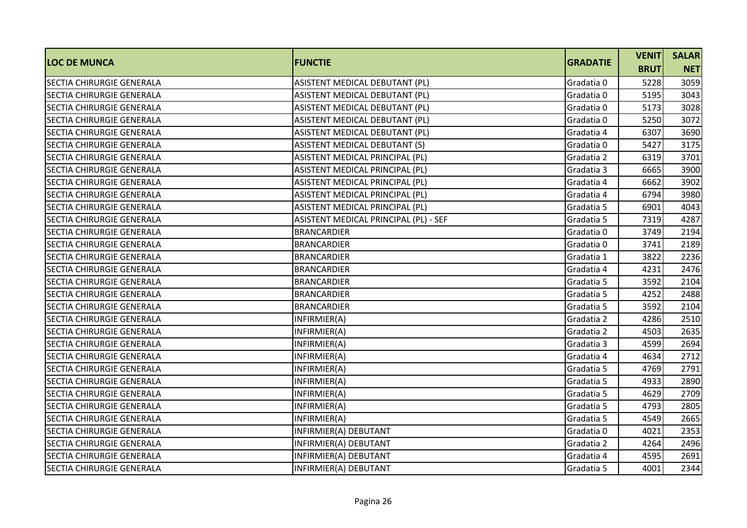| LOC DE MUNCA | FUNCTIE | GRADATIE | VENIT BRUT | SALAR NET |
|---|---|---|---|---|
| SECTIA CHIRURGIE GENERALA | ASISTENT MEDICAL DEBUTANT (PL) | Gradatia 0 | 5228 | 3059 |
| SECTIA CHIRURGIE GENERALA | ASISTENT MEDICAL DEBUTANT (PL) | Gradatia 0 | 5195 | 3043 |
| SECTIA CHIRURGIE GENERALA | ASISTENT MEDICAL DEBUTANT (PL) | Gradatia 0 | 5173 | 3028 |
| SECTIA CHIRURGIE GENERALA | ASISTENT MEDICAL DEBUTANT (PL) | Gradatia 0 | 5250 | 3072 |
| SECTIA CHIRURGIE GENERALA | ASISTENT MEDICAL DEBUTANT (PL) | Gradatia 4 | 6307 | 3690 |
| SECTIA CHIRURGIE GENERALA | ASISTENT MEDICAL DEBUTANT (S) | Gradatia 0 | 5427 | 3175 |
| SECTIA CHIRURGIE GENERALA | ASISTENT MEDICAL PRINCIPAL (PL) | Gradatia 2 | 6319 | 3701 |
| SECTIA CHIRURGIE GENERALA | ASISTENT MEDICAL PRINCIPAL (PL) | Gradatia 3 | 6665 | 3900 |
| SECTIA CHIRURGIE GENERALA | ASISTENT MEDICAL PRINCIPAL (PL) | Gradatia 4 | 6662 | 3902 |
| SECTIA CHIRURGIE GENERALA | ASISTENT MEDICAL PRINCIPAL (PL) | Gradatia 4 | 6794 | 3980 |
| SECTIA CHIRURGIE GENERALA | ASISTENT MEDICAL PRINCIPAL (PL) | Gradatia 5 | 6901 | 4043 |
| SECTIA CHIRURGIE GENERALA | ASISTENT MEDICAL PRINCIPAL (PL) - SEF | Gradatia 5 | 7319 | 4287 |
| SECTIA CHIRURGIE GENERALA | BRANCARDIER | Gradatia 0 | 3749 | 2194 |
| SECTIA CHIRURGIE GENERALA | BRANCARDIER | Gradatia 0 | 3741 | 2189 |
| SECTIA CHIRURGIE GENERALA | BRANCARDIER | Gradatia 1 | 3822 | 2236 |
| SECTIA CHIRURGIE GENERALA | BRANCARDIER | Gradatia 4 | 4231 | 2476 |
| SECTIA CHIRURGIE GENERALA | BRANCARDIER | Gradatia 5 | 3592 | 2104 |
| SECTIA CHIRURGIE GENERALA | BRANCARDIER | Gradatia 5 | 4252 | 2488 |
| SECTIA CHIRURGIE GENERALA | BRANCARDIER | Gradatia 5 | 3592 | 2104 |
| SECTIA CHIRURGIE GENERALA | INFIRMIER(A) | Gradatia 2 | 4286 | 2510 |
| SECTIA CHIRURGIE GENERALA | INFIRMIER(A) | Gradatia 2 | 4503 | 2635 |
| SECTIA CHIRURGIE GENERALA | INFIRMIER(A) | Gradatia 3 | 4599 | 2694 |
| SECTIA CHIRURGIE GENERALA | INFIRMIER(A) | Gradatia 4 | 4634 | 2712 |
| SECTIA CHIRURGIE GENERALA | INFIRMIER(A) | Gradatia 5 | 4769 | 2791 |
| SECTIA CHIRURGIE GENERALA | INFIRMIER(A) | Gradatia 5 | 4933 | 2890 |
| SECTIA CHIRURGIE GENERALA | INFIRMIER(A) | Gradatia 5 | 4629 | 2709 |
| SECTIA CHIRURGIE GENERALA | INFIRMIER(A) | Gradatia 5 | 4793 | 2805 |
| SECTIA CHIRURGIE GENERALA | INFIRMIER(A) | Gradatia 5 | 4549 | 2665 |
| SECTIA CHIRURGIE GENERALA | INFIRMIER(A) DEBUTANT | Gradatia 0 | 4021 | 2353 |
| SECTIA CHIRURGIE GENERALA | INFIRMIER(A) DEBUTANT | Gradatia 2 | 4264 | 2496 |
| SECTIA CHIRURGIE GENERALA | INFIRMIER(A) DEBUTANT | Gradatia 4 | 4595 | 2691 |
| SECTIA CHIRURGIE GENERALA | INFIRMIER(A) DEBUTANT | Gradatia 5 | 4001 | 2344 |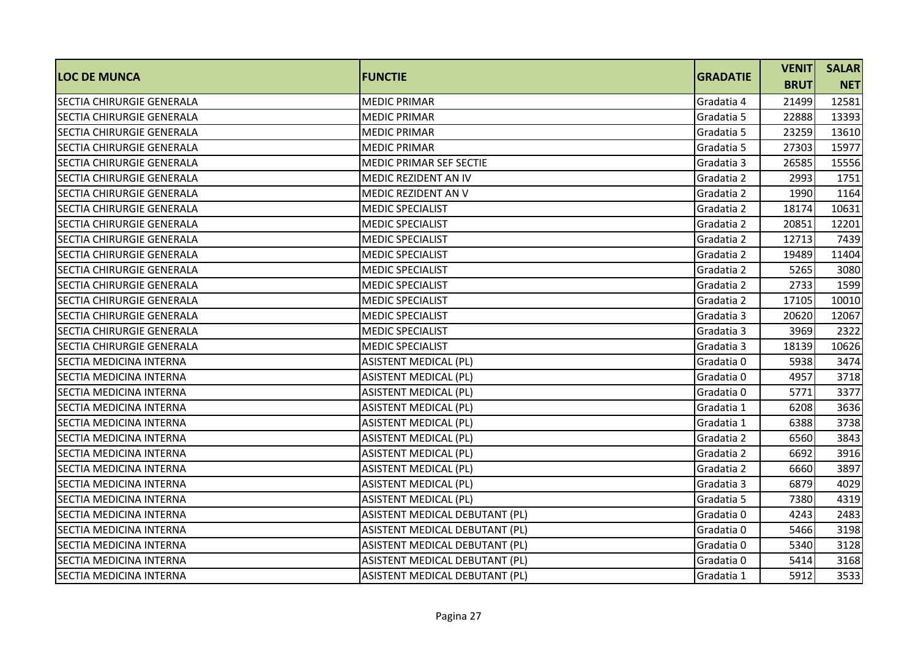| LOC DE MUNCA | FUNCTIE | GRADATIE | VENIT BRUT | SALAR NET |
|---|---|---|---|---|
| SECTIA CHIRURGIE GENERALA | MEDIC PRIMAR | Gradatia 4 | 21499 | 12581 |
| SECTIA CHIRURGIE GENERALA | MEDIC PRIMAR | Gradatia 5 | 22888 | 13393 |
| SECTIA CHIRURGIE GENERALA | MEDIC PRIMAR | Gradatia 5 | 23259 | 13610 |
| SECTIA CHIRURGIE GENERALA | MEDIC PRIMAR | Gradatia 5 | 27303 | 15977 |
| SECTIA CHIRURGIE GENERALA | MEDIC PRIMAR SEF SECTIE | Gradatia 3 | 26585 | 15556 |
| SECTIA CHIRURGIE GENERALA | MEDIC REZIDENT AN IV | Gradatia 2 | 2993 | 1751 |
| SECTIA CHIRURGIE GENERALA | MEDIC REZIDENT AN V | Gradatia 2 | 1990 | 1164 |
| SECTIA CHIRURGIE GENERALA | MEDIC SPECIALIST | Gradatia 2 | 18174 | 10631 |
| SECTIA CHIRURGIE GENERALA | MEDIC SPECIALIST | Gradatia 2 | 20851 | 12201 |
| SECTIA CHIRURGIE GENERALA | MEDIC SPECIALIST | Gradatia 2 | 12713 | 7439 |
| SECTIA CHIRURGIE GENERALA | MEDIC SPECIALIST | Gradatia 2 | 19489 | 11404 |
| SECTIA CHIRURGIE GENERALA | MEDIC SPECIALIST | Gradatia 2 | 5265 | 3080 |
| SECTIA CHIRURGIE GENERALA | MEDIC SPECIALIST | Gradatia 2 | 2733 | 1599 |
| SECTIA CHIRURGIE GENERALA | MEDIC SPECIALIST | Gradatia 2 | 17105 | 10010 |
| SECTIA CHIRURGIE GENERALA | MEDIC SPECIALIST | Gradatia 3 | 20620 | 12067 |
| SECTIA CHIRURGIE GENERALA | MEDIC SPECIALIST | Gradatia 3 | 3969 | 2322 |
| SECTIA CHIRURGIE GENERALA | MEDIC SPECIALIST | Gradatia 3 | 18139 | 10626 |
| SECTIA MEDICINA INTERNA | ASISTENT MEDICAL (PL) | Gradatia 0 | 5938 | 3474 |
| SECTIA MEDICINA INTERNA | ASISTENT MEDICAL (PL) | Gradatia 0 | 4957 | 3718 |
| SECTIA MEDICINA INTERNA | ASISTENT MEDICAL (PL) | Gradatia 0 | 5771 | 3377 |
| SECTIA MEDICINA INTERNA | ASISTENT MEDICAL (PL) | Gradatia 1 | 6208 | 3636 |
| SECTIA MEDICINA INTERNA | ASISTENT MEDICAL (PL) | Gradatia 1 | 6388 | 3738 |
| SECTIA MEDICINA INTERNA | ASISTENT MEDICAL (PL) | Gradatia 2 | 6560 | 3843 |
| SECTIA MEDICINA INTERNA | ASISTENT MEDICAL (PL) | Gradatia 2 | 6692 | 3916 |
| SECTIA MEDICINA INTERNA | ASISTENT MEDICAL (PL) | Gradatia 2 | 6660 | 3897 |
| SECTIA MEDICINA INTERNA | ASISTENT MEDICAL (PL) | Gradatia 3 | 6879 | 4029 |
| SECTIA MEDICINA INTERNA | ASISTENT MEDICAL (PL) | Gradatia 5 | 7380 | 4319 |
| SECTIA MEDICINA INTERNA | ASISTENT MEDICAL DEBUTANT (PL) | Gradatia 0 | 4243 | 2483 |
| SECTIA MEDICINA INTERNA | ASISTENT MEDICAL DEBUTANT (PL) | Gradatia 0 | 5466 | 3198 |
| SECTIA MEDICINA INTERNA | ASISTENT MEDICAL DEBUTANT (PL) | Gradatia 0 | 5340 | 3128 |
| SECTIA MEDICINA INTERNA | ASISTENT MEDICAL DEBUTANT (PL) | Gradatia 0 | 5414 | 3168 |
| SECTIA MEDICINA INTERNA | ASISTENT MEDICAL DEBUTANT (PL) | Gradatia 1 | 5912 | 3533 |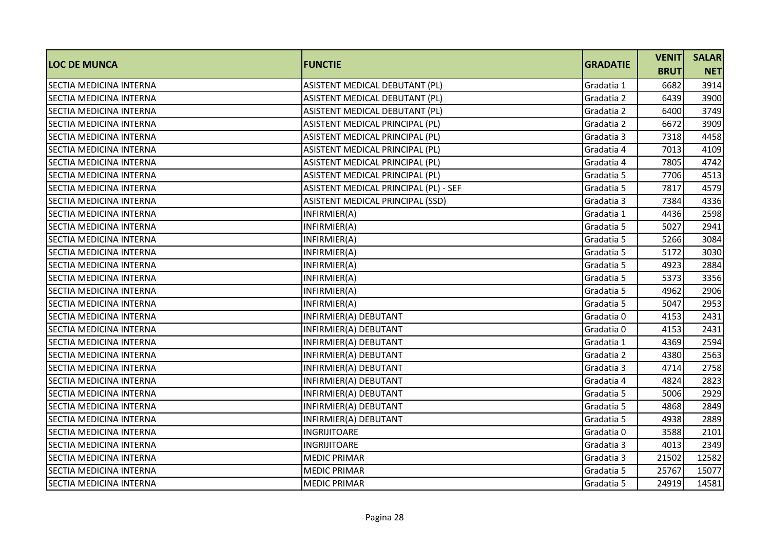| LOC DE MUNCA | FUNCTIE | GRADATIE | VENIT BRUT | SALAR NET |
|---|---|---|---|---|
| SECTIA MEDICINA INTERNA | ASISTENT MEDICAL DEBUTANT (PL) | Gradatia 1 | 6682 | 3914 |
| SECTIA MEDICINA INTERNA | ASISTENT MEDICAL DEBUTANT (PL) | Gradatia 2 | 6439 | 3900 |
| SECTIA MEDICINA INTERNA | ASISTENT MEDICAL DEBUTANT (PL) | Gradatia 2 | 6400 | 3749 |
| SECTIA MEDICINA INTERNA | ASISTENT MEDICAL PRINCIPAL (PL) | Gradatia 2 | 6672 | 3909 |
| SECTIA MEDICINA INTERNA | ASISTENT MEDICAL PRINCIPAL (PL) | Gradatia 3 | 7318 | 4458 |
| SECTIA MEDICINA INTERNA | ASISTENT MEDICAL PRINCIPAL (PL) | Gradatia 4 | 7013 | 4109 |
| SECTIA MEDICINA INTERNA | ASISTENT MEDICAL PRINCIPAL (PL) | Gradatia 4 | 7805 | 4742 |
| SECTIA MEDICINA INTERNA | ASISTENT MEDICAL PRINCIPAL (PL) | Gradatia 5 | 7706 | 4513 |
| SECTIA MEDICINA INTERNA | ASISTENT MEDICAL PRINCIPAL (PL) - SEF | Gradatia 5 | 7817 | 4579 |
| SECTIA MEDICINA INTERNA | ASISTENT MEDICAL PRINCIPAL (SSD) | Gradatia 3 | 7384 | 4336 |
| SECTIA MEDICINA INTERNA | INFIRMIER(A) | Gradatia 1 | 4436 | 2598 |
| SECTIA MEDICINA INTERNA | INFIRMIER(A) | Gradatia 5 | 5027 | 2941 |
| SECTIA MEDICINA INTERNA | INFIRMIER(A) | Gradatia 5 | 5266 | 3084 |
| SECTIA MEDICINA INTERNA | INFIRMIER(A) | Gradatia 5 | 5172 | 3030 |
| SECTIA MEDICINA INTERNA | INFIRMIER(A) | Gradatia 5 | 4923 | 2884 |
| SECTIA MEDICINA INTERNA | INFIRMIER(A) | Gradatia 5 | 5373 | 3356 |
| SECTIA MEDICINA INTERNA | INFIRMIER(A) | Gradatia 5 | 4962 | 2906 |
| SECTIA MEDICINA INTERNA | INFIRMIER(A) | Gradatia 5 | 5047 | 2953 |
| SECTIA MEDICINA INTERNA | INFIRMIER(A) DEBUTANT | Gradatia 0 | 4153 | 2431 |
| SECTIA MEDICINA INTERNA | INFIRMIER(A) DEBUTANT | Gradatia 0 | 4153 | 2431 |
| SECTIA MEDICINA INTERNA | INFIRMIER(A) DEBUTANT | Gradatia 1 | 4369 | 2594 |
| SECTIA MEDICINA INTERNA | INFIRMIER(A) DEBUTANT | Gradatia 2 | 4380 | 2563 |
| SECTIA MEDICINA INTERNA | INFIRMIER(A) DEBUTANT | Gradatia 3 | 4714 | 2758 |
| SECTIA MEDICINA INTERNA | INFIRMIER(A) DEBUTANT | Gradatia 4 | 4824 | 2823 |
| SECTIA MEDICINA INTERNA | INFIRMIER(A) DEBUTANT | Gradatia 5 | 5006 | 2929 |
| SECTIA MEDICINA INTERNA | INFIRMIER(A) DEBUTANT | Gradatia 5 | 4868 | 2849 |
| SECTIA MEDICINA INTERNA | INFIRMIER(A) DEBUTANT | Gradatia 5 | 4938 | 2889 |
| SECTIA MEDICINA INTERNA | INGRIJITOARE | Gradatia 0 | 3588 | 2101 |
| SECTIA MEDICINA INTERNA | INGRIJITOARE | Gradatia 3 | 4013 | 2349 |
| SECTIA MEDICINA INTERNA | MEDIC PRIMAR | Gradatia 3 | 21502 | 12582 |
| SECTIA MEDICINA INTERNA | MEDIC PRIMAR | Gradatia 5 | 25767 | 15077 |
| SECTIA MEDICINA INTERNA | MEDIC PRIMAR | Gradatia 5 | 24919 | 14581 |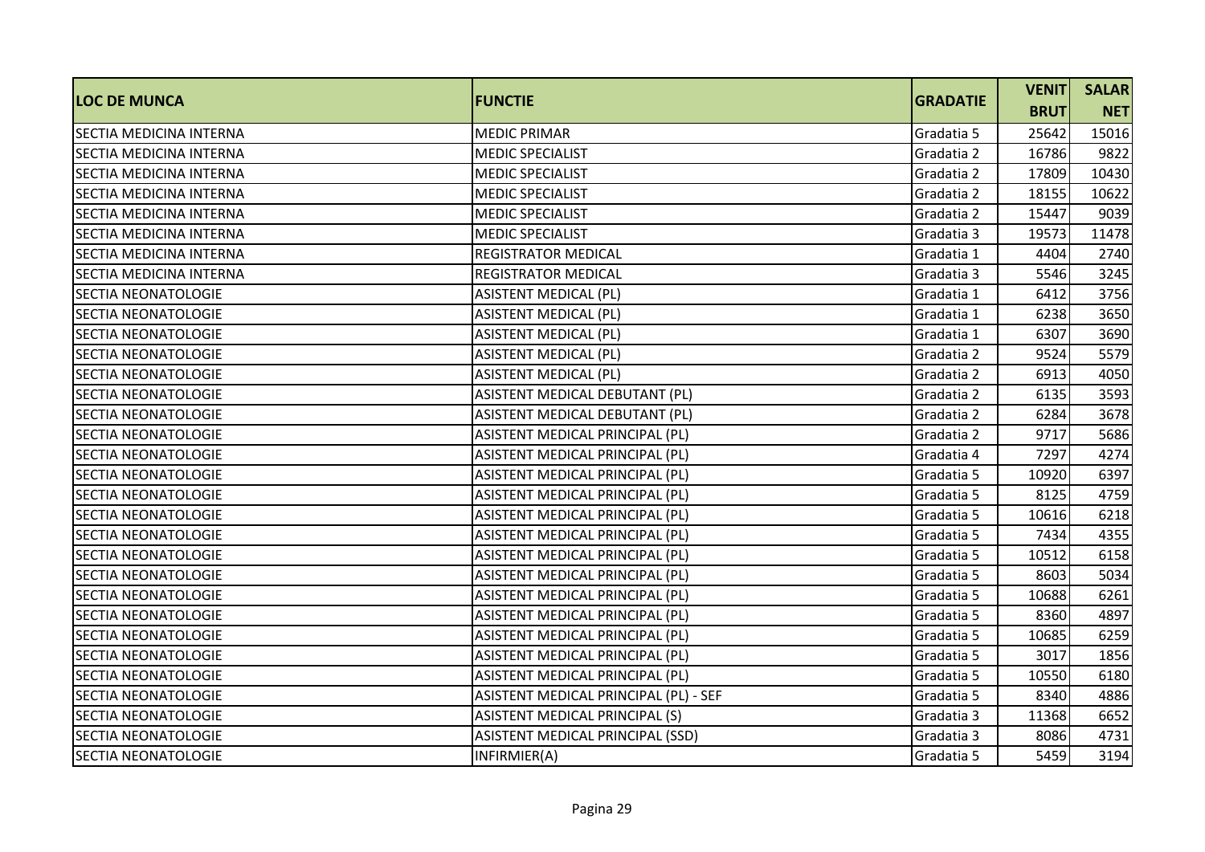| LOC DE MUNCA | FUNCTIE | GRADATIE | VENIT BRUT | SALAR NET |
|---|---|---|---|---|
| SECTIA MEDICINA INTERNA | MEDIC PRIMAR | Gradatia 5 | 25642 | 15016 |
| SECTIA MEDICINA INTERNA | MEDIC SPECIALIST | Gradatia 2 | 16786 | 9822 |
| SECTIA MEDICINA INTERNA | MEDIC SPECIALIST | Gradatia 2 | 17809 | 10430 |
| SECTIA MEDICINA INTERNA | MEDIC SPECIALIST | Gradatia 2 | 18155 | 10622 |
| SECTIA MEDICINA INTERNA | MEDIC SPECIALIST | Gradatia 2 | 15447 | 9039 |
| SECTIA MEDICINA INTERNA | MEDIC SPECIALIST | Gradatia 3 | 19573 | 11478 |
| SECTIA MEDICINA INTERNA | REGISTRATOR MEDICAL | Gradatia 1 | 4404 | 2740 |
| SECTIA MEDICINA INTERNA | REGISTRATOR MEDICAL | Gradatia 3 | 5546 | 3245 |
| SECTIA NEONATOLOGIE | ASISTENT MEDICAL (PL) | Gradatia 1 | 6412 | 3756 |
| SECTIA NEONATOLOGIE | ASISTENT MEDICAL (PL) | Gradatia 1 | 6238 | 3650 |
| SECTIA NEONATOLOGIE | ASISTENT MEDICAL (PL) | Gradatia 1 | 6307 | 3690 |
| SECTIA NEONATOLOGIE | ASISTENT MEDICAL (PL) | Gradatia 2 | 9524 | 5579 |
| SECTIA NEONATOLOGIE | ASISTENT MEDICAL (PL) | Gradatia 2 | 6913 | 4050 |
| SECTIA NEONATOLOGIE | ASISTENT MEDICAL DEBUTANT (PL) | Gradatia 2 | 6135 | 3593 |
| SECTIA NEONATOLOGIE | ASISTENT MEDICAL DEBUTANT (PL) | Gradatia 2 | 6284 | 3678 |
| SECTIA NEONATOLOGIE | ASISTENT MEDICAL PRINCIPAL (PL) | Gradatia 2 | 9717 | 5686 |
| SECTIA NEONATOLOGIE | ASISTENT MEDICAL PRINCIPAL (PL) | Gradatia 4 | 7297 | 4274 |
| SECTIA NEONATOLOGIE | ASISTENT MEDICAL PRINCIPAL (PL) | Gradatia 5 | 10920 | 6397 |
| SECTIA NEONATOLOGIE | ASISTENT MEDICAL PRINCIPAL (PL) | Gradatia 5 | 8125 | 4759 |
| SECTIA NEONATOLOGIE | ASISTENT MEDICAL PRINCIPAL (PL) | Gradatia 5 | 10616 | 6218 |
| SECTIA NEONATOLOGIE | ASISTENT MEDICAL PRINCIPAL (PL) | Gradatia 5 | 7434 | 4355 |
| SECTIA NEONATOLOGIE | ASISTENT MEDICAL PRINCIPAL (PL) | Gradatia 5 | 10512 | 6158 |
| SECTIA NEONATOLOGIE | ASISTENT MEDICAL PRINCIPAL (PL) | Gradatia 5 | 8603 | 5034 |
| SECTIA NEONATOLOGIE | ASISTENT MEDICAL PRINCIPAL (PL) | Gradatia 5 | 10688 | 6261 |
| SECTIA NEONATOLOGIE | ASISTENT MEDICAL PRINCIPAL (PL) | Gradatia 5 | 8360 | 4897 |
| SECTIA NEONATOLOGIE | ASISTENT MEDICAL PRINCIPAL (PL) | Gradatia 5 | 10685 | 6259 |
| SECTIA NEONATOLOGIE | ASISTENT MEDICAL PRINCIPAL (PL) | Gradatia 5 | 3017 | 1856 |
| SECTIA NEONATOLOGIE | ASISTENT MEDICAL PRINCIPAL (PL) | Gradatia 5 | 10550 | 6180 |
| SECTIA NEONATOLOGIE | ASISTENT MEDICAL PRINCIPAL (PL) - SEF | Gradatia 5 | 8340 | 4886 |
| SECTIA NEONATOLOGIE | ASISTENT MEDICAL PRINCIPAL (S) | Gradatia 3 | 11368 | 6652 |
| SECTIA NEONATOLOGIE | ASISTENT MEDICAL PRINCIPAL (SSD) | Gradatia 3 | 8086 | 4731 |
| SECTIA NEONATOLOGIE | INFIRMIER(A) | Gradatia 5 | 5459 | 3194 |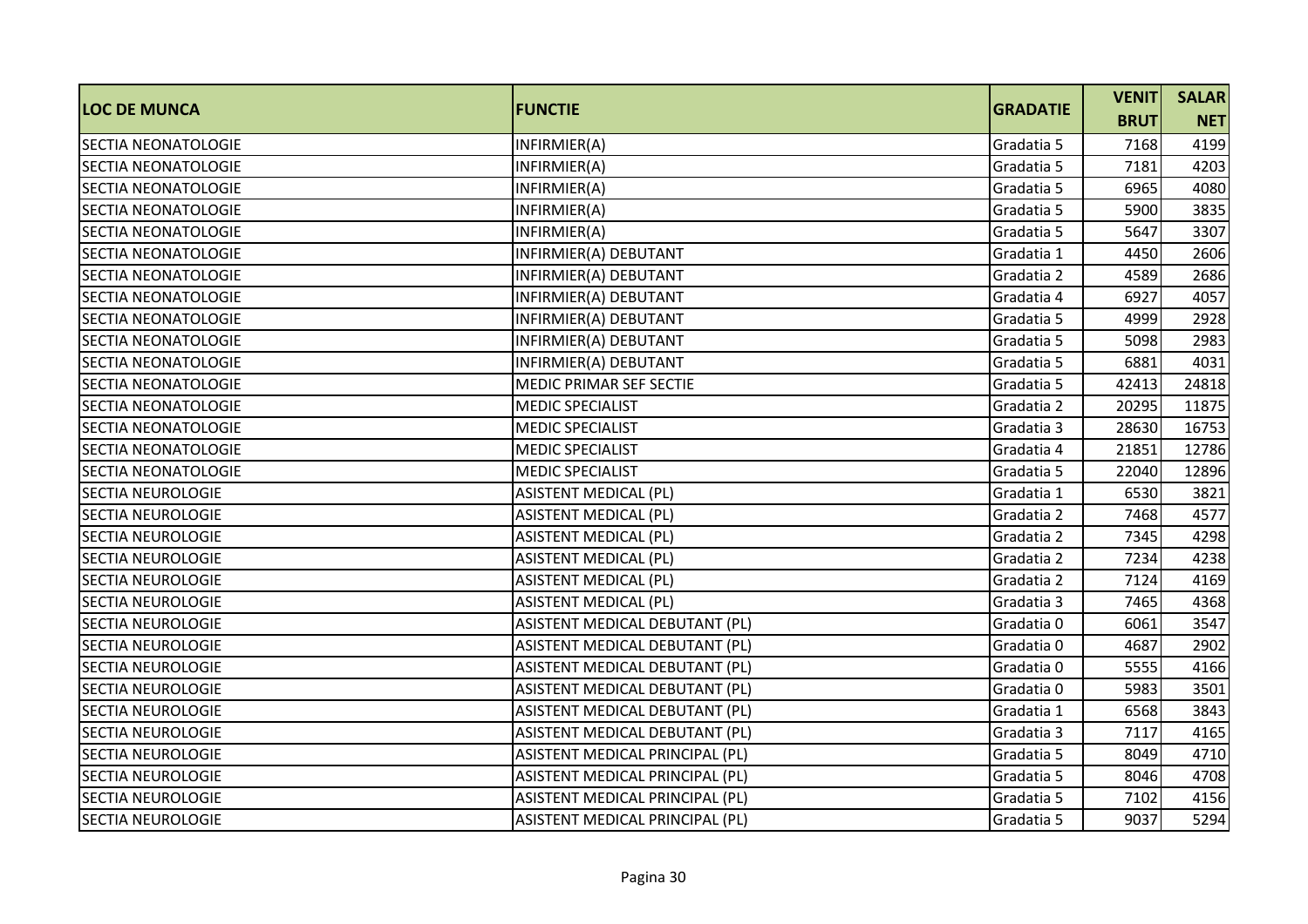| LOC DE MUNCA | FUNCTIE | GRADATIE | VENIT BRUT | SALAR NET |
|---|---|---|---|---|
| SECTIA NEONATOLOGIE | INFIRMIER(A) | Gradatia 5 | 7168 | 4199 |
| SECTIA NEONATOLOGIE | INFIRMIER(A) | Gradatia 5 | 7181 | 4203 |
| SECTIA NEONATOLOGIE | INFIRMIER(A) | Gradatia 5 | 6965 | 4080 |
| SECTIA NEONATOLOGIE | INFIRMIER(A) | Gradatia 5 | 5900 | 3835 |
| SECTIA NEONATOLOGIE | INFIRMIER(A) | Gradatia 5 | 5647 | 3307 |
| SECTIA NEONATOLOGIE | INFIRMIER(A) DEBUTANT | Gradatia 1 | 4450 | 2606 |
| SECTIA NEONATOLOGIE | INFIRMIER(A) DEBUTANT | Gradatia 2 | 4589 | 2686 |
| SECTIA NEONATOLOGIE | INFIRMIER(A) DEBUTANT | Gradatia 4 | 6927 | 4057 |
| SECTIA NEONATOLOGIE | INFIRMIER(A) DEBUTANT | Gradatia 5 | 4999 | 2928 |
| SECTIA NEONATOLOGIE | INFIRMIER(A) DEBUTANT | Gradatia 5 | 5098 | 2983 |
| SECTIA NEONATOLOGIE | INFIRMIER(A) DEBUTANT | Gradatia 5 | 6881 | 4031 |
| SECTIA NEONATOLOGIE | MEDIC PRIMAR SEF SECTIE | Gradatia 5 | 42413 | 24818 |
| SECTIA NEONATOLOGIE | MEDIC SPECIALIST | Gradatia 2 | 20295 | 11875 |
| SECTIA NEONATOLOGIE | MEDIC SPECIALIST | Gradatia 3 | 28630 | 16753 |
| SECTIA NEONATOLOGIE | MEDIC SPECIALIST | Gradatia 4 | 21851 | 12786 |
| SECTIA NEONATOLOGIE | MEDIC SPECIALIST | Gradatia 5 | 22040 | 12896 |
| SECTIA NEUROLOGIE | ASISTENT MEDICAL (PL) | Gradatia 1 | 6530 | 3821 |
| SECTIA NEUROLOGIE | ASISTENT MEDICAL (PL) | Gradatia 2 | 7468 | 4577 |
| SECTIA NEUROLOGIE | ASISTENT MEDICAL (PL) | Gradatia 2 | 7345 | 4298 |
| SECTIA NEUROLOGIE | ASISTENT MEDICAL (PL) | Gradatia 2 | 7234 | 4238 |
| SECTIA NEUROLOGIE | ASISTENT MEDICAL (PL) | Gradatia 2 | 7124 | 4169 |
| SECTIA NEUROLOGIE | ASISTENT MEDICAL (PL) | Gradatia 3 | 7465 | 4368 |
| SECTIA NEUROLOGIE | ASISTENT MEDICAL DEBUTANT (PL) | Gradatia 0 | 6061 | 3547 |
| SECTIA NEUROLOGIE | ASISTENT MEDICAL DEBUTANT (PL) | Gradatia 0 | 4687 | 2902 |
| SECTIA NEUROLOGIE | ASISTENT MEDICAL DEBUTANT (PL) | Gradatia 0 | 5555 | 4166 |
| SECTIA NEUROLOGIE | ASISTENT MEDICAL DEBUTANT (PL) | Gradatia 0 | 5983 | 3501 |
| SECTIA NEUROLOGIE | ASISTENT MEDICAL DEBUTANT (PL) | Gradatia 1 | 6568 | 3843 |
| SECTIA NEUROLOGIE | ASISTENT MEDICAL DEBUTANT (PL) | Gradatia 3 | 7117 | 4165 |
| SECTIA NEUROLOGIE | ASISTENT MEDICAL PRINCIPAL (PL) | Gradatia 5 | 8049 | 4710 |
| SECTIA NEUROLOGIE | ASISTENT MEDICAL PRINCIPAL (PL) | Gradatia 5 | 8046 | 4708 |
| SECTIA NEUROLOGIE | ASISTENT MEDICAL PRINCIPAL (PL) | Gradatia 5 | 7102 | 4156 |
| SECTIA NEUROLOGIE | ASISTENT MEDICAL PRINCIPAL (PL) | Gradatia 5 | 9037 | 5294 |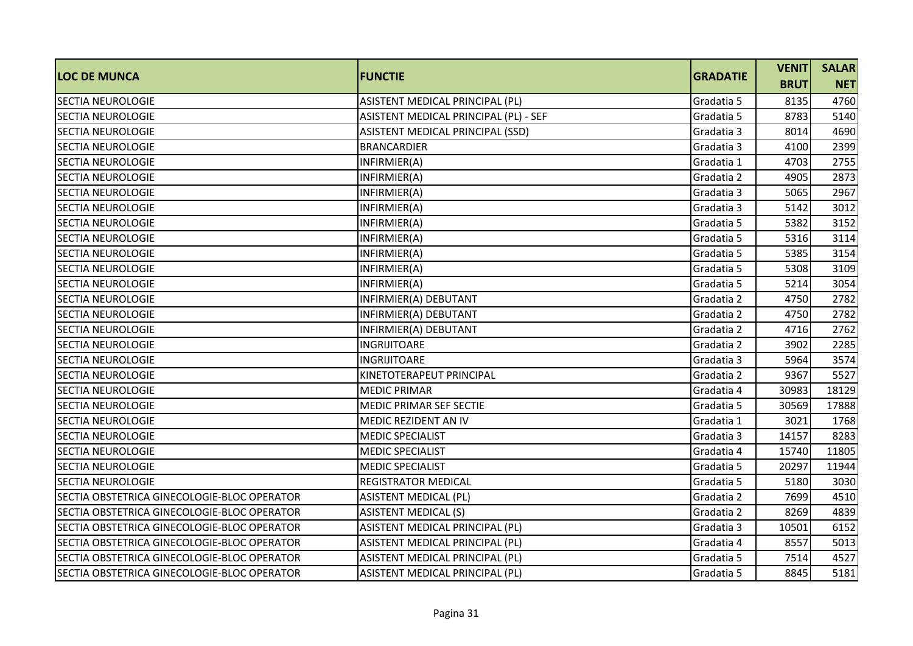| LOC DE MUNCA | FUNCTIE | GRADATIE | VENIT BRUT | SALAR NET |
|---|---|---|---|---|
| SECTIA NEUROLOGIE | ASISTENT MEDICAL PRINCIPAL (PL) | Gradatia 5 | 8135 | 4760 |
| SECTIA NEUROLOGIE | ASISTENT MEDICAL PRINCIPAL (PL) - SEF | Gradatia 5 | 8783 | 5140 |
| SECTIA NEUROLOGIE | ASISTENT MEDICAL PRINCIPAL (SSD) | Gradatia 3 | 8014 | 4690 |
| SECTIA NEUROLOGIE | BRANCARDIER | Gradatia 3 | 4100 | 2399 |
| SECTIA NEUROLOGIE | INFIRMIER(A) | Gradatia 1 | 4703 | 2755 |
| SECTIA NEUROLOGIE | INFIRMIER(A) | Gradatia 2 | 4905 | 2873 |
| SECTIA NEUROLOGIE | INFIRMIER(A) | Gradatia 3 | 5065 | 2967 |
| SECTIA NEUROLOGIE | INFIRMIER(A) | Gradatia 3 | 5142 | 3012 |
| SECTIA NEUROLOGIE | INFIRMIER(A) | Gradatia 5 | 5382 | 3152 |
| SECTIA NEUROLOGIE | INFIRMIER(A) | Gradatia 5 | 5316 | 3114 |
| SECTIA NEUROLOGIE | INFIRMIER(A) | Gradatia 5 | 5385 | 3154 |
| SECTIA NEUROLOGIE | INFIRMIER(A) | Gradatia 5 | 5308 | 3109 |
| SECTIA NEUROLOGIE | INFIRMIER(A) | Gradatia 5 | 5214 | 3054 |
| SECTIA NEUROLOGIE | INFIRMIER(A) DEBUTANT | Gradatia 2 | 4750 | 2782 |
| SECTIA NEUROLOGIE | INFIRMIER(A) DEBUTANT | Gradatia 2 | 4750 | 2782 |
| SECTIA NEUROLOGIE | INFIRMIER(A) DEBUTANT | Gradatia 2 | 4716 | 2762 |
| SECTIA NEUROLOGIE | INGRIJITOARE | Gradatia 2 | 3902 | 2285 |
| SECTIA NEUROLOGIE | INGRIJITOARE | Gradatia 3 | 5964 | 3574 |
| SECTIA NEUROLOGIE | KINETOTERAPEUT PRINCIPAL | Gradatia 2 | 9367 | 5527 |
| SECTIA NEUROLOGIE | MEDIC PRIMAR | Gradatia 4 | 30983 | 18129 |
| SECTIA NEUROLOGIE | MEDIC PRIMAR SEF SECTIE | Gradatia 5 | 30569 | 17888 |
| SECTIA NEUROLOGIE | MEDIC REZIDENT AN IV | Gradatia 1 | 3021 | 1768 |
| SECTIA NEUROLOGIE | MEDIC SPECIALIST | Gradatia 3 | 14157 | 8283 |
| SECTIA NEUROLOGIE | MEDIC SPECIALIST | Gradatia 4 | 15740 | 11805 |
| SECTIA NEUROLOGIE | MEDIC SPECIALIST | Gradatia 5 | 20297 | 11944 |
| SECTIA NEUROLOGIE | REGISTRATOR MEDICAL | Gradatia 5 | 5180 | 3030 |
| SECTIA OBSTETRICA GINECOLOGIE-BLOC OPERATOR | ASISTENT MEDICAL (PL) | Gradatia 2 | 7699 | 4510 |
| SECTIA OBSTETRICA GINECOLOGIE-BLOC OPERATOR | ASISTENT MEDICAL (S) | Gradatia 2 | 8269 | 4839 |
| SECTIA OBSTETRICA GINECOLOGIE-BLOC OPERATOR | ASISTENT MEDICAL PRINCIPAL (PL) | Gradatia 3 | 10501 | 6152 |
| SECTIA OBSTETRICA GINECOLOGIE-BLOC OPERATOR | ASISTENT MEDICAL PRINCIPAL (PL) | Gradatia 4 | 8557 | 5013 |
| SECTIA OBSTETRICA GINECOLOGIE-BLOC OPERATOR | ASISTENT MEDICAL PRINCIPAL (PL) | Gradatia 5 | 7514 | 4527 |
| SECTIA OBSTETRICA GINECOLOGIE-BLOC OPERATOR | ASISTENT MEDICAL PRINCIPAL (PL) | Gradatia 5 | 8845 | 5181 |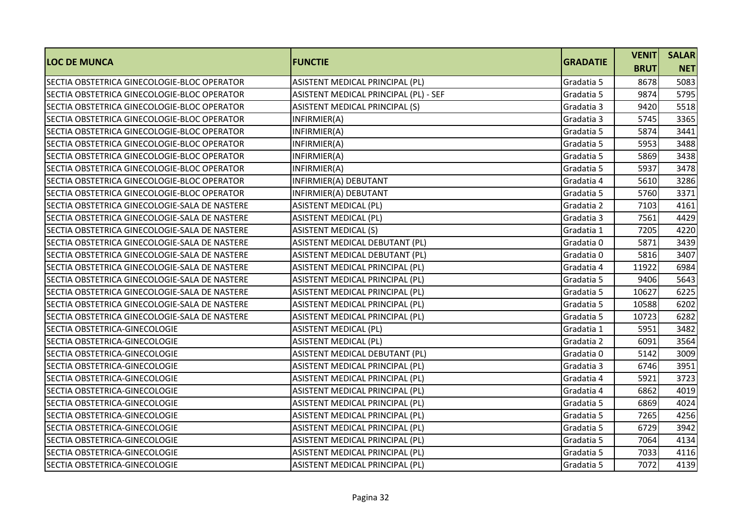| LOC DE MUNCA | FUNCTIE | GRADATIE | VENIT BRUT | SALAR NET |
|---|---|---|---|---|
| SECTIA OBSTETRICA GINECOLOGIE-BLOC OPERATOR | ASISTENT MEDICAL PRINCIPAL (PL) | Gradatia 5 | 8678 | 5083 |
| SECTIA OBSTETRICA GINECOLOGIE-BLOC OPERATOR | ASISTENT MEDICAL PRINCIPAL (PL) - SEF | Gradatia 5 | 9874 | 5795 |
| SECTIA OBSTETRICA GINECOLOGIE-BLOC OPERATOR | ASISTENT MEDICAL PRINCIPAL (S) | Gradatia 3 | 9420 | 5518 |
| SECTIA OBSTETRICA GINECOLOGIE-BLOC OPERATOR | INFIRMIER(A) | Gradatia 3 | 5745 | 3365 |
| SECTIA OBSTETRICA GINECOLOGIE-BLOC OPERATOR | INFIRMIER(A) | Gradatia 5 | 5874 | 3441 |
| SECTIA OBSTETRICA GINECOLOGIE-BLOC OPERATOR | INFIRMIER(A) | Gradatia 5 | 5953 | 3488 |
| SECTIA OBSTETRICA GINECOLOGIE-BLOC OPERATOR | INFIRMIER(A) | Gradatia 5 | 5869 | 3438 |
| SECTIA OBSTETRICA GINECOLOGIE-BLOC OPERATOR | INFIRMIER(A) | Gradatia 5 | 5937 | 3478 |
| SECTIA OBSTETRICA GINECOLOGIE-BLOC OPERATOR | INFIRMIER(A) DEBUTANT | Gradatia 4 | 5610 | 3286 |
| SECTIA OBSTETRICA GINECOLOGIE-BLOC OPERATOR | INFIRMIER(A) DEBUTANT | Gradatia 5 | 5760 | 3371 |
| SECTIA OBSTETRICA GINECOLOGIE-SALA DE NASTERE | ASISTENT MEDICAL (PL) | Gradatia 2 | 7103 | 4161 |
| SECTIA OBSTETRICA GINECOLOGIE-SALA DE NASTERE | ASISTENT MEDICAL (PL) | Gradatia 3 | 7561 | 4429 |
| SECTIA OBSTETRICA GINECOLOGIE-SALA DE NASTERE | ASISTENT MEDICAL (S) | Gradatia 1 | 7205 | 4220 |
| SECTIA OBSTETRICA GINECOLOGIE-SALA DE NASTERE | ASISTENT MEDICAL DEBUTANT (PL) | Gradatia 0 | 5871 | 3439 |
| SECTIA OBSTETRICA GINECOLOGIE-SALA DE NASTERE | ASISTENT MEDICAL DEBUTANT (PL) | Gradatia 0 | 5816 | 3407 |
| SECTIA OBSTETRICA GINECOLOGIE-SALA DE NASTERE | ASISTENT MEDICAL PRINCIPAL (PL) | Gradatia 4 | 11922 | 6984 |
| SECTIA OBSTETRICA GINECOLOGIE-SALA DE NASTERE | ASISTENT MEDICAL PRINCIPAL (PL) | Gradatia 5 | 9406 | 5643 |
| SECTIA OBSTETRICA GINECOLOGIE-SALA DE NASTERE | ASISTENT MEDICAL PRINCIPAL (PL) | Gradatia 5 | 10627 | 6225 |
| SECTIA OBSTETRICA GINECOLOGIE-SALA DE NASTERE | ASISTENT MEDICAL PRINCIPAL (PL) | Gradatia 5 | 10588 | 6202 |
| SECTIA OBSTETRICA GINECOLOGIE-SALA DE NASTERE | ASISTENT MEDICAL PRINCIPAL (PL) | Gradatia 5 | 10723 | 6282 |
| SECTIA OBSTETRICA-GINECOLOGIE | ASISTENT MEDICAL (PL) | Gradatia 1 | 5951 | 3482 |
| SECTIA OBSTETRICA-GINECOLOGIE | ASISTENT MEDICAL (PL) | Gradatia 2 | 6091 | 3564 |
| SECTIA OBSTETRICA-GINECOLOGIE | ASISTENT MEDICAL DEBUTANT (PL) | Gradatia 0 | 5142 | 3009 |
| SECTIA OBSTETRICA-GINECOLOGIE | ASISTENT MEDICAL PRINCIPAL (PL) | Gradatia 3 | 6746 | 3951 |
| SECTIA OBSTETRICA-GINECOLOGIE | ASISTENT MEDICAL PRINCIPAL (PL) | Gradatia 4 | 5921 | 3723 |
| SECTIA OBSTETRICA-GINECOLOGIE | ASISTENT MEDICAL PRINCIPAL (PL) | Gradatia 4 | 6862 | 4019 |
| SECTIA OBSTETRICA-GINECOLOGIE | ASISTENT MEDICAL PRINCIPAL (PL) | Gradatia 5 | 6869 | 4024 |
| SECTIA OBSTETRICA-GINECOLOGIE | ASISTENT MEDICAL PRINCIPAL (PL) | Gradatia 5 | 7265 | 4256 |
| SECTIA OBSTETRICA-GINECOLOGIE | ASISTENT MEDICAL PRINCIPAL (PL) | Gradatia 5 | 6729 | 3942 |
| SECTIA OBSTETRICA-GINECOLOGIE | ASISTENT MEDICAL PRINCIPAL (PL) | Gradatia 5 | 7064 | 4134 |
| SECTIA OBSTETRICA-GINECOLOGIE | ASISTENT MEDICAL PRINCIPAL (PL) | Gradatia 5 | 7033 | 4116 |
| SECTIA OBSTETRICA-GINECOLOGIE | ASISTENT MEDICAL PRINCIPAL (PL) | Gradatia 5 | 7072 | 4139 |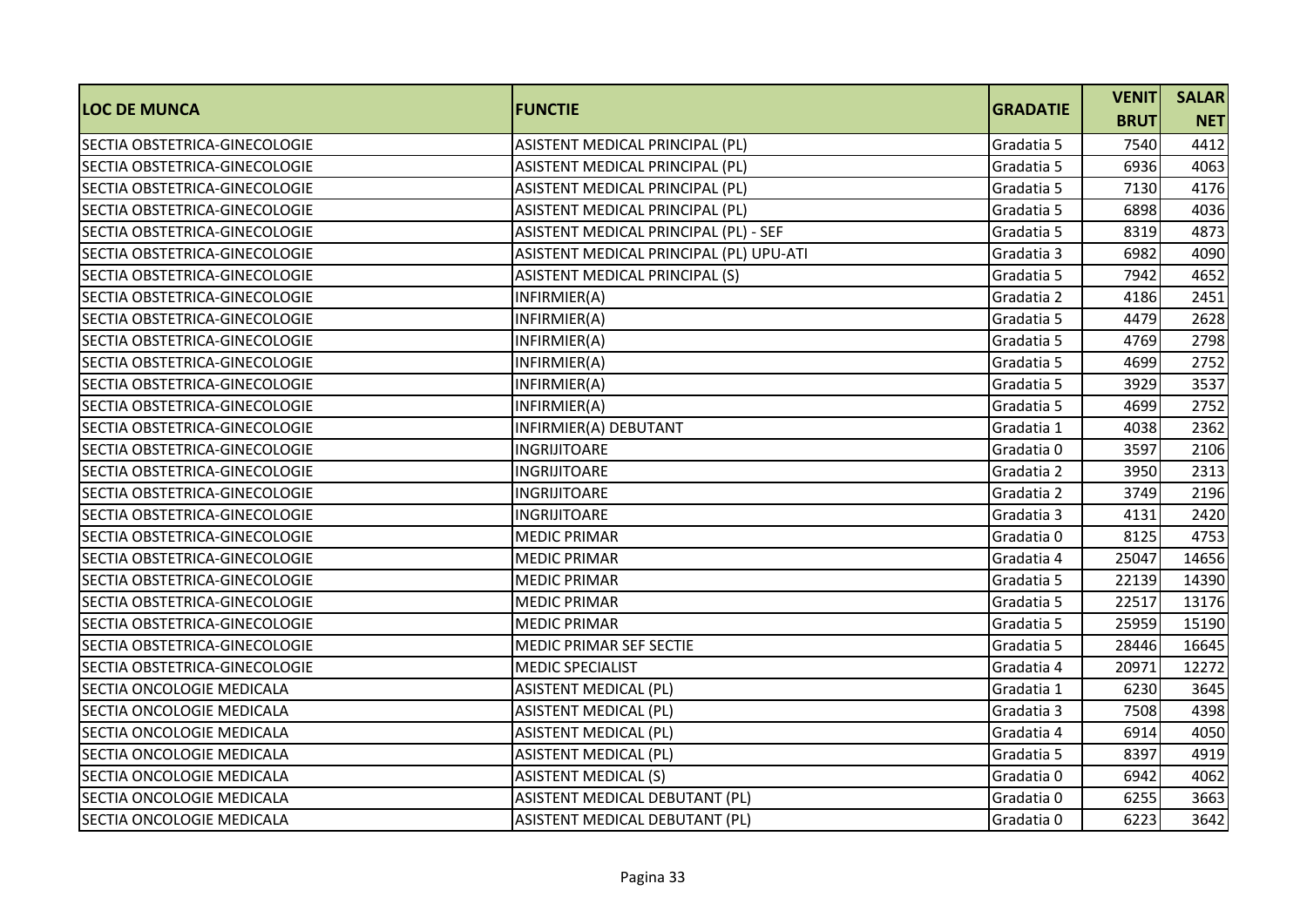| LOC DE MUNCA | FUNCTIE | GRADATIE | VENIT BRUT | SALAR NET |
|---|---|---|---|---|
| SECTIA OBSTETRICA-GINECOLOGIE | ASISTENT MEDICAL PRINCIPAL (PL) | Gradatia 5 | 7540 | 4412 |
| SECTIA OBSTETRICA-GINECOLOGIE | ASISTENT MEDICAL PRINCIPAL (PL) | Gradatia 5 | 6936 | 4063 |
| SECTIA OBSTETRICA-GINECOLOGIE | ASISTENT MEDICAL PRINCIPAL (PL) | Gradatia 5 | 7130 | 4176 |
| SECTIA OBSTETRICA-GINECOLOGIE | ASISTENT MEDICAL PRINCIPAL (PL) | Gradatia 5 | 6898 | 4036 |
| SECTIA OBSTETRICA-GINECOLOGIE | ASISTENT MEDICAL PRINCIPAL (PL) - SEF | Gradatia 5 | 8319 | 4873 |
| SECTIA OBSTETRICA-GINECOLOGIE | ASISTENT MEDICAL PRINCIPAL (PL) UPU-ATI | Gradatia 3 | 6982 | 4090 |
| SECTIA OBSTETRICA-GINECOLOGIE | ASISTENT MEDICAL PRINCIPAL (S) | Gradatia 5 | 7942 | 4652 |
| SECTIA OBSTETRICA-GINECOLOGIE | INFIRMIER(A) | Gradatia 2 | 4186 | 2451 |
| SECTIA OBSTETRICA-GINECOLOGIE | INFIRMIER(A) | Gradatia 5 | 4479 | 2628 |
| SECTIA OBSTETRICA-GINECOLOGIE | INFIRMIER(A) | Gradatia 5 | 4769 | 2798 |
| SECTIA OBSTETRICA-GINECOLOGIE | INFIRMIER(A) | Gradatia 5 | 4699 | 2752 |
| SECTIA OBSTETRICA-GINECOLOGIE | INFIRMIER(A) | Gradatia 5 | 3929 | 3537 |
| SECTIA OBSTETRICA-GINECOLOGIE | INFIRMIER(A) | Gradatia 5 | 4699 | 2752 |
| SECTIA OBSTETRICA-GINECOLOGIE | INFIRMIER(A) DEBUTANT | Gradatia 1 | 4038 | 2362 |
| SECTIA OBSTETRICA-GINECOLOGIE | INGRIJITOARE | Gradatia 0 | 3597 | 2106 |
| SECTIA OBSTETRICA-GINECOLOGIE | INGRIJITOARE | Gradatia 2 | 3950 | 2313 |
| SECTIA OBSTETRICA-GINECOLOGIE | INGRIJITOARE | Gradatia 2 | 3749 | 2196 |
| SECTIA OBSTETRICA-GINECOLOGIE | INGRIJITOARE | Gradatia 3 | 4131 | 2420 |
| SECTIA OBSTETRICA-GINECOLOGIE | MEDIC PRIMAR | Gradatia 0 | 8125 | 4753 |
| SECTIA OBSTETRICA-GINECOLOGIE | MEDIC PRIMAR | Gradatia 4 | 25047 | 14656 |
| SECTIA OBSTETRICA-GINECOLOGIE | MEDIC PRIMAR | Gradatia 5 | 22139 | 14390 |
| SECTIA OBSTETRICA-GINECOLOGIE | MEDIC PRIMAR | Gradatia 5 | 22517 | 13176 |
| SECTIA OBSTETRICA-GINECOLOGIE | MEDIC PRIMAR | Gradatia 5 | 25959 | 15190 |
| SECTIA OBSTETRICA-GINECOLOGIE | MEDIC PRIMAR SEF SECTIE | Gradatia 5 | 28446 | 16645 |
| SECTIA OBSTETRICA-GINECOLOGIE | MEDIC SPECIALIST | Gradatia 4 | 20971 | 12272 |
| SECTIA ONCOLOGIE MEDICALA | ASISTENT MEDICAL (PL) | Gradatia 1 | 6230 | 3645 |
| SECTIA ONCOLOGIE MEDICALA | ASISTENT MEDICAL (PL) | Gradatia 3 | 7508 | 4398 |
| SECTIA ONCOLOGIE MEDICALA | ASISTENT MEDICAL (PL) | Gradatia 4 | 6914 | 4050 |
| SECTIA ONCOLOGIE MEDICALA | ASISTENT MEDICAL (PL) | Gradatia 5 | 8397 | 4919 |
| SECTIA ONCOLOGIE MEDICALA | ASISTENT MEDICAL (S) | Gradatia 0 | 6942 | 4062 |
| SECTIA ONCOLOGIE MEDICALA | ASISTENT MEDICAL DEBUTANT (PL) | Gradatia 0 | 6255 | 3663 |
| SECTIA ONCOLOGIE MEDICALA | ASISTENT MEDICAL DEBUTANT (PL) | Gradatia 0 | 6223 | 3642 |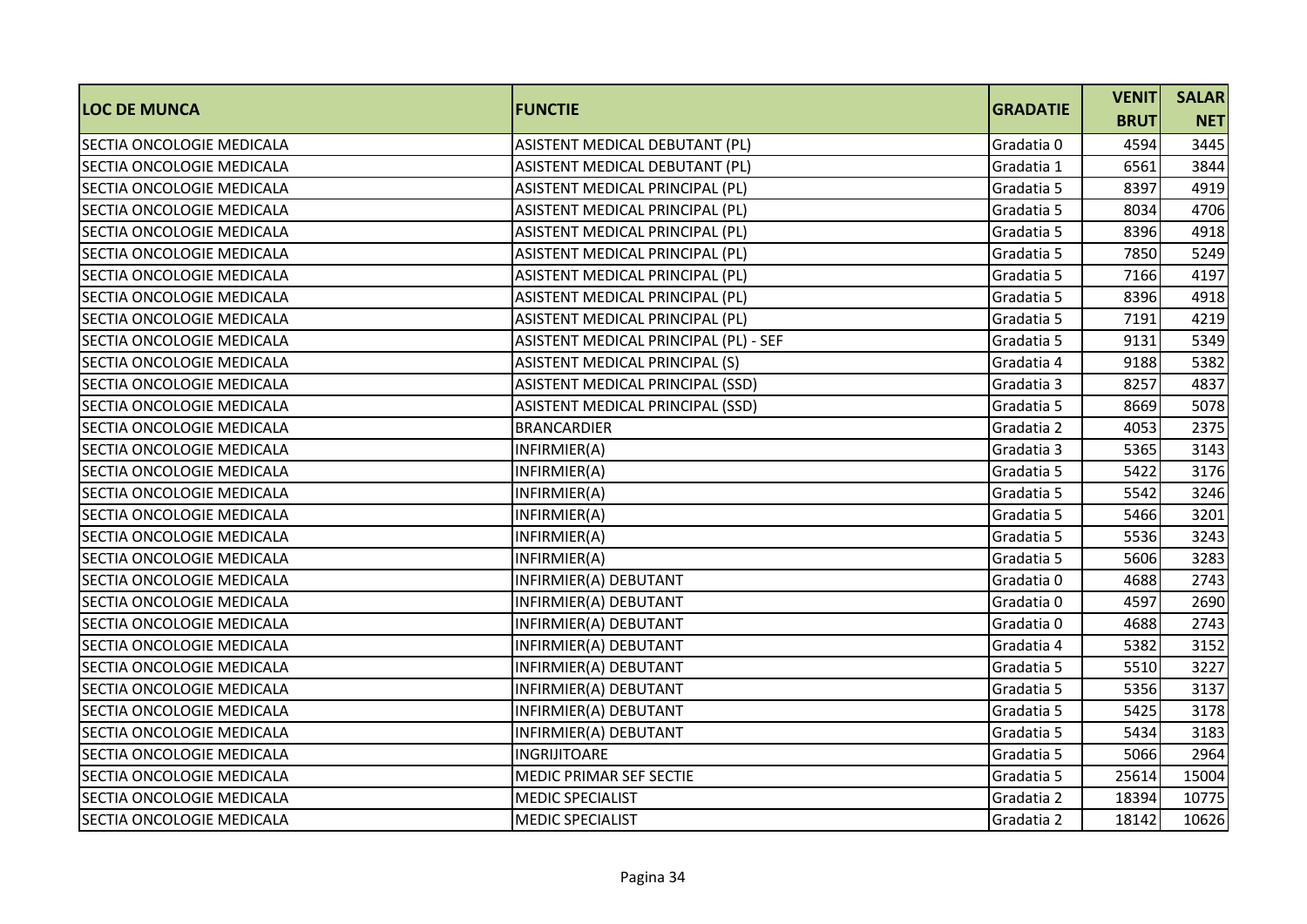| LOC DE MUNCA | FUNCTIE | GRADATIE | VENIT BRUT | SALAR NET |
|---|---|---|---|---|
| SECTIA ONCOLOGIE MEDICALA | ASISTENT MEDICAL DEBUTANT (PL) | Gradatia 0 | 4594 | 3445 |
| SECTIA ONCOLOGIE MEDICALA | ASISTENT MEDICAL DEBUTANT (PL) | Gradatia 1 | 6561 | 3844 |
| SECTIA ONCOLOGIE MEDICALA | ASISTENT MEDICAL PRINCIPAL (PL) | Gradatia 5 | 8397 | 4919 |
| SECTIA ONCOLOGIE MEDICALA | ASISTENT MEDICAL PRINCIPAL (PL) | Gradatia 5 | 8034 | 4706 |
| SECTIA ONCOLOGIE MEDICALA | ASISTENT MEDICAL PRINCIPAL (PL) | Gradatia 5 | 8396 | 4918 |
| SECTIA ONCOLOGIE MEDICALA | ASISTENT MEDICAL PRINCIPAL (PL) | Gradatia 5 | 7850 | 5249 |
| SECTIA ONCOLOGIE MEDICALA | ASISTENT MEDICAL PRINCIPAL (PL) | Gradatia 5 | 7166 | 4197 |
| SECTIA ONCOLOGIE MEDICALA | ASISTENT MEDICAL PRINCIPAL (PL) | Gradatia 5 | 8396 | 4918 |
| SECTIA ONCOLOGIE MEDICALA | ASISTENT MEDICAL PRINCIPAL (PL) | Gradatia 5 | 7191 | 4219 |
| SECTIA ONCOLOGIE MEDICALA | ASISTENT MEDICAL PRINCIPAL (PL) - SEF | Gradatia 5 | 9131 | 5349 |
| SECTIA ONCOLOGIE MEDICALA | ASISTENT MEDICAL PRINCIPAL (S) | Gradatia 4 | 9188 | 5382 |
| SECTIA ONCOLOGIE MEDICALA | ASISTENT MEDICAL PRINCIPAL (SSD) | Gradatia 3 | 8257 | 4837 |
| SECTIA ONCOLOGIE MEDICALA | ASISTENT MEDICAL PRINCIPAL (SSD) | Gradatia 5 | 8669 | 5078 |
| SECTIA ONCOLOGIE MEDICALA | BRANCARDIER | Gradatia 2 | 4053 | 2375 |
| SECTIA ONCOLOGIE MEDICALA | INFIRMIER(A) | Gradatia 3 | 5365 | 3143 |
| SECTIA ONCOLOGIE MEDICALA | INFIRMIER(A) | Gradatia 5 | 5422 | 3176 |
| SECTIA ONCOLOGIE MEDICALA | INFIRMIER(A) | Gradatia 5 | 5542 | 3246 |
| SECTIA ONCOLOGIE MEDICALA | INFIRMIER(A) | Gradatia 5 | 5466 | 3201 |
| SECTIA ONCOLOGIE MEDICALA | INFIRMIER(A) | Gradatia 5 | 5536 | 3243 |
| SECTIA ONCOLOGIE MEDICALA | INFIRMIER(A) | Gradatia 5 | 5606 | 3283 |
| SECTIA ONCOLOGIE MEDICALA | INFIRMIER(A) DEBUTANT | Gradatia 0 | 4688 | 2743 |
| SECTIA ONCOLOGIE MEDICALA | INFIRMIER(A) DEBUTANT | Gradatia 0 | 4597 | 2690 |
| SECTIA ONCOLOGIE MEDICALA | INFIRMIER(A) DEBUTANT | Gradatia 0 | 4688 | 2743 |
| SECTIA ONCOLOGIE MEDICALA | INFIRMIER(A) DEBUTANT | Gradatia 4 | 5382 | 3152 |
| SECTIA ONCOLOGIE MEDICALA | INFIRMIER(A) DEBUTANT | Gradatia 5 | 5510 | 3227 |
| SECTIA ONCOLOGIE MEDICALA | INFIRMIER(A) DEBUTANT | Gradatia 5 | 5356 | 3137 |
| SECTIA ONCOLOGIE MEDICALA | INFIRMIER(A) DEBUTANT | Gradatia 5 | 5425 | 3178 |
| SECTIA ONCOLOGIE MEDICALA | INFIRMIER(A) DEBUTANT | Gradatia 5 | 5434 | 3183 |
| SECTIA ONCOLOGIE MEDICALA | INGRIJITOARE | Gradatia 5 | 5066 | 2964 |
| SECTIA ONCOLOGIE MEDICALA | MEDIC PRIMAR SEF SECTIE | Gradatia 5 | 25614 | 15004 |
| SECTIA ONCOLOGIE MEDICALA | MEDIC SPECIALIST | Gradatia 2 | 18394 | 10775 |
| SECTIA ONCOLOGIE MEDICALA | MEDIC SPECIALIST | Gradatia 2 | 18142 | 10626 |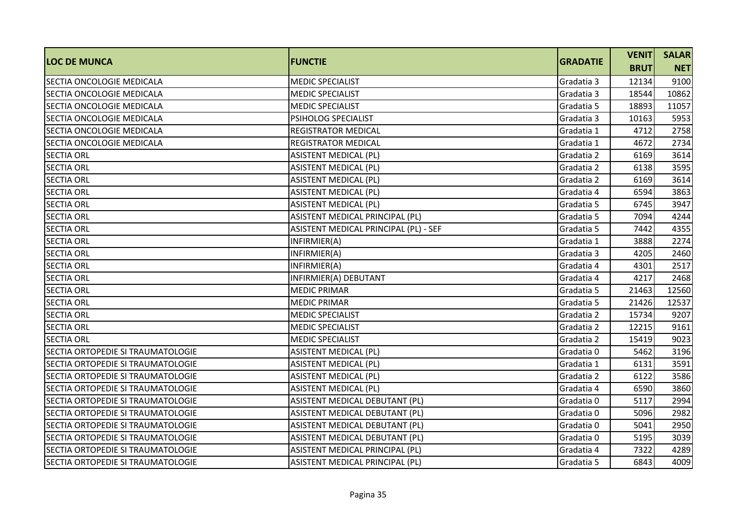| LOC DE MUNCA | FUNCTIE | GRADATIE | VENIT BRUT | SALAR NET |
|---|---|---|---|---|
| SECTIA ONCOLOGIE MEDICALA | MEDIC SPECIALIST | Gradatia 3 | 12134 | 9100 |
| SECTIA ONCOLOGIE MEDICALA | MEDIC SPECIALIST | Gradatia 3 | 18544 | 10862 |
| SECTIA ONCOLOGIE MEDICALA | MEDIC SPECIALIST | Gradatia 5 | 18893 | 11057 |
| SECTIA ONCOLOGIE MEDICALA | PSIHOLOG SPECIALIST | Gradatia 3 | 10163 | 5953 |
| SECTIA ONCOLOGIE MEDICALA | REGISTRATOR MEDICAL | Gradatia 1 | 4712 | 2758 |
| SECTIA ONCOLOGIE MEDICALA | REGISTRATOR MEDICAL | Gradatia 1 | 4672 | 2734 |
| SECTIA ORL | ASISTENT MEDICAL (PL) | Gradatia 2 | 6169 | 3614 |
| SECTIA ORL | ASISTENT MEDICAL (PL) | Gradatia 2 | 6138 | 3595 |
| SECTIA ORL | ASISTENT MEDICAL (PL) | Gradatia 2 | 6169 | 3614 |
| SECTIA ORL | ASISTENT MEDICAL (PL) | Gradatia 4 | 6594 | 3863 |
| SECTIA ORL | ASISTENT MEDICAL (PL) | Gradatia 5 | 6745 | 3947 |
| SECTIA ORL | ASISTENT MEDICAL PRINCIPAL (PL) | Gradatia 5 | 7094 | 4244 |
| SECTIA ORL | ASISTENT MEDICAL PRINCIPAL (PL) - SEF | Gradatia 5 | 7442 | 4355 |
| SECTIA ORL | INFIRMIER(A) | Gradatia 1 | 3888 | 2274 |
| SECTIA ORL | INFIRMIER(A) | Gradatia 3 | 4205 | 2460 |
| SECTIA ORL | INFIRMIER(A) | Gradatia 4 | 4301 | 2517 |
| SECTIA ORL | INFIRMIER(A) DEBUTANT | Gradatia 4 | 4217 | 2468 |
| SECTIA ORL | MEDIC PRIMAR | Gradatia 5 | 21463 | 12560 |
| SECTIA ORL | MEDIC PRIMAR | Gradatia 5 | 21426 | 12537 |
| SECTIA ORL | MEDIC SPECIALIST | Gradatia 2 | 15734 | 9207 |
| SECTIA ORL | MEDIC SPECIALIST | Gradatia 2 | 12215 | 9161 |
| SECTIA ORL | MEDIC SPECIALIST | Gradatia 2 | 15419 | 9023 |
| SECTIA ORTOPEDIE SI TRAUMATOLOGIE | ASISTENT MEDICAL (PL) | Gradatia 0 | 5462 | 3196 |
| SECTIA ORTOPEDIE SI TRAUMATOLOGIE | ASISTENT MEDICAL (PL) | Gradatia 1 | 6131 | 3591 |
| SECTIA ORTOPEDIE SI TRAUMATOLOGIE | ASISTENT MEDICAL (PL) | Gradatia 2 | 6122 | 3586 |
| SECTIA ORTOPEDIE SI TRAUMATOLOGIE | ASISTENT MEDICAL (PL) | Gradatia 4 | 6590 | 3860 |
| SECTIA ORTOPEDIE SI TRAUMATOLOGIE | ASISTENT MEDICAL DEBUTANT (PL) | Gradatia 0 | 5117 | 2994 |
| SECTIA ORTOPEDIE SI TRAUMATOLOGIE | ASISTENT MEDICAL DEBUTANT (PL) | Gradatia 0 | 5096 | 2982 |
| SECTIA ORTOPEDIE SI TRAUMATOLOGIE | ASISTENT MEDICAL DEBUTANT (PL) | Gradatia 0 | 5041 | 2950 |
| SECTIA ORTOPEDIE SI TRAUMATOLOGIE | ASISTENT MEDICAL DEBUTANT (PL) | Gradatia 0 | 5195 | 3039 |
| SECTIA ORTOPEDIE SI TRAUMATOLOGIE | ASISTENT MEDICAL PRINCIPAL (PL) | Gradatia 4 | 7322 | 4289 |
| SECTIA ORTOPEDIE SI TRAUMATOLOGIE | ASISTENT MEDICAL PRINCIPAL (PL) | Gradatia 5 | 6843 | 4009 |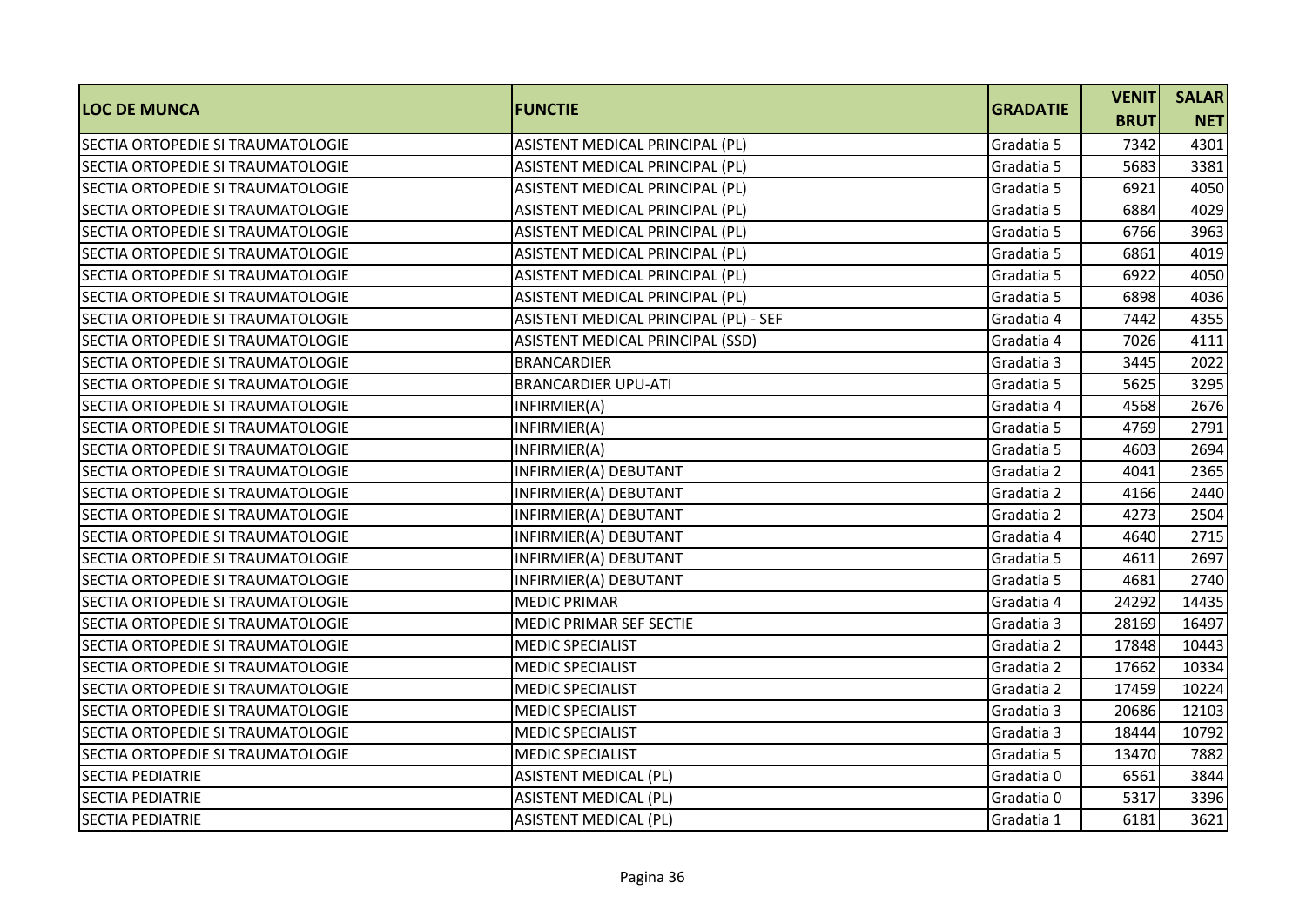| LOC DE MUNCA | FUNCTIE | GRADATIE | VENIT BRUT | SALAR NET |
|---|---|---|---|---|
| SECTIA ORTOPEDIE SI TRAUMATOLOGIE | ASISTENT MEDICAL PRINCIPAL (PL) | Gradatia 5 | 7342 | 4301 |
| SECTIA ORTOPEDIE SI TRAUMATOLOGIE | ASISTENT MEDICAL PRINCIPAL (PL) | Gradatia 5 | 5683 | 3381 |
| SECTIA ORTOPEDIE SI TRAUMATOLOGIE | ASISTENT MEDICAL PRINCIPAL (PL) | Gradatia 5 | 6921 | 4050 |
| SECTIA ORTOPEDIE SI TRAUMATOLOGIE | ASISTENT MEDICAL PRINCIPAL (PL) | Gradatia 5 | 6884 | 4029 |
| SECTIA ORTOPEDIE SI TRAUMATOLOGIE | ASISTENT MEDICAL PRINCIPAL (PL) | Gradatia 5 | 6766 | 3963 |
| SECTIA ORTOPEDIE SI TRAUMATOLOGIE | ASISTENT MEDICAL PRINCIPAL (PL) | Gradatia 5 | 6861 | 4019 |
| SECTIA ORTOPEDIE SI TRAUMATOLOGIE | ASISTENT MEDICAL PRINCIPAL (PL) | Gradatia 5 | 6922 | 4050 |
| SECTIA ORTOPEDIE SI TRAUMATOLOGIE | ASISTENT MEDICAL PRINCIPAL (PL) | Gradatia 5 | 6898 | 4036 |
| SECTIA ORTOPEDIE SI TRAUMATOLOGIE | ASISTENT MEDICAL PRINCIPAL (PL) - SEF | Gradatia 4 | 7442 | 4355 |
| SECTIA ORTOPEDIE SI TRAUMATOLOGIE | ASISTENT MEDICAL PRINCIPAL (SSD) | Gradatia 4 | 7026 | 4111 |
| SECTIA ORTOPEDIE SI TRAUMATOLOGIE | BRANCARDIER | Gradatia 3 | 3445 | 2022 |
| SECTIA ORTOPEDIE SI TRAUMATOLOGIE | BRANCARDIER UPU-ATI | Gradatia 5 | 5625 | 3295 |
| SECTIA ORTOPEDIE SI TRAUMATOLOGIE | INFIRMIER(A) | Gradatia 4 | 4568 | 2676 |
| SECTIA ORTOPEDIE SI TRAUMATOLOGIE | INFIRMIER(A) | Gradatia 5 | 4769 | 2791 |
| SECTIA ORTOPEDIE SI TRAUMATOLOGIE | INFIRMIER(A) | Gradatia 5 | 4603 | 2694 |
| SECTIA ORTOPEDIE SI TRAUMATOLOGIE | INFIRMIER(A) DEBUTANT | Gradatia 2 | 4041 | 2365 |
| SECTIA ORTOPEDIE SI TRAUMATOLOGIE | INFIRMIER(A) DEBUTANT | Gradatia 2 | 4166 | 2440 |
| SECTIA ORTOPEDIE SI TRAUMATOLOGIE | INFIRMIER(A) DEBUTANT | Gradatia 2 | 4273 | 2504 |
| SECTIA ORTOPEDIE SI TRAUMATOLOGIE | INFIRMIER(A) DEBUTANT | Gradatia 4 | 4640 | 2715 |
| SECTIA ORTOPEDIE SI TRAUMATOLOGIE | INFIRMIER(A) DEBUTANT | Gradatia 5 | 4611 | 2697 |
| SECTIA ORTOPEDIE SI TRAUMATOLOGIE | INFIRMIER(A) DEBUTANT | Gradatia 5 | 4681 | 2740 |
| SECTIA ORTOPEDIE SI TRAUMATOLOGIE | MEDIC PRIMAR | Gradatia 4 | 24292 | 14435 |
| SECTIA ORTOPEDIE SI TRAUMATOLOGIE | MEDIC PRIMAR SEF SECTIE | Gradatia 3 | 28169 | 16497 |
| SECTIA ORTOPEDIE SI TRAUMATOLOGIE | MEDIC SPECIALIST | Gradatia 2 | 17848 | 10443 |
| SECTIA ORTOPEDIE SI TRAUMATOLOGIE | MEDIC SPECIALIST | Gradatia 2 | 17662 | 10334 |
| SECTIA ORTOPEDIE SI TRAUMATOLOGIE | MEDIC SPECIALIST | Gradatia 2 | 17459 | 10224 |
| SECTIA ORTOPEDIE SI TRAUMATOLOGIE | MEDIC SPECIALIST | Gradatia 3 | 20686 | 12103 |
| SECTIA ORTOPEDIE SI TRAUMATOLOGIE | MEDIC SPECIALIST | Gradatia 3 | 18444 | 10792 |
| SECTIA ORTOPEDIE SI TRAUMATOLOGIE | MEDIC SPECIALIST | Gradatia 5 | 13470 | 7882 |
| SECTIA PEDIATRIE | ASISTENT MEDICAL (PL) | Gradatia 0 | 6561 | 3844 |
| SECTIA PEDIATRIE | ASISTENT MEDICAL (PL) | Gradatia 0 | 5317 | 3396 |
| SECTIA PEDIATRIE | ASISTENT MEDICAL (PL) | Gradatia 1 | 6181 | 3621 |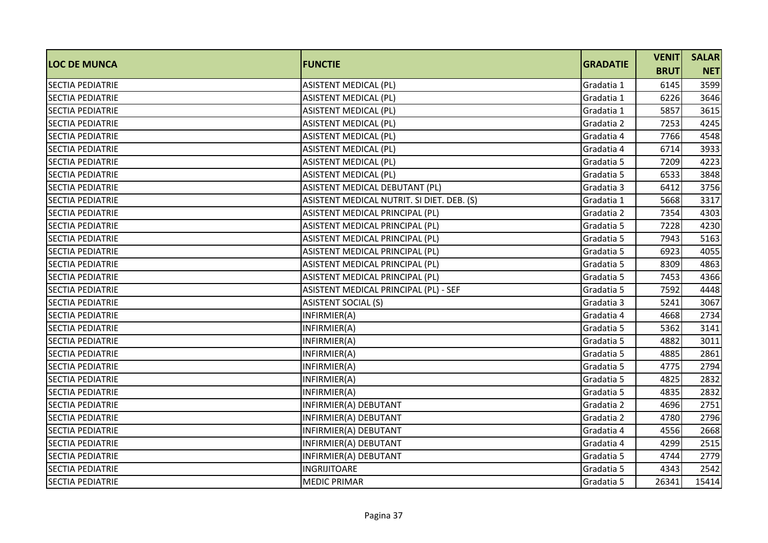| LOC DE MUNCA | FUNCTIE | GRADATIE | VENIT BRUT | SALAR NET |
|---|---|---|---|---|
| SECTIA PEDIATRIE | ASISTENT MEDICAL (PL) | Gradatia 1 | 6145 | 3599 |
| SECTIA PEDIATRIE | ASISTENT MEDICAL (PL) | Gradatia 1 | 6226 | 3646 |
| SECTIA PEDIATRIE | ASISTENT MEDICAL (PL) | Gradatia 1 | 5857 | 3615 |
| SECTIA PEDIATRIE | ASISTENT MEDICAL (PL) | Gradatia 2 | 7253 | 4245 |
| SECTIA PEDIATRIE | ASISTENT MEDICAL (PL) | Gradatia 4 | 7766 | 4548 |
| SECTIA PEDIATRIE | ASISTENT MEDICAL (PL) | Gradatia 4 | 6714 | 3933 |
| SECTIA PEDIATRIE | ASISTENT MEDICAL (PL) | Gradatia 5 | 7209 | 4223 |
| SECTIA PEDIATRIE | ASISTENT MEDICAL (PL) | Gradatia 5 | 6533 | 3848 |
| SECTIA PEDIATRIE | ASISTENT MEDICAL DEBUTANT (PL) | Gradatia 3 | 6412 | 3756 |
| SECTIA PEDIATRIE | ASISTENT MEDICAL NUTRIT. SI DIET. DEB. (S) | Gradatia 1 | 5668 | 3317 |
| SECTIA PEDIATRIE | ASISTENT MEDICAL PRINCIPAL (PL) | Gradatia 2 | 7354 | 4303 |
| SECTIA PEDIATRIE | ASISTENT MEDICAL PRINCIPAL (PL) | Gradatia 5 | 7228 | 4230 |
| SECTIA PEDIATRIE | ASISTENT MEDICAL PRINCIPAL (PL) | Gradatia 5 | 7943 | 5163 |
| SECTIA PEDIATRIE | ASISTENT MEDICAL PRINCIPAL (PL) | Gradatia 5 | 6923 | 4055 |
| SECTIA PEDIATRIE | ASISTENT MEDICAL PRINCIPAL (PL) | Gradatia 5 | 8309 | 4863 |
| SECTIA PEDIATRIE | ASISTENT MEDICAL PRINCIPAL (PL) | Gradatia 5 | 7453 | 4366 |
| SECTIA PEDIATRIE | ASISTENT MEDICAL PRINCIPAL (PL) - SEF | Gradatia 5 | 7592 | 4448 |
| SECTIA PEDIATRIE | ASISTENT SOCIAL (S) | Gradatia 3 | 5241 | 3067 |
| SECTIA PEDIATRIE | INFIRMIER(A) | Gradatia 4 | 4668 | 2734 |
| SECTIA PEDIATRIE | INFIRMIER(A) | Gradatia 5 | 5362 | 3141 |
| SECTIA PEDIATRIE | INFIRMIER(A) | Gradatia 5 | 4882 | 3011 |
| SECTIA PEDIATRIE | INFIRMIER(A) | Gradatia 5 | 4885 | 2861 |
| SECTIA PEDIATRIE | INFIRMIER(A) | Gradatia 5 | 4775 | 2794 |
| SECTIA PEDIATRIE | INFIRMIER(A) | Gradatia 5 | 4825 | 2832 |
| SECTIA PEDIATRIE | INFIRMIER(A) | Gradatia 5 | 4835 | 2832 |
| SECTIA PEDIATRIE | INFIRMIER(A) DEBUTANT | Gradatia 2 | 4696 | 2751 |
| SECTIA PEDIATRIE | INFIRMIER(A) DEBUTANT | Gradatia 2 | 4780 | 2796 |
| SECTIA PEDIATRIE | INFIRMIER(A) DEBUTANT | Gradatia 4 | 4556 | 2668 |
| SECTIA PEDIATRIE | INFIRMIER(A) DEBUTANT | Gradatia 4 | 4299 | 2515 |
| SECTIA PEDIATRIE | INFIRMIER(A) DEBUTANT | Gradatia 5 | 4744 | 2779 |
| SECTIA PEDIATRIE | INGRIJITOARE | Gradatia 5 | 4343 | 2542 |
| SECTIA PEDIATRIE | MEDIC PRIMAR | Gradatia 5 | 26341 | 15414 |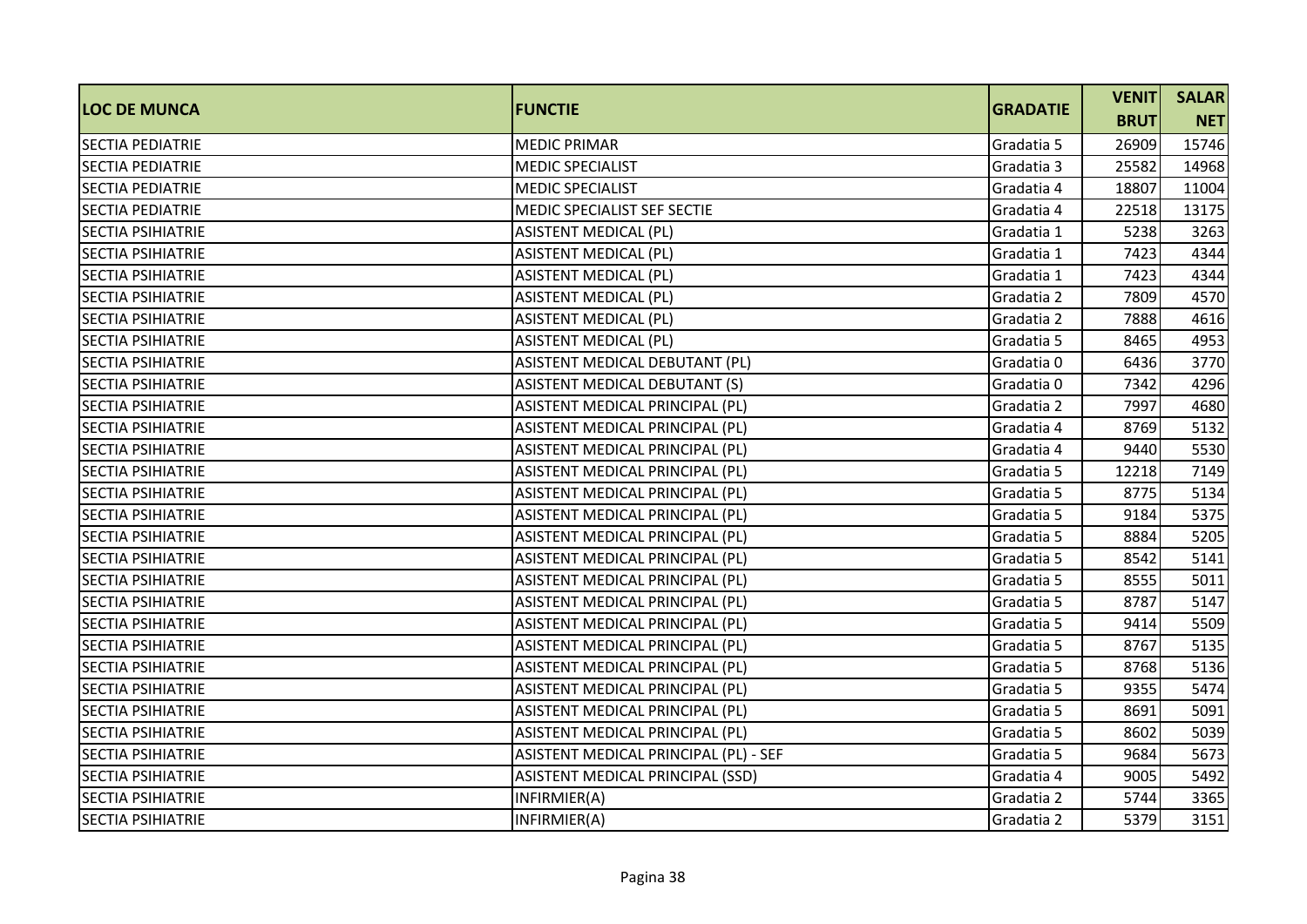| LOC DE MUNCA | FUNCTIE | GRADATIE | VENIT BRUT | SALAR NET |
|---|---|---|---|---|
| SECTIA PEDIATRIE | MEDIC PRIMAR | Gradatia 5 | 26909 | 15746 |
| SECTIA PEDIATRIE | MEDIC SPECIALIST | Gradatia 3 | 25582 | 14968 |
| SECTIA PEDIATRIE | MEDIC SPECIALIST | Gradatia 4 | 18807 | 11004 |
| SECTIA PEDIATRIE | MEDIC SPECIALIST SEF SECTIE | Gradatia 4 | 22518 | 13175 |
| SECTIA PSIHIATRIE | ASISTENT MEDICAL (PL) | Gradatia 1 | 5238 | 3263 |
| SECTIA PSIHIATRIE | ASISTENT MEDICAL (PL) | Gradatia 1 | 7423 | 4344 |
| SECTIA PSIHIATRIE | ASISTENT MEDICAL (PL) | Gradatia 1 | 7423 | 4344 |
| SECTIA PSIHIATRIE | ASISTENT MEDICAL (PL) | Gradatia 2 | 7809 | 4570 |
| SECTIA PSIHIATRIE | ASISTENT MEDICAL (PL) | Gradatia 2 | 7888 | 4616 |
| SECTIA PSIHIATRIE | ASISTENT MEDICAL (PL) | Gradatia 5 | 8465 | 4953 |
| SECTIA PSIHIATRIE | ASISTENT MEDICAL DEBUTANT (PL) | Gradatia 0 | 6436 | 3770 |
| SECTIA PSIHIATRIE | ASISTENT MEDICAL DEBUTANT (S) | Gradatia 0 | 7342 | 4296 |
| SECTIA PSIHIATRIE | ASISTENT MEDICAL PRINCIPAL (PL) | Gradatia 2 | 7997 | 4680 |
| SECTIA PSIHIATRIE | ASISTENT MEDICAL PRINCIPAL (PL) | Gradatia 4 | 8769 | 5132 |
| SECTIA PSIHIATRIE | ASISTENT MEDICAL PRINCIPAL (PL) | Gradatia 4 | 9440 | 5530 |
| SECTIA PSIHIATRIE | ASISTENT MEDICAL PRINCIPAL (PL) | Gradatia 5 | 12218 | 7149 |
| SECTIA PSIHIATRIE | ASISTENT MEDICAL PRINCIPAL (PL) | Gradatia 5 | 8775 | 5134 |
| SECTIA PSIHIATRIE | ASISTENT MEDICAL PRINCIPAL (PL) | Gradatia 5 | 9184 | 5375 |
| SECTIA PSIHIATRIE | ASISTENT MEDICAL PRINCIPAL (PL) | Gradatia 5 | 8884 | 5205 |
| SECTIA PSIHIATRIE | ASISTENT MEDICAL PRINCIPAL (PL) | Gradatia 5 | 8542 | 5141 |
| SECTIA PSIHIATRIE | ASISTENT MEDICAL PRINCIPAL (PL) | Gradatia 5 | 8555 | 5011 |
| SECTIA PSIHIATRIE | ASISTENT MEDICAL PRINCIPAL (PL) | Gradatia 5 | 8787 | 5147 |
| SECTIA PSIHIATRIE | ASISTENT MEDICAL PRINCIPAL (PL) | Gradatia 5 | 9414 | 5509 |
| SECTIA PSIHIATRIE | ASISTENT MEDICAL PRINCIPAL (PL) | Gradatia 5 | 8767 | 5135 |
| SECTIA PSIHIATRIE | ASISTENT MEDICAL PRINCIPAL (PL) | Gradatia 5 | 8768 | 5136 |
| SECTIA PSIHIATRIE | ASISTENT MEDICAL PRINCIPAL (PL) | Gradatia 5 | 9355 | 5474 |
| SECTIA PSIHIATRIE | ASISTENT MEDICAL PRINCIPAL (PL) | Gradatia 5 | 8691 | 5091 |
| SECTIA PSIHIATRIE | ASISTENT MEDICAL PRINCIPAL (PL) | Gradatia 5 | 8602 | 5039 |
| SECTIA PSIHIATRIE | ASISTENT MEDICAL PRINCIPAL (PL) - SEF | Gradatia 5 | 9684 | 5673 |
| SECTIA PSIHIATRIE | ASISTENT MEDICAL PRINCIPAL (SSD) | Gradatia 4 | 9005 | 5492 |
| SECTIA PSIHIATRIE | INFIRMIER(A) | Gradatia 2 | 5744 | 3365 |
| SECTIA PSIHIATRIE | INFIRMIER(A) | Gradatia 2 | 5379 | 3151 |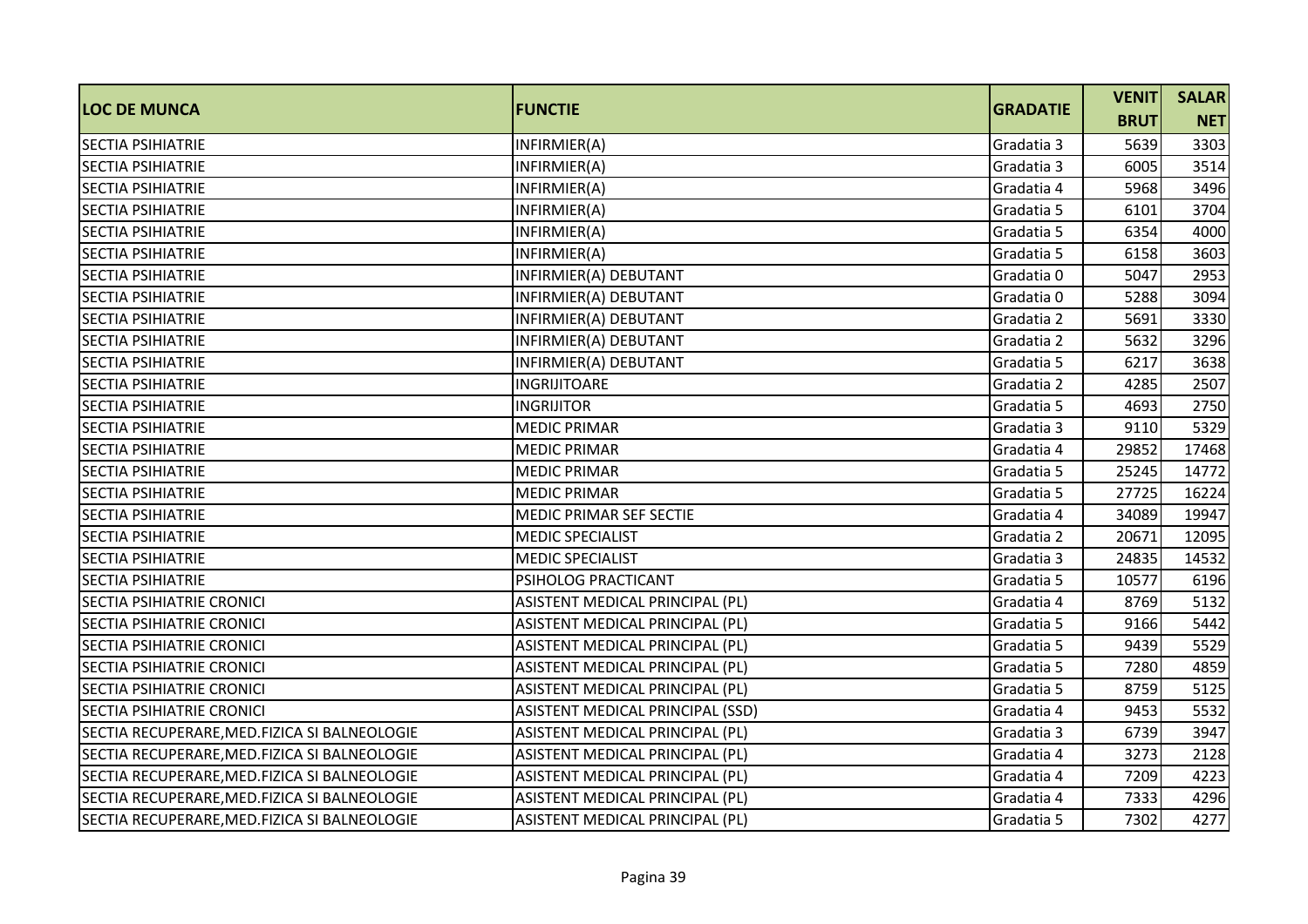| LOC DE MUNCA | FUNCTIE | GRADATIE | VENIT BRUT | SALAR NET |
|---|---|---|---|---|
| SECTIA PSIHIATRIE | INFIRMIER(A) | Gradatia 3 | 5639 | 3303 |
| SECTIA PSIHIATRIE | INFIRMIER(A) | Gradatia 3 | 6005 | 3514 |
| SECTIA PSIHIATRIE | INFIRMIER(A) | Gradatia 4 | 5968 | 3496 |
| SECTIA PSIHIATRIE | INFIRMIER(A) | Gradatia 5 | 6101 | 3704 |
| SECTIA PSIHIATRIE | INFIRMIER(A) | Gradatia 5 | 6354 | 4000 |
| SECTIA PSIHIATRIE | INFIRMIER(A) | Gradatia 5 | 6158 | 3603 |
| SECTIA PSIHIATRIE | INFIRMIER(A) DEBUTANT | Gradatia 0 | 5047 | 2953 |
| SECTIA PSIHIATRIE | INFIRMIER(A) DEBUTANT | Gradatia 0 | 5288 | 3094 |
| SECTIA PSIHIATRIE | INFIRMIER(A) DEBUTANT | Gradatia 2 | 5691 | 3330 |
| SECTIA PSIHIATRIE | INFIRMIER(A) DEBUTANT | Gradatia 2 | 5632 | 3296 |
| SECTIA PSIHIATRIE | INFIRMIER(A) DEBUTANT | Gradatia 5 | 6217 | 3638 |
| SECTIA PSIHIATRIE | INGRIJITOARE | Gradatia 2 | 4285 | 2507 |
| SECTIA PSIHIATRIE | INGRIJITOR | Gradatia 5 | 4693 | 2750 |
| SECTIA PSIHIATRIE | MEDIC PRIMAR | Gradatia 3 | 9110 | 5329 |
| SECTIA PSIHIATRIE | MEDIC PRIMAR | Gradatia 4 | 29852 | 17468 |
| SECTIA PSIHIATRIE | MEDIC PRIMAR | Gradatia 5 | 25245 | 14772 |
| SECTIA PSIHIATRIE | MEDIC PRIMAR | Gradatia 5 | 27725 | 16224 |
| SECTIA PSIHIATRIE | MEDIC PRIMAR SEF SECTIE | Gradatia 4 | 34089 | 19947 |
| SECTIA PSIHIATRIE | MEDIC SPECIALIST | Gradatia 2 | 20671 | 12095 |
| SECTIA PSIHIATRIE | MEDIC SPECIALIST | Gradatia 3 | 24835 | 14532 |
| SECTIA PSIHIATRIE | PSIHOLOG PRACTICANT | Gradatia 5 | 10577 | 6196 |
| SECTIA PSIHIATRIE CRONICI | ASISTENT MEDICAL PRINCIPAL (PL) | Gradatia 4 | 8769 | 5132 |
| SECTIA PSIHIATRIE CRONICI | ASISTENT MEDICAL PRINCIPAL (PL) | Gradatia 5 | 9166 | 5442 |
| SECTIA PSIHIATRIE CRONICI | ASISTENT MEDICAL PRINCIPAL (PL) | Gradatia 5 | 9439 | 5529 |
| SECTIA PSIHIATRIE CRONICI | ASISTENT MEDICAL PRINCIPAL (PL) | Gradatia 5 | 7280 | 4859 |
| SECTIA PSIHIATRIE CRONICI | ASISTENT MEDICAL PRINCIPAL (PL) | Gradatia 5 | 8759 | 5125 |
| SECTIA PSIHIATRIE CRONICI | ASISTENT MEDICAL PRINCIPAL (SSD) | Gradatia 4 | 9453 | 5532 |
| SECTIA RECUPERARE,MED.FIZICA SI BALNEOLOGIE | ASISTENT MEDICAL PRINCIPAL (PL) | Gradatia 3 | 6739 | 3947 |
| SECTIA RECUPERARE,MED.FIZICA SI BALNEOLOGIE | ASISTENT MEDICAL PRINCIPAL (PL) | Gradatia 4 | 3273 | 2128 |
| SECTIA RECUPERARE,MED.FIZICA SI BALNEOLOGIE | ASISTENT MEDICAL PRINCIPAL (PL) | Gradatia 4 | 7209 | 4223 |
| SECTIA RECUPERARE,MED.FIZICA SI BALNEOLOGIE | ASISTENT MEDICAL PRINCIPAL (PL) | Gradatia 4 | 7333 | 4296 |
| SECTIA RECUPERARE,MED.FIZICA SI BALNEOLOGIE | ASISTENT MEDICAL PRINCIPAL (PL) | Gradatia 5 | 7302 | 4277 |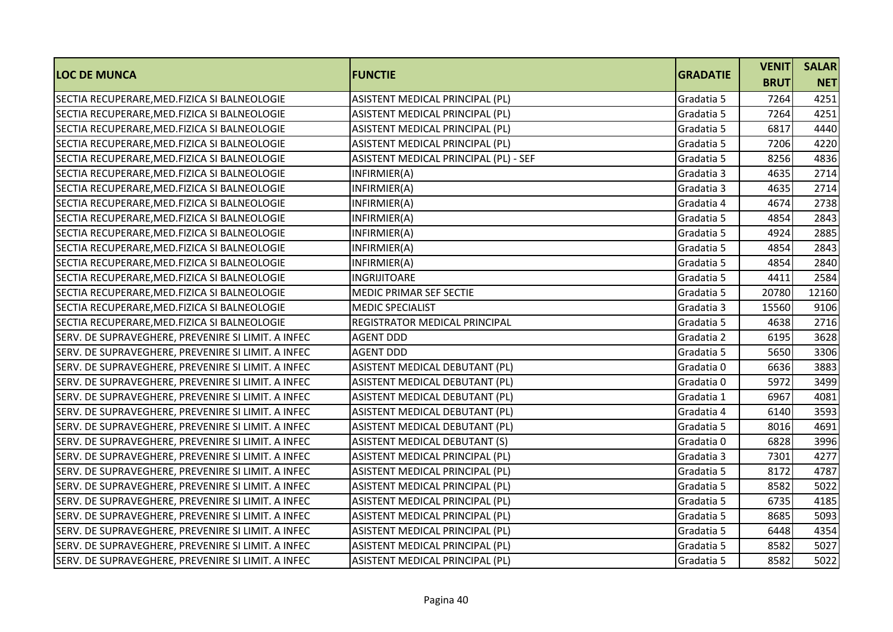| LOC DE MUNCA | FUNCTIE | GRADATIE | VENIT BRUT | SALAR NET |
|---|---|---|---|---|
| SECTIA RECUPERARE,MED.FIZICA SI BALNEOLOGIE | ASISTENT MEDICAL PRINCIPAL (PL) | Gradatia 5 | 7264 | 4251 |
| SECTIA RECUPERARE,MED.FIZICA SI BALNEOLOGIE | ASISTENT MEDICAL PRINCIPAL (PL) | Gradatia 5 | 7264 | 4251 |
| SECTIA RECUPERARE,MED.FIZICA SI BALNEOLOGIE | ASISTENT MEDICAL PRINCIPAL (PL) | Gradatia 5 | 6817 | 4440 |
| SECTIA RECUPERARE,MED.FIZICA SI BALNEOLOGIE | ASISTENT MEDICAL PRINCIPAL (PL) | Gradatia 5 | 7206 | 4220 |
| SECTIA RECUPERARE,MED.FIZICA SI BALNEOLOGIE | ASISTENT MEDICAL PRINCIPAL (PL) - SEF | Gradatia 5 | 8256 | 4836 |
| SECTIA RECUPERARE,MED.FIZICA SI BALNEOLOGIE | INFIRMIER(A) | Gradatia 3 | 4635 | 2714 |
| SECTIA RECUPERARE,MED.FIZICA SI BALNEOLOGIE | INFIRMIER(A) | Gradatia 3 | 4635 | 2714 |
| SECTIA RECUPERARE,MED.FIZICA SI BALNEOLOGIE | INFIRMIER(A) | Gradatia 4 | 4674 | 2738 |
| SECTIA RECUPERARE,MED.FIZICA SI BALNEOLOGIE | INFIRMIER(A) | Gradatia 5 | 4854 | 2843 |
| SECTIA RECUPERARE,MED.FIZICA SI BALNEOLOGIE | INFIRMIER(A) | Gradatia 5 | 4924 | 2885 |
| SECTIA RECUPERARE,MED.FIZICA SI BALNEOLOGIE | INFIRMIER(A) | Gradatia 5 | 4854 | 2843 |
| SECTIA RECUPERARE,MED.FIZICA SI BALNEOLOGIE | INFIRMIER(A) | Gradatia 5 | 4854 | 2840 |
| SECTIA RECUPERARE,MED.FIZICA SI BALNEOLOGIE | INGRIJITOARE | Gradatia 5 | 4411 | 2584 |
| SECTIA RECUPERARE,MED.FIZICA SI BALNEOLOGIE | MEDIC PRIMAR SEF SECTIE | Gradatia 5 | 20780 | 12160 |
| SECTIA RECUPERARE,MED.FIZICA SI BALNEOLOGIE | MEDIC SPECIALIST | Gradatia 3 | 15560 | 9106 |
| SECTIA RECUPERARE,MED.FIZICA SI BALNEOLOGIE | REGISTRATOR MEDICAL PRINCIPAL | Gradatia 5 | 4638 | 2716 |
| SERV. DE SUPRAVEGHERE, PREVENIRE SI LIMIT. A INFEC | AGENT DDD | Gradatia 2 | 6195 | 3628 |
| SERV. DE SUPRAVEGHERE, PREVENIRE SI LIMIT. A INFEC | AGENT DDD | Gradatia 5 | 5650 | 3306 |
| SERV. DE SUPRAVEGHERE, PREVENIRE SI LIMIT. A INFEC | ASISTENT MEDICAL DEBUTANT (PL) | Gradatia 0 | 6636 | 3883 |
| SERV. DE SUPRAVEGHERE, PREVENIRE SI LIMIT. A INFEC | ASISTENT MEDICAL DEBUTANT (PL) | Gradatia 0 | 5972 | 3499 |
| SERV. DE SUPRAVEGHERE, PREVENIRE SI LIMIT. A INFEC | ASISTENT MEDICAL DEBUTANT (PL) | Gradatia 1 | 6967 | 4081 |
| SERV. DE SUPRAVEGHERE, PREVENIRE SI LIMIT. A INFEC | ASISTENT MEDICAL DEBUTANT (PL) | Gradatia 4 | 6140 | 3593 |
| SERV. DE SUPRAVEGHERE, PREVENIRE SI LIMIT. A INFEC | ASISTENT MEDICAL DEBUTANT (PL) | Gradatia 5 | 8016 | 4691 |
| SERV. DE SUPRAVEGHERE, PREVENIRE SI LIMIT. A INFEC | ASISTENT MEDICAL DEBUTANT (S) | Gradatia 0 | 6828 | 3996 |
| SERV. DE SUPRAVEGHERE, PREVENIRE SI LIMIT. A INFEC | ASISTENT MEDICAL PRINCIPAL (PL) | Gradatia 3 | 7301 | 4277 |
| SERV. DE SUPRAVEGHERE, PREVENIRE SI LIMIT. A INFEC | ASISTENT MEDICAL PRINCIPAL (PL) | Gradatia 5 | 8172 | 4787 |
| SERV. DE SUPRAVEGHERE, PREVENIRE SI LIMIT. A INFEC | ASISTENT MEDICAL PRINCIPAL (PL) | Gradatia 5 | 8582 | 5022 |
| SERV. DE SUPRAVEGHERE, PREVENIRE SI LIMIT. A INFEC | ASISTENT MEDICAL PRINCIPAL (PL) | Gradatia 5 | 6735 | 4185 |
| SERV. DE SUPRAVEGHERE, PREVENIRE SI LIMIT. A INFEC | ASISTENT MEDICAL PRINCIPAL (PL) | Gradatia 5 | 8685 | 5093 |
| SERV. DE SUPRAVEGHERE, PREVENIRE SI LIMIT. A INFEC | ASISTENT MEDICAL PRINCIPAL (PL) | Gradatia 5 | 6448 | 4354 |
| SERV. DE SUPRAVEGHERE, PREVENIRE SI LIMIT. A INFEC | ASISTENT MEDICAL PRINCIPAL (PL) | Gradatia 5 | 8582 | 5027 |
| SERV. DE SUPRAVEGHERE, PREVENIRE SI LIMIT. A INFEC | ASISTENT MEDICAL PRINCIPAL (PL) | Gradatia 5 | 8582 | 5022 |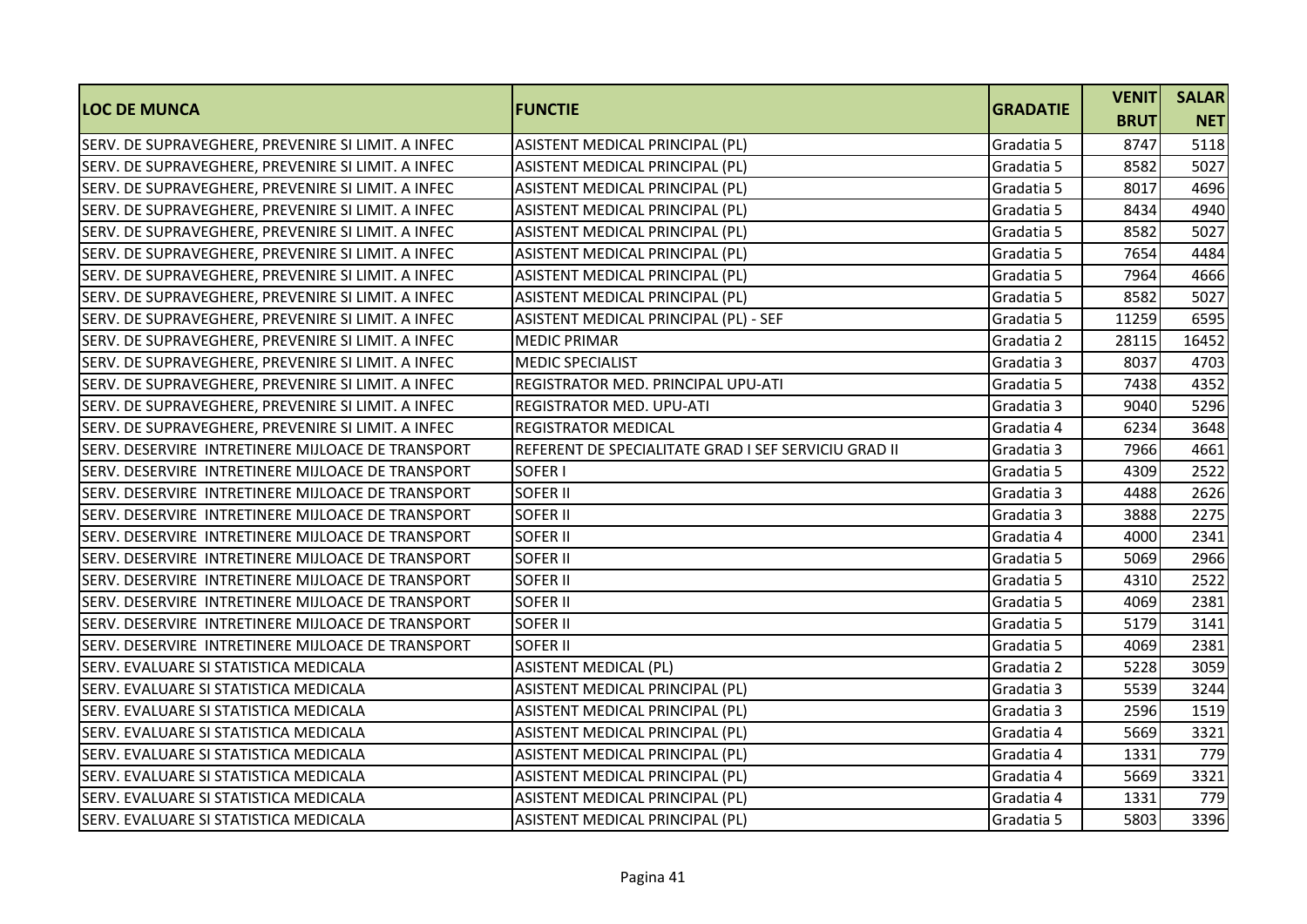| LOC DE MUNCA | FUNCTIE | GRADATIE | VENIT BRUT | SALAR NET |
|---|---|---|---|---|
| SERV. DE SUPRAVEGHERE, PREVENIRE SI LIMIT. A INFEC | ASISTENT MEDICAL PRINCIPAL (PL) | Gradatia 5 | 8747 | 5118 |
| SERV. DE SUPRAVEGHERE, PREVENIRE SI LIMIT. A INFEC | ASISTENT MEDICAL PRINCIPAL (PL) | Gradatia 5 | 8582 | 5027 |
| SERV. DE SUPRAVEGHERE, PREVENIRE SI LIMIT. A INFEC | ASISTENT MEDICAL PRINCIPAL (PL) | Gradatia 5 | 8017 | 4696 |
| SERV. DE SUPRAVEGHERE, PREVENIRE SI LIMIT. A INFEC | ASISTENT MEDICAL PRINCIPAL (PL) | Gradatia 5 | 8434 | 4940 |
| SERV. DE SUPRAVEGHERE, PREVENIRE SI LIMIT. A INFEC | ASISTENT MEDICAL PRINCIPAL (PL) | Gradatia 5 | 8582 | 5027 |
| SERV. DE SUPRAVEGHERE, PREVENIRE SI LIMIT. A INFEC | ASISTENT MEDICAL PRINCIPAL (PL) | Gradatia 5 | 7654 | 4484 |
| SERV. DE SUPRAVEGHERE, PREVENIRE SI LIMIT. A INFEC | ASISTENT MEDICAL PRINCIPAL (PL) | Gradatia 5 | 7964 | 4666 |
| SERV. DE SUPRAVEGHERE, PREVENIRE SI LIMIT. A INFEC | ASISTENT MEDICAL PRINCIPAL (PL) | Gradatia 5 | 8582 | 5027 |
| SERV. DE SUPRAVEGHERE, PREVENIRE SI LIMIT. A INFEC | ASISTENT MEDICAL PRINCIPAL (PL) - SEF | Gradatia 5 | 11259 | 6595 |
| SERV. DE SUPRAVEGHERE, PREVENIRE SI LIMIT. A INFEC | MEDIC PRIMAR | Gradatia 2 | 28115 | 16452 |
| SERV. DE SUPRAVEGHERE, PREVENIRE SI LIMIT. A INFEC | MEDIC SPECIALIST | Gradatia 3 | 8037 | 4703 |
| SERV. DE SUPRAVEGHERE, PREVENIRE SI LIMIT. A INFEC | REGISTRATOR MED. PRINCIPAL UPU-ATI | Gradatia 5 | 7438 | 4352 |
| SERV. DE SUPRAVEGHERE, PREVENIRE SI LIMIT. A INFEC | REGISTRATOR MED. UPU-ATI | Gradatia 3 | 9040 | 5296 |
| SERV. DE SUPRAVEGHERE, PREVENIRE SI LIMIT. A INFEC | REGISTRATOR MEDICAL | Gradatia 4 | 6234 | 3648 |
| SERV. DESERVIRE INTRETINERE MIJLOACE DE TRANSPORT | REFERENT DE SPECIALITATE GRAD I SEF SERVICIU GRAD II | Gradatia 3 | 7966 | 4661 |
| SERV. DESERVIRE INTRETINERE MIJLOACE DE TRANSPORT | SOFER I | Gradatia 5 | 4309 | 2522 |
| SERV. DESERVIRE INTRETINERE MIJLOACE DE TRANSPORT | SOFER II | Gradatia 3 | 4488 | 2626 |
| SERV. DESERVIRE INTRETINERE MIJLOACE DE TRANSPORT | SOFER II | Gradatia 3 | 3888 | 2275 |
| SERV. DESERVIRE INTRETINERE MIJLOACE DE TRANSPORT | SOFER II | Gradatia 4 | 4000 | 2341 |
| SERV. DESERVIRE INTRETINERE MIJLOACE DE TRANSPORT | SOFER II | Gradatia 5 | 5069 | 2966 |
| SERV. DESERVIRE INTRETINERE MIJLOACE DE TRANSPORT | SOFER II | Gradatia 5 | 4310 | 2522 |
| SERV. DESERVIRE INTRETINERE MIJLOACE DE TRANSPORT | SOFER II | Gradatia 5 | 4069 | 2381 |
| SERV. DESERVIRE INTRETINERE MIJLOACE DE TRANSPORT | SOFER II | Gradatia 5 | 5179 | 3141 |
| SERV. DESERVIRE INTRETINERE MIJLOACE DE TRANSPORT | SOFER II | Gradatia 5 | 4069 | 2381 |
| SERV. EVALUARE SI STATISTICA MEDICALA | ASISTENT MEDICAL (PL) | Gradatia 2 | 5228 | 3059 |
| SERV. EVALUARE SI STATISTICA MEDICALA | ASISTENT MEDICAL PRINCIPAL (PL) | Gradatia 3 | 5539 | 3244 |
| SERV. EVALUARE SI STATISTICA MEDICALA | ASISTENT MEDICAL PRINCIPAL (PL) | Gradatia 3 | 2596 | 1519 |
| SERV. EVALUARE SI STATISTICA MEDICALA | ASISTENT MEDICAL PRINCIPAL (PL) | Gradatia 4 | 5669 | 3321 |
| SERV. EVALUARE SI STATISTICA MEDICALA | ASISTENT MEDICAL PRINCIPAL (PL) | Gradatia 4 | 1331 | 779 |
| SERV. EVALUARE SI STATISTICA MEDICALA | ASISTENT MEDICAL PRINCIPAL (PL) | Gradatia 4 | 5669 | 3321 |
| SERV. EVALUARE SI STATISTICA MEDICALA | ASISTENT MEDICAL PRINCIPAL (PL) | Gradatia 4 | 1331 | 779 |
| SERV. EVALUARE SI STATISTICA MEDICALA | ASISTENT MEDICAL PRINCIPAL (PL) | Gradatia 5 | 5803 | 3396 |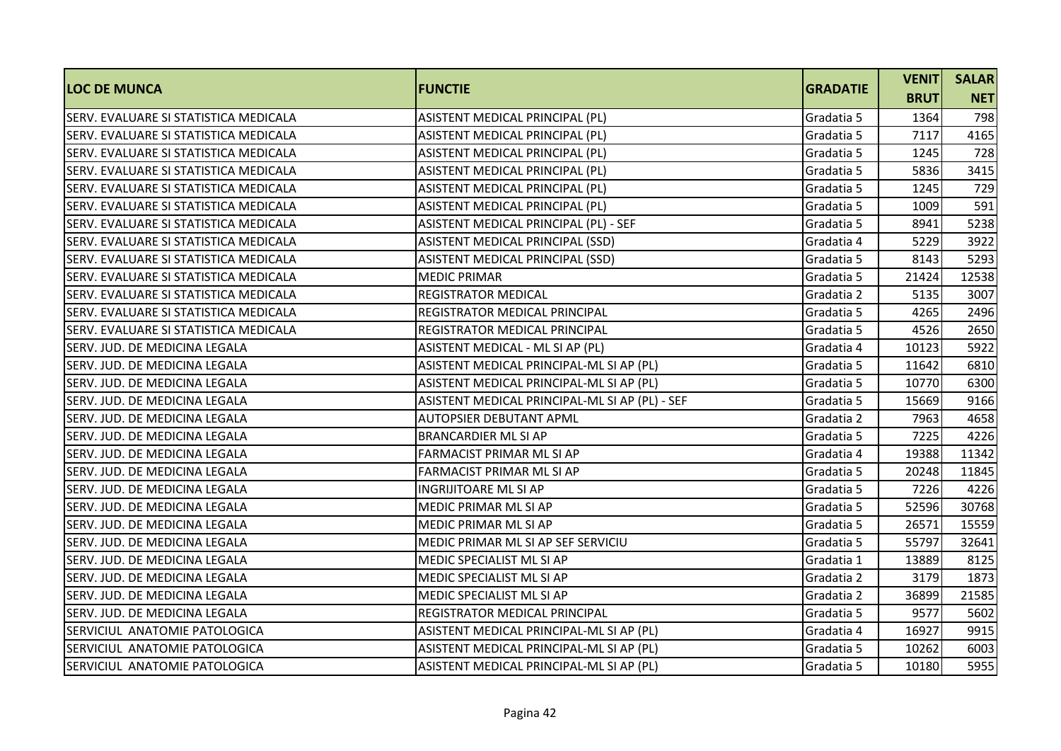| LOC DE MUNCA | FUNCTIE | GRADATIE | VENIT BRUT | SALAR NET |
|---|---|---|---|---|
| SERV. EVALUARE SI STATISTICA MEDICALA | ASISTENT MEDICAL PRINCIPAL (PL) | Gradatia 5 | 1364 | 798 |
| SERV. EVALUARE SI STATISTICA MEDICALA | ASISTENT MEDICAL PRINCIPAL (PL) | Gradatia 5 | 7117 | 4165 |
| SERV. EVALUARE SI STATISTICA MEDICALA | ASISTENT MEDICAL PRINCIPAL (PL) | Gradatia 5 | 1245 | 728 |
| SERV. EVALUARE SI STATISTICA MEDICALA | ASISTENT MEDICAL PRINCIPAL (PL) | Gradatia 5 | 5836 | 3415 |
| SERV. EVALUARE SI STATISTICA MEDICALA | ASISTENT MEDICAL PRINCIPAL (PL) | Gradatia 5 | 1245 | 729 |
| SERV. EVALUARE SI STATISTICA MEDICALA | ASISTENT MEDICAL PRINCIPAL (PL) | Gradatia 5 | 1009 | 591 |
| SERV. EVALUARE SI STATISTICA MEDICALA | ASISTENT MEDICAL PRINCIPAL (PL) - SEF | Gradatia 5 | 8941 | 5238 |
| SERV. EVALUARE SI STATISTICA MEDICALA | ASISTENT MEDICAL PRINCIPAL (SSD) | Gradatia 4 | 5229 | 3922 |
| SERV. EVALUARE SI STATISTICA MEDICALA | ASISTENT MEDICAL PRINCIPAL (SSD) | Gradatia 5 | 8143 | 5293 |
| SERV. EVALUARE SI STATISTICA MEDICALA | MEDIC PRIMAR | Gradatia 5 | 21424 | 12538 |
| SERV. EVALUARE SI STATISTICA MEDICALA | REGISTRATOR MEDICAL | Gradatia 2 | 5135 | 3007 |
| SERV. EVALUARE SI STATISTICA MEDICALA | REGISTRATOR MEDICAL PRINCIPAL | Gradatia 5 | 4265 | 2496 |
| SERV. EVALUARE SI STATISTICA MEDICALA | REGISTRATOR MEDICAL PRINCIPAL | Gradatia 5 | 4526 | 2650 |
| SERV. JUD. DE MEDICINA LEGALA | ASISTENT MEDICAL - ML SI AP (PL) | Gradatia 4 | 10123 | 5922 |
| SERV. JUD. DE MEDICINA LEGALA | ASISTENT MEDICAL PRINCIPAL-ML SI AP (PL) | Gradatia 5 | 11642 | 6810 |
| SERV. JUD. DE MEDICINA LEGALA | ASISTENT MEDICAL PRINCIPAL-ML SI AP (PL) | Gradatia 5 | 10770 | 6300 |
| SERV. JUD. DE MEDICINA LEGALA | ASISTENT MEDICAL PRINCIPAL-ML SI AP (PL) - SEF | Gradatia 5 | 15669 | 9166 |
| SERV. JUD. DE MEDICINA LEGALA | AUTOPSIER DEBUTANT APML | Gradatia 2 | 7963 | 4658 |
| SERV. JUD. DE MEDICINA LEGALA | BRANCARDIER ML SI AP | Gradatia 5 | 7225 | 4226 |
| SERV. JUD. DE MEDICINA LEGALA | FARMACIST PRIMAR ML SI AP | Gradatia 4 | 19388 | 11342 |
| SERV. JUD. DE MEDICINA LEGALA | FARMACIST PRIMAR ML SI AP | Gradatia 5 | 20248 | 11845 |
| SERV. JUD. DE MEDICINA LEGALA | INGRIJITOARE ML SI AP | Gradatia 5 | 7226 | 4226 |
| SERV. JUD. DE MEDICINA LEGALA | MEDIC PRIMAR ML SI AP | Gradatia 5 | 52596 | 30768 |
| SERV. JUD. DE MEDICINA LEGALA | MEDIC PRIMAR ML SI AP | Gradatia 5 | 26571 | 15559 |
| SERV. JUD. DE MEDICINA LEGALA | MEDIC PRIMAR ML SI AP SEF SERVICIU | Gradatia 5 | 55797 | 32641 |
| SERV. JUD. DE MEDICINA LEGALA | MEDIC SPECIALIST ML SI AP | Gradatia 1 | 13889 | 8125 |
| SERV. JUD. DE MEDICINA LEGALA | MEDIC SPECIALIST ML SI AP | Gradatia 2 | 3179 | 1873 |
| SERV. JUD. DE MEDICINA LEGALA | MEDIC SPECIALIST ML SI AP | Gradatia 2 | 36899 | 21585 |
| SERV. JUD. DE MEDICINA LEGALA | REGISTRATOR MEDICAL PRINCIPAL | Gradatia 5 | 9577 | 5602 |
| SERVICIUL ANATOMIE PATOLOGICA | ASISTENT MEDICAL PRINCIPAL-ML SI AP (PL) | Gradatia 4 | 16927 | 9915 |
| SERVICIUL ANATOMIE PATOLOGICA | ASISTENT MEDICAL PRINCIPAL-ML SI AP (PL) | Gradatia 5 | 10262 | 6003 |
| SERVICIUL ANATOMIE PATOLOGICA | ASISTENT MEDICAL PRINCIPAL-ML SI AP (PL) | Gradatia 5 | 10180 | 5955 |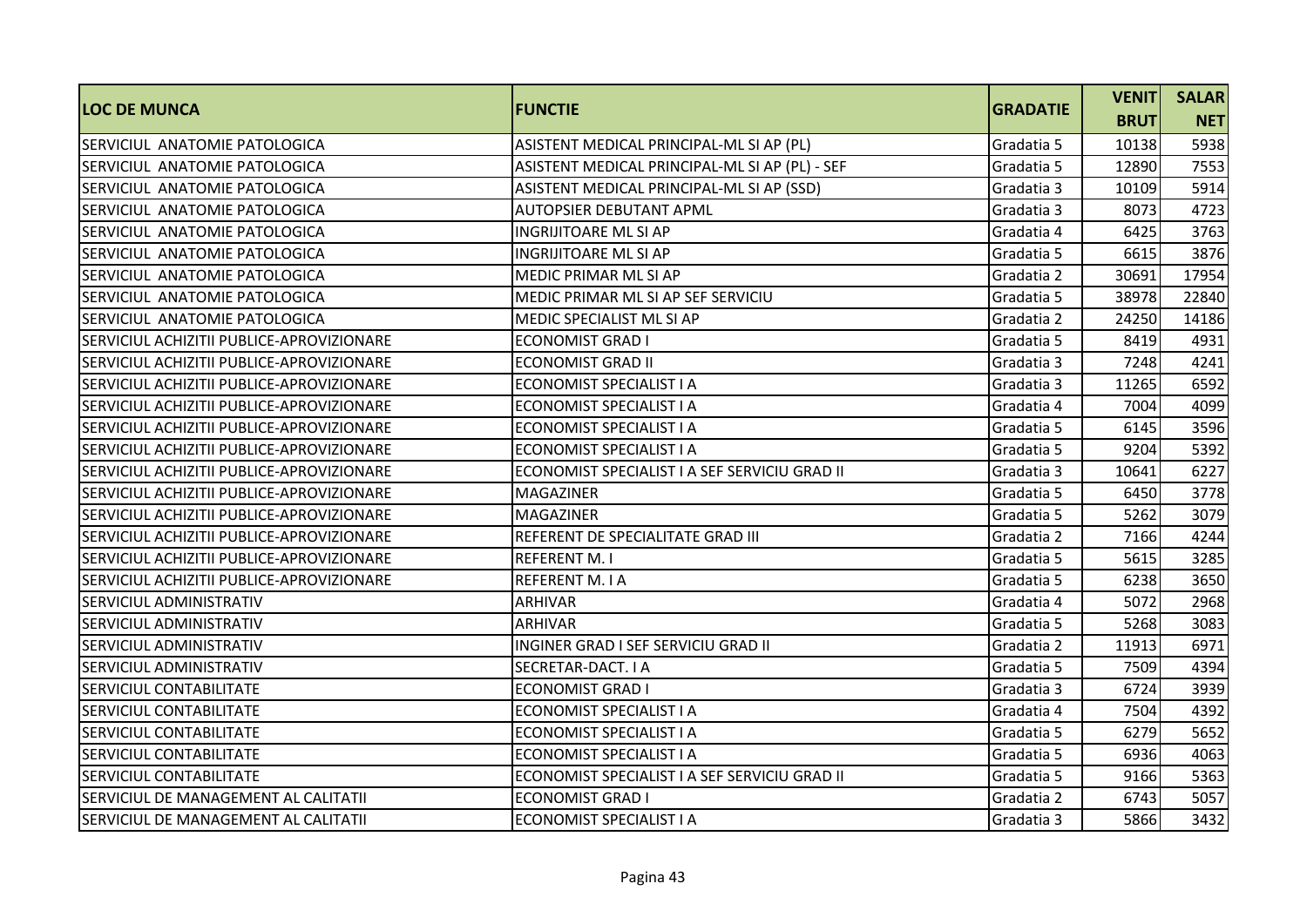| LOC DE MUNCA | FUNCTIE | GRADATIE | VENIT BRUT | SALAR NET |
|---|---|---|---|---|
| SERVICIUL ANATOMIE PATOLOGICA | ASISTENT MEDICAL PRINCIPAL-ML SI AP (PL) | Gradatia 5 | 10138 | 5938 |
| SERVICIUL ANATOMIE PATOLOGICA | ASISTENT MEDICAL PRINCIPAL-ML SI AP (PL) - SEF | Gradatia 5 | 12890 | 7553 |
| SERVICIUL ANATOMIE PATOLOGICA | ASISTENT MEDICAL PRINCIPAL-ML SI AP (SSD) | Gradatia 3 | 10109 | 5914 |
| SERVICIUL ANATOMIE PATOLOGICA | AUTOPSIER DEBUTANT APML | Gradatia 3 | 8073 | 4723 |
| SERVICIUL ANATOMIE PATOLOGICA | INGRIJITOARE ML SI AP | Gradatia 4 | 6425 | 3763 |
| SERVICIUL ANATOMIE PATOLOGICA | INGRIJITOARE ML SI AP | Gradatia 5 | 6615 | 3876 |
| SERVICIUL ANATOMIE PATOLOGICA | MEDIC PRIMAR ML SI AP | Gradatia 2 | 30691 | 17954 |
| SERVICIUL ANATOMIE PATOLOGICA | MEDIC PRIMAR ML SI AP SEF SERVICIU | Gradatia 5 | 38978 | 22840 |
| SERVICIUL ANATOMIE PATOLOGICA | MEDIC SPECIALIST ML SI AP | Gradatia 2 | 24250 | 14186 |
| SERVICIUL ACHIZITII PUBLICE-APROVIZIONARE | ECONOMIST GRAD I | Gradatia 5 | 8419 | 4931 |
| SERVICIUL ACHIZITII PUBLICE-APROVIZIONARE | ECONOMIST GRAD II | Gradatia 3 | 7248 | 4241 |
| SERVICIUL ACHIZITII PUBLICE-APROVIZIONARE | ECONOMIST SPECIALIST I A | Gradatia 3 | 11265 | 6592 |
| SERVICIUL ACHIZITII PUBLICE-APROVIZIONARE | ECONOMIST SPECIALIST I A | Gradatia 4 | 7004 | 4099 |
| SERVICIUL ACHIZITII PUBLICE-APROVIZIONARE | ECONOMIST SPECIALIST I A | Gradatia 5 | 6145 | 3596 |
| SERVICIUL ACHIZITII PUBLICE-APROVIZIONARE | ECONOMIST SPECIALIST I A | Gradatia 5 | 9204 | 5392 |
| SERVICIUL ACHIZITII PUBLICE-APROVIZIONARE | ECONOMIST SPECIALIST I A SEF SERVICIU GRAD II | Gradatia 3 | 10641 | 6227 |
| SERVICIUL ACHIZITII PUBLICE-APROVIZIONARE | MAGAZINER | Gradatia 5 | 6450 | 3778 |
| SERVICIUL ACHIZITII PUBLICE-APROVIZIONARE | MAGAZINER | Gradatia 5 | 5262 | 3079 |
| SERVICIUL ACHIZITII PUBLICE-APROVIZIONARE | REFERENT DE SPECIALITATE GRAD III | Gradatia 2 | 7166 | 4244 |
| SERVICIUL ACHIZITII PUBLICE-APROVIZIONARE | REFERENT M. I | Gradatia 5 | 5615 | 3285 |
| SERVICIUL ACHIZITII PUBLICE-APROVIZIONARE | REFERENT M. I A | Gradatia 5 | 6238 | 3650 |
| SERVICIUL ADMINISTRATIV | ARHIVAR | Gradatia 4 | 5072 | 2968 |
| SERVICIUL ADMINISTRATIV | ARHIVAR | Gradatia 5 | 5268 | 3083 |
| SERVICIUL ADMINISTRATIV | INGINER GRAD I SEF SERVICIU GRAD II | Gradatia 2 | 11913 | 6971 |
| SERVICIUL ADMINISTRATIV | SECRETAR-DACT. I A | Gradatia 5 | 7509 | 4394 |
| SERVICIUL CONTABILITATE | ECONOMIST GRAD I | Gradatia 3 | 6724 | 3939 |
| SERVICIUL CONTABILITATE | ECONOMIST SPECIALIST I A | Gradatia 4 | 7504 | 4392 |
| SERVICIUL CONTABILITATE | ECONOMIST SPECIALIST I A | Gradatia 5 | 6279 | 5652 |
| SERVICIUL CONTABILITATE | ECONOMIST SPECIALIST I A | Gradatia 5 | 6936 | 4063 |
| SERVICIUL CONTABILITATE | ECONOMIST SPECIALIST I A SEF SERVICIU GRAD II | Gradatia 5 | 9166 | 5363 |
| SERVICIUL DE MANAGEMENT AL CALITATII | ECONOMIST GRAD I | Gradatia 2 | 6743 | 5057 |
| SERVICIUL DE MANAGEMENT AL CALITATII | ECONOMIST SPECIALIST I A | Gradatia 3 | 5866 | 3432 |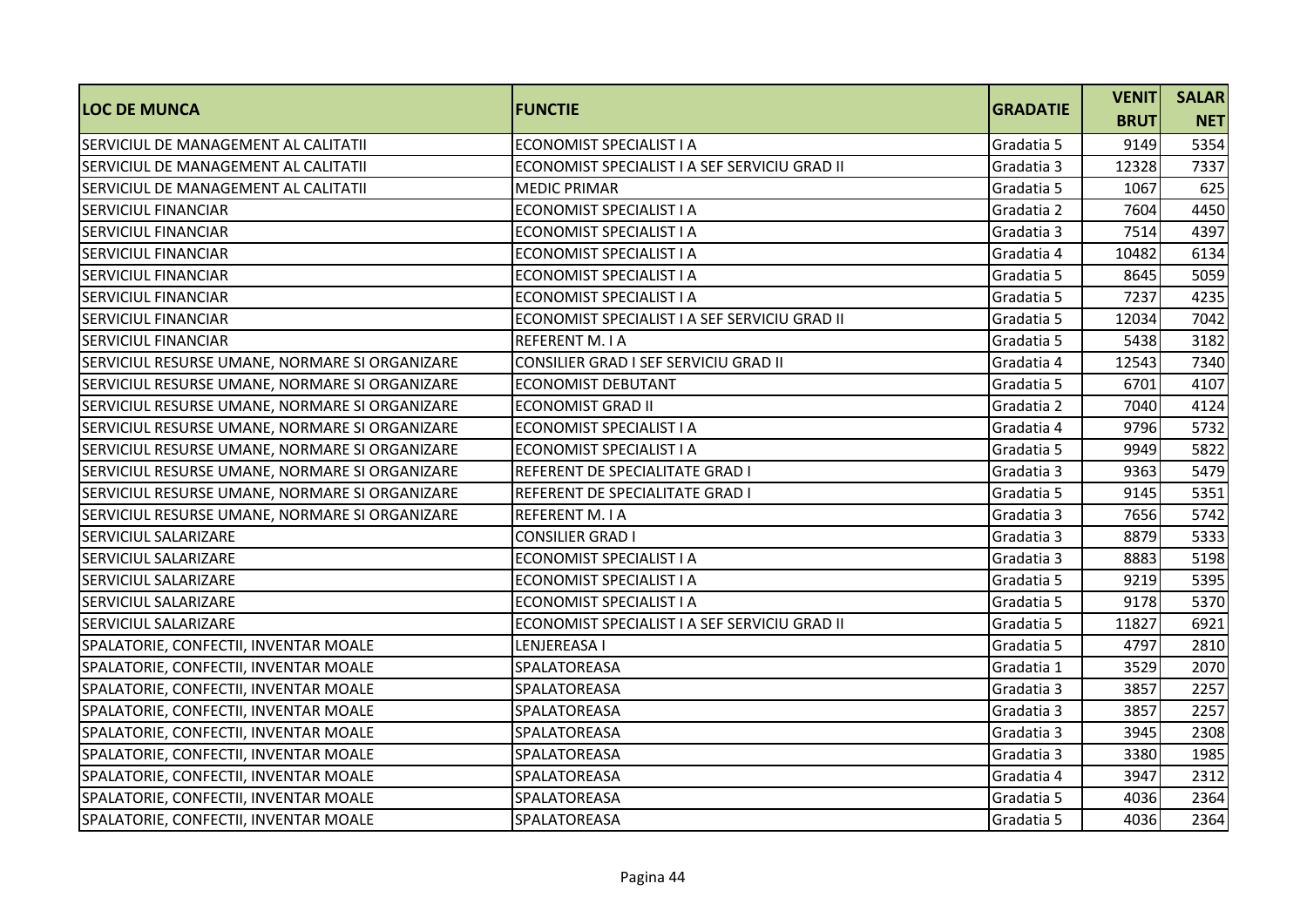| LOC DE MUNCA | FUNCTIE | GRADATIE | VENIT BRUT | SALAR NET |
|---|---|---|---|---|
| SERVICIUL DE MANAGEMENT AL CALITATII | ECONOMIST SPECIALIST I A | Gradatia 5 | 9149 | 5354 |
| SERVICIUL DE MANAGEMENT AL CALITATII | ECONOMIST SPECIALIST I A SEF SERVICIU GRAD II | Gradatia 3 | 12328 | 7337 |
| SERVICIUL DE MANAGEMENT AL CALITATII | MEDIC PRIMAR | Gradatia 5 | 1067 | 625 |
| SERVICIUL FINANCIAR | ECONOMIST SPECIALIST I A | Gradatia 2 | 7604 | 4450 |
| SERVICIUL FINANCIAR | ECONOMIST SPECIALIST I A | Gradatia 3 | 7514 | 4397 |
| SERVICIUL FINANCIAR | ECONOMIST SPECIALIST I A | Gradatia 4 | 10482 | 6134 |
| SERVICIUL FINANCIAR | ECONOMIST SPECIALIST I A | Gradatia 5 | 8645 | 5059 |
| SERVICIUL FINANCIAR | ECONOMIST SPECIALIST I A | Gradatia 5 | 7237 | 4235 |
| SERVICIUL FINANCIAR | ECONOMIST SPECIALIST I A SEF SERVICIU GRAD II | Gradatia 5 | 12034 | 7042 |
| SERVICIUL FINANCIAR | REFERENT M. I A | Gradatia 5 | 5438 | 3182 |
| SERVICIUL RESURSE UMANE, NORMARE SI ORGANIZARE | CONSILIER GRAD I SEF SERVICIU GRAD II | Gradatia 4 | 12543 | 7340 |
| SERVICIUL RESURSE UMANE, NORMARE SI ORGANIZARE | ECONOMIST DEBUTANT | Gradatia 5 | 6701 | 4107 |
| SERVICIUL RESURSE UMANE, NORMARE SI ORGANIZARE | ECONOMIST GRAD II | Gradatia 2 | 7040 | 4124 |
| SERVICIUL RESURSE UMANE, NORMARE SI ORGANIZARE | ECONOMIST SPECIALIST I A | Gradatia 4 | 9796 | 5732 |
| SERVICIUL RESURSE UMANE, NORMARE SI ORGANIZARE | ECONOMIST SPECIALIST I A | Gradatia 5 | 9949 | 5822 |
| SERVICIUL RESURSE UMANE, NORMARE SI ORGANIZARE | REFERENT DE SPECIALITATE GRAD I | Gradatia 3 | 9363 | 5479 |
| SERVICIUL RESURSE UMANE, NORMARE SI ORGANIZARE | REFERENT DE SPECIALITATE GRAD I | Gradatia 5 | 9145 | 5351 |
| SERVICIUL RESURSE UMANE, NORMARE SI ORGANIZARE | REFERENT M. I A | Gradatia 3 | 7656 | 5742 |
| SERVICIUL SALARIZARE | CONSILIER GRAD I | Gradatia 3 | 8879 | 5333 |
| SERVICIUL SALARIZARE | ECONOMIST SPECIALIST I A | Gradatia 3 | 8883 | 5198 |
| SERVICIUL SALARIZARE | ECONOMIST SPECIALIST I A | Gradatia 5 | 9219 | 5395 |
| SERVICIUL SALARIZARE | ECONOMIST SPECIALIST I A | Gradatia 5 | 9178 | 5370 |
| SERVICIUL SALARIZARE | ECONOMIST SPECIALIST I A SEF SERVICIU GRAD II | Gradatia 5 | 11827 | 6921 |
| SPALATORIE, CONFECTII, INVENTAR MOALE | LENJEREASA I | Gradatia 5 | 4797 | 2810 |
| SPALATORIE, CONFECTII, INVENTAR MOALE | SPALATOREASA | Gradatia 1 | 3529 | 2070 |
| SPALATORIE, CONFECTII, INVENTAR MOALE | SPALATOREASA | Gradatia 3 | 3857 | 2257 |
| SPALATORIE, CONFECTII, INVENTAR MOALE | SPALATOREASA | Gradatia 3 | 3857 | 2257 |
| SPALATORIE, CONFECTII, INVENTAR MOALE | SPALATOREASA | Gradatia 3 | 3945 | 2308 |
| SPALATORIE, CONFECTII, INVENTAR MOALE | SPALATOREASA | Gradatia 3 | 3380 | 1985 |
| SPALATORIE, CONFECTII, INVENTAR MOALE | SPALATOREASA | Gradatia 4 | 3947 | 2312 |
| SPALATORIE, CONFECTII, INVENTAR MOALE | SPALATOREASA | Gradatia 5 | 4036 | 2364 |
| SPALATORIE, CONFECTII, INVENTAR MOALE | SPALATOREASA | Gradatia 5 | 4036 | 2364 |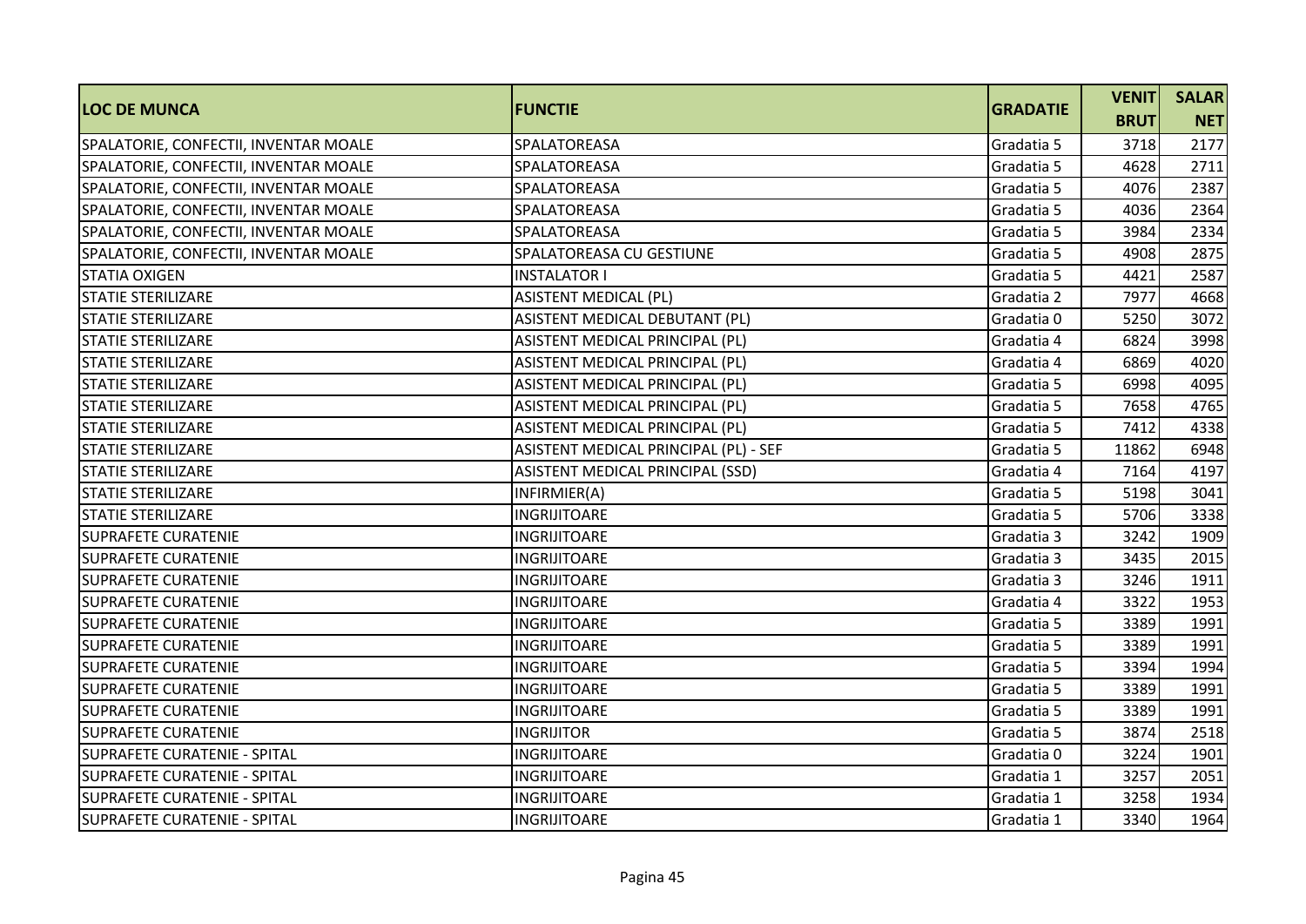| LOC DE MUNCA | FUNCTIE | GRADATIE | VENIT BRUT | SALAR NET |
|---|---|---|---|---|
| SPALATORIE, CONFECTII, INVENTAR MOALE | SPALATOREASA | Gradatia 5 | 3718 | 2177 |
| SPALATORIE, CONFECTII, INVENTAR MOALE | SPALATOREASA | Gradatia 5 | 4628 | 2711 |
| SPALATORIE, CONFECTII, INVENTAR MOALE | SPALATOREASA | Gradatia 5 | 4076 | 2387 |
| SPALATORIE, CONFECTII, INVENTAR MOALE | SPALATOREASA | Gradatia 5 | 4036 | 2364 |
| SPALATORIE, CONFECTII, INVENTAR MOALE | SPALATOREASA | Gradatia 5 | 3984 | 2334 |
| SPALATORIE, CONFECTII, INVENTAR MOALE | SPALATOREASA CU GESTIUNE | Gradatia 5 | 4908 | 2875 |
| STATIA OXIGEN | INSTALATOR I | Gradatia 5 | 4421 | 2587 |
| STATIE STERILIZARE | ASISTENT MEDICAL (PL) | Gradatia 2 | 7977 | 4668 |
| STATIE STERILIZARE | ASISTENT MEDICAL DEBUTANT (PL) | Gradatia 0 | 5250 | 3072 |
| STATIE STERILIZARE | ASISTENT MEDICAL PRINCIPAL (PL) | Gradatia 4 | 6824 | 3998 |
| STATIE STERILIZARE | ASISTENT MEDICAL PRINCIPAL (PL) | Gradatia 4 | 6869 | 4020 |
| STATIE STERILIZARE | ASISTENT MEDICAL PRINCIPAL (PL) | Gradatia 5 | 6998 | 4095 |
| STATIE STERILIZARE | ASISTENT MEDICAL PRINCIPAL (PL) | Gradatia 5 | 7658 | 4765 |
| STATIE STERILIZARE | ASISTENT MEDICAL PRINCIPAL (PL) | Gradatia 5 | 7412 | 4338 |
| STATIE STERILIZARE | ASISTENT MEDICAL PRINCIPAL (PL) - SEF | Gradatia 5 | 11862 | 6948 |
| STATIE STERILIZARE | ASISTENT MEDICAL PRINCIPAL (SSD) | Gradatia 4 | 7164 | 4197 |
| STATIE STERILIZARE | INFIRMIER(A) | Gradatia 5 | 5198 | 3041 |
| STATIE STERILIZARE | INGRIJITOARE | Gradatia 5 | 5706 | 3338 |
| SUPRAFETE CURATENIE | INGRIJITOARE | Gradatia 3 | 3242 | 1909 |
| SUPRAFETE CURATENIE | INGRIJITOARE | Gradatia 3 | 3435 | 2015 |
| SUPRAFETE CURATENIE | INGRIJITOARE | Gradatia 3 | 3246 | 1911 |
| SUPRAFETE CURATENIE | INGRIJITOARE | Gradatia 4 | 3322 | 1953 |
| SUPRAFETE CURATENIE | INGRIJITOARE | Gradatia 5 | 3389 | 1991 |
| SUPRAFETE CURATENIE | INGRIJITOARE | Gradatia 5 | 3389 | 1991 |
| SUPRAFETE CURATENIE | INGRIJITOARE | Gradatia 5 | 3394 | 1994 |
| SUPRAFETE CURATENIE | INGRIJITOARE | Gradatia 5 | 3389 | 1991 |
| SUPRAFETE CURATENIE | INGRIJITOARE | Gradatia 5 | 3389 | 1991 |
| SUPRAFETE CURATENIE | INGRIJITOR | Gradatia 5 | 3874 | 2518 |
| SUPRAFETE CURATENIE - SPITAL | INGRIJITOARE | Gradatia 0 | 3224 | 1901 |
| SUPRAFETE CURATENIE - SPITAL | INGRIJITOARE | Gradatia 1 | 3257 | 2051 |
| SUPRAFETE CURATENIE - SPITAL | INGRIJITOARE | Gradatia 1 | 3258 | 1934 |
| SUPRAFETE CURATENIE - SPITAL | INGRIJITOARE | Gradatia 1 | 3340 | 1964 |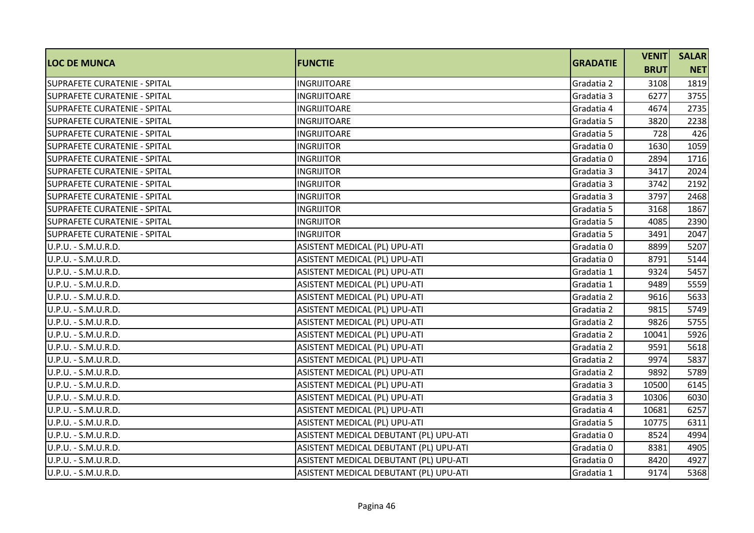| LOC DE MUNCA | FUNCTIE | GRADATIE | VENIT BRUT | SALAR NET |
|---|---|---|---|---|
| SUPRAFETE CURATENIE - SPITAL | INGRIJITOARE | Gradatia 2 | 3108 | 1819 |
| SUPRAFETE CURATENIE - SPITAL | INGRIJITOARE | Gradatia 3 | 6277 | 3755 |
| SUPRAFETE CURATENIE - SPITAL | INGRIJITOARE | Gradatia 4 | 4674 | 2735 |
| SUPRAFETE CURATENIE - SPITAL | INGRIJITOARE | Gradatia 5 | 3820 | 2238 |
| SUPRAFETE CURATENIE - SPITAL | INGRIJITOARE | Gradatia 5 | 728 | 426 |
| SUPRAFETE CURATENIE - SPITAL | INGRIJITOR | Gradatia 0 | 1630 | 1059 |
| SUPRAFETE CURATENIE - SPITAL | INGRIJITOR | Gradatia 0 | 2894 | 1716 |
| SUPRAFETE CURATENIE - SPITAL | INGRIJITOR | Gradatia 3 | 3417 | 2024 |
| SUPRAFETE CURATENIE - SPITAL | INGRIJITOR | Gradatia 3 | 3742 | 2192 |
| SUPRAFETE CURATENIE - SPITAL | INGRIJITOR | Gradatia 3 | 3797 | 2468 |
| SUPRAFETE CURATENIE - SPITAL | INGRIJITOR | Gradatia 5 | 3168 | 1867 |
| SUPRAFETE CURATENIE - SPITAL | INGRIJITOR | Gradatia 5 | 4085 | 2390 |
| SUPRAFETE CURATENIE - SPITAL | INGRIJITOR | Gradatia 5 | 3491 | 2047 |
| U.P.U. - S.M.U.R.D. | ASISTENT MEDICAL (PL) UPU-ATI | Gradatia 0 | 8899 | 5207 |
| U.P.U. - S.M.U.R.D. | ASISTENT MEDICAL (PL) UPU-ATI | Gradatia 0 | 8791 | 5144 |
| U.P.U. - S.M.U.R.D. | ASISTENT MEDICAL (PL) UPU-ATI | Gradatia 1 | 9324 | 5457 |
| U.P.U. - S.M.U.R.D. | ASISTENT MEDICAL (PL) UPU-ATI | Gradatia 1 | 9489 | 5559 |
| U.P.U. - S.M.U.R.D. | ASISTENT MEDICAL (PL) UPU-ATI | Gradatia 2 | 9616 | 5633 |
| U.P.U. - S.M.U.R.D. | ASISTENT MEDICAL (PL) UPU-ATI | Gradatia 2 | 9815 | 5749 |
| U.P.U. - S.M.U.R.D. | ASISTENT MEDICAL (PL) UPU-ATI | Gradatia 2 | 9826 | 5755 |
| U.P.U. - S.M.U.R.D. | ASISTENT MEDICAL (PL) UPU-ATI | Gradatia 2 | 10041 | 5926 |
| U.P.U. - S.M.U.R.D. | ASISTENT MEDICAL (PL) UPU-ATI | Gradatia 2 | 9591 | 5618 |
| U.P.U. - S.M.U.R.D. | ASISTENT MEDICAL (PL) UPU-ATI | Gradatia 2 | 9974 | 5837 |
| U.P.U. - S.M.U.R.D. | ASISTENT MEDICAL (PL) UPU-ATI | Gradatia 2 | 9892 | 5789 |
| U.P.U. - S.M.U.R.D. | ASISTENT MEDICAL (PL) UPU-ATI | Gradatia 3 | 10500 | 6145 |
| U.P.U. - S.M.U.R.D. | ASISTENT MEDICAL (PL) UPU-ATI | Gradatia 3 | 10306 | 6030 |
| U.P.U. - S.M.U.R.D. | ASISTENT MEDICAL (PL) UPU-ATI | Gradatia 4 | 10681 | 6257 |
| U.P.U. - S.M.U.R.D. | ASISTENT MEDICAL (PL) UPU-ATI | Gradatia 5 | 10775 | 6311 |
| U.P.U. - S.M.U.R.D. | ASISTENT MEDICAL DEBUTANT (PL) UPU-ATI | Gradatia 0 | 8524 | 4994 |
| U.P.U. - S.M.U.R.D. | ASISTENT MEDICAL DEBUTANT (PL) UPU-ATI | Gradatia 0 | 8381 | 4905 |
| U.P.U. - S.M.U.R.D. | ASISTENT MEDICAL DEBUTANT (PL) UPU-ATI | Gradatia 0 | 8420 | 4927 |
| U.P.U. - S.M.U.R.D. | ASISTENT MEDICAL DEBUTANT (PL) UPU-ATI | Gradatia 1 | 9174 | 5368 |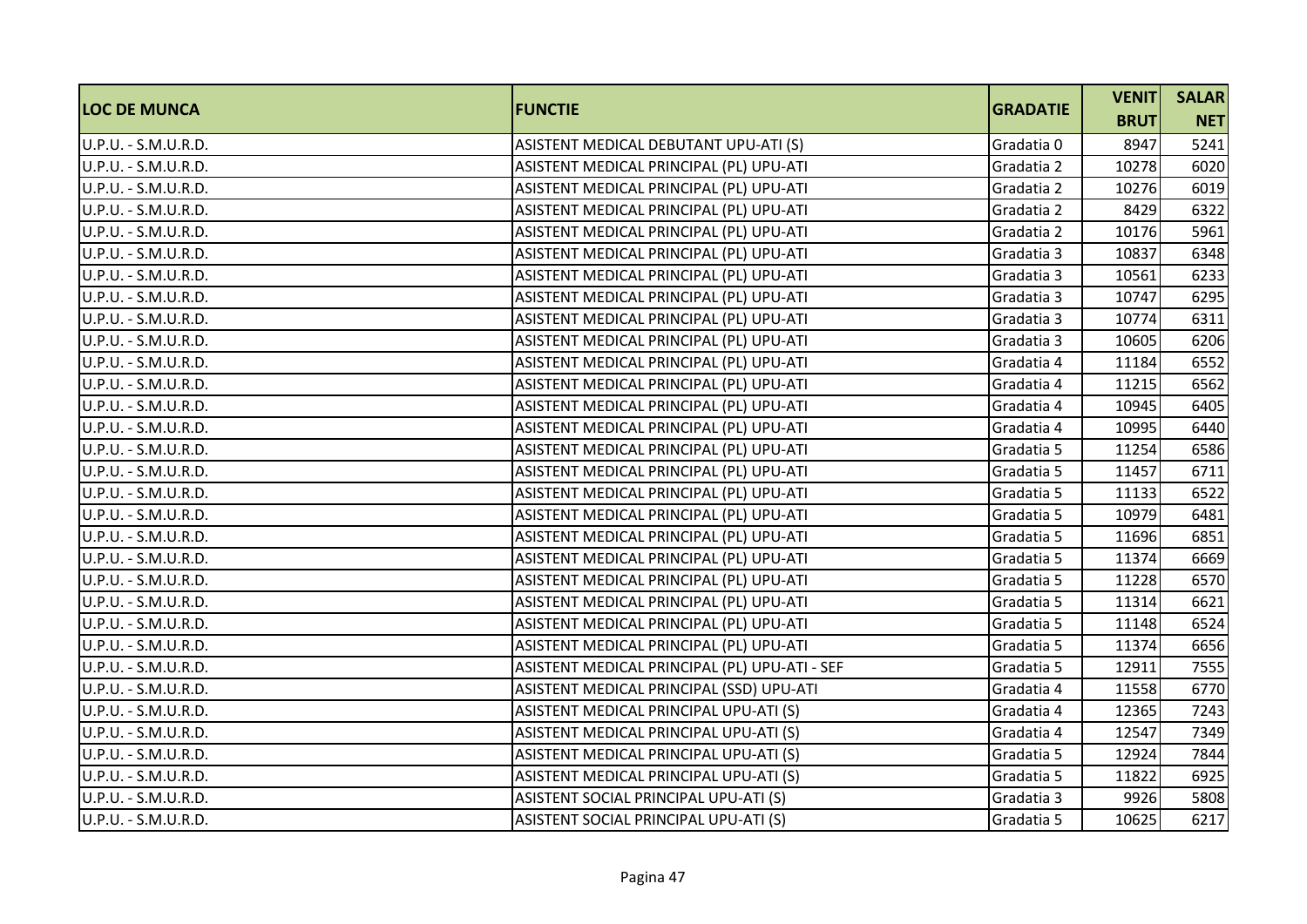| LOC DE MUNCA | FUNCTIE | GRADATIE | VENIT BRUT | SALAR NET |
|---|---|---|---|---|
| U.P.U. - S.M.U.R.D. | ASISTENT MEDICAL DEBUTANT UPU-ATI (S) | Gradatia 0 | 8947 | 5241 |
| U.P.U. - S.M.U.R.D. | ASISTENT MEDICAL PRINCIPAL (PL) UPU-ATI | Gradatia 2 | 10278 | 6020 |
| U.P.U. - S.M.U.R.D. | ASISTENT MEDICAL PRINCIPAL (PL) UPU-ATI | Gradatia 2 | 10276 | 6019 |
| U.P.U. - S.M.U.R.D. | ASISTENT MEDICAL PRINCIPAL (PL) UPU-ATI | Gradatia 2 | 8429 | 6322 |
| U.P.U. - S.M.U.R.D. | ASISTENT MEDICAL PRINCIPAL (PL) UPU-ATI | Gradatia 2 | 10176 | 5961 |
| U.P.U. - S.M.U.R.D. | ASISTENT MEDICAL PRINCIPAL (PL) UPU-ATI | Gradatia 3 | 10837 | 6348 |
| U.P.U. - S.M.U.R.D. | ASISTENT MEDICAL PRINCIPAL (PL) UPU-ATI | Gradatia 3 | 10561 | 6233 |
| U.P.U. - S.M.U.R.D. | ASISTENT MEDICAL PRINCIPAL (PL) UPU-ATI | Gradatia 3 | 10747 | 6295 |
| U.P.U. - S.M.U.R.D. | ASISTENT MEDICAL PRINCIPAL (PL) UPU-ATI | Gradatia 3 | 10774 | 6311 |
| U.P.U. - S.M.U.R.D. | ASISTENT MEDICAL PRINCIPAL (PL) UPU-ATI | Gradatia 3 | 10605 | 6206 |
| U.P.U. - S.M.U.R.D. | ASISTENT MEDICAL PRINCIPAL (PL) UPU-ATI | Gradatia 4 | 11184 | 6552 |
| U.P.U. - S.M.U.R.D. | ASISTENT MEDICAL PRINCIPAL (PL) UPU-ATI | Gradatia 4 | 11215 | 6562 |
| U.P.U. - S.M.U.R.D. | ASISTENT MEDICAL PRINCIPAL (PL) UPU-ATI | Gradatia 4 | 10945 | 6405 |
| U.P.U. - S.M.U.R.D. | ASISTENT MEDICAL PRINCIPAL (PL) UPU-ATI | Gradatia 4 | 10995 | 6440 |
| U.P.U. - S.M.U.R.D. | ASISTENT MEDICAL PRINCIPAL (PL) UPU-ATI | Gradatia 5 | 11254 | 6586 |
| U.P.U. - S.M.U.R.D. | ASISTENT MEDICAL PRINCIPAL (PL) UPU-ATI | Gradatia 5 | 11457 | 6711 |
| U.P.U. - S.M.U.R.D. | ASISTENT MEDICAL PRINCIPAL (PL) UPU-ATI | Gradatia 5 | 11133 | 6522 |
| U.P.U. - S.M.U.R.D. | ASISTENT MEDICAL PRINCIPAL (PL) UPU-ATI | Gradatia 5 | 10979 | 6481 |
| U.P.U. - S.M.U.R.D. | ASISTENT MEDICAL PRINCIPAL (PL) UPU-ATI | Gradatia 5 | 11696 | 6851 |
| U.P.U. - S.M.U.R.D. | ASISTENT MEDICAL PRINCIPAL (PL) UPU-ATI | Gradatia 5 | 11374 | 6669 |
| U.P.U. - S.M.U.R.D. | ASISTENT MEDICAL PRINCIPAL (PL) UPU-ATI | Gradatia 5 | 11228 | 6570 |
| U.P.U. - S.M.U.R.D. | ASISTENT MEDICAL PRINCIPAL (PL) UPU-ATI | Gradatia 5 | 11314 | 6621 |
| U.P.U. - S.M.U.R.D. | ASISTENT MEDICAL PRINCIPAL (PL) UPU-ATI | Gradatia 5 | 11148 | 6524 |
| U.P.U. - S.M.U.R.D. | ASISTENT MEDICAL PRINCIPAL (PL) UPU-ATI | Gradatia 5 | 11374 | 6656 |
| U.P.U. - S.M.U.R.D. | ASISTENT MEDICAL PRINCIPAL (PL) UPU-ATI - SEF | Gradatia 5 | 12911 | 7555 |
| U.P.U. - S.M.U.R.D. | ASISTENT MEDICAL PRINCIPAL (SSD) UPU-ATI | Gradatia 4 | 11558 | 6770 |
| U.P.U. - S.M.U.R.D. | ASISTENT MEDICAL PRINCIPAL UPU-ATI (S) | Gradatia 4 | 12365 | 7243 |
| U.P.U. - S.M.U.R.D. | ASISTENT MEDICAL PRINCIPAL UPU-ATI (S) | Gradatia 4 | 12547 | 7349 |
| U.P.U. - S.M.U.R.D. | ASISTENT MEDICAL PRINCIPAL UPU-ATI (S) | Gradatia 5 | 12924 | 7844 |
| U.P.U. - S.M.U.R.D. | ASISTENT MEDICAL PRINCIPAL UPU-ATI (S) | Gradatia 5 | 11822 | 6925 |
| U.P.U. - S.M.U.R.D. | ASISTENT SOCIAL PRINCIPAL UPU-ATI (S) | Gradatia 3 | 9926 | 5808 |
| U.P.U. - S.M.U.R.D. | ASISTENT SOCIAL PRINCIPAL UPU-ATI (S) | Gradatia 5 | 10625 | 6217 |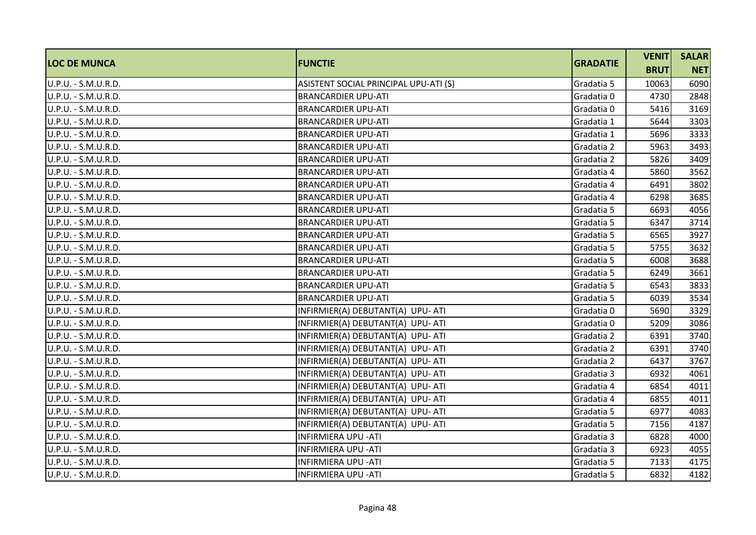| LOC DE MUNCA | FUNCTIE | GRADATIE | VENIT BRUT | SALAR NET |
|---|---|---|---|---|
| U.P.U. - S.M.U.R.D. | ASISTENT SOCIAL PRINCIPAL UPU-ATI (S) | Gradatia 5 | 10063 | 6090 |
| U.P.U. - S.M.U.R.D. | BRANCARDIER UPU-ATI | Gradatia 0 | 4730 | 2848 |
| U.P.U. - S.M.U.R.D. | BRANCARDIER UPU-ATI | Gradatia 0 | 5416 | 3169 |
| U.P.U. - S.M.U.R.D. | BRANCARDIER UPU-ATI | Gradatia 1 | 5644 | 3303 |
| U.P.U. - S.M.U.R.D. | BRANCARDIER UPU-ATI | Gradatia 1 | 5696 | 3333 |
| U.P.U. - S.M.U.R.D. | BRANCARDIER UPU-ATI | Gradatia 2 | 5963 | 3493 |
| U.P.U. - S.M.U.R.D. | BRANCARDIER UPU-ATI | Gradatia 2 | 5826 | 3409 |
| U.P.U. - S.M.U.R.D. | BRANCARDIER UPU-ATI | Gradatia 4 | 5860 | 3562 |
| U.P.U. - S.M.U.R.D. | BRANCARDIER UPU-ATI | Gradatia 4 | 6491 | 3802 |
| U.P.U. - S.M.U.R.D. | BRANCARDIER UPU-ATI | Gradatia 4 | 6298 | 3685 |
| U.P.U. - S.M.U.R.D. | BRANCARDIER UPU-ATI | Gradatia 5 | 6693 | 4056 |
| U.P.U. - S.M.U.R.D. | BRANCARDIER UPU-ATI | Gradatia 5 | 6347 | 3714 |
| U.P.U. - S.M.U.R.D. | BRANCARDIER UPU-ATI | Gradatia 5 | 6565 | 3927 |
| U.P.U. - S.M.U.R.D. | BRANCARDIER UPU-ATI | Gradatia 5 | 5755 | 3632 |
| U.P.U. - S.M.U.R.D. | BRANCARDIER UPU-ATI | Gradatia 5 | 6008 | 3688 |
| U.P.U. - S.M.U.R.D. | BRANCARDIER UPU-ATI | Gradatia 5 | 6249 | 3661 |
| U.P.U. - S.M.U.R.D. | BRANCARDIER UPU-ATI | Gradatia 5 | 6543 | 3833 |
| U.P.U. - S.M.U.R.D. | BRANCARDIER UPU-ATI | Gradatia 5 | 6039 | 3534 |
| U.P.U. - S.M.U.R.D. | INFIRMIER(A) DEBUTANT(A) UPU- ATI | Gradatia 0 | 5690 | 3329 |
| U.P.U. - S.M.U.R.D. | INFIRMIER(A) DEBUTANT(A) UPU- ATI | Gradatia 0 | 5209 | 3086 |
| U.P.U. - S.M.U.R.D. | INFIRMIER(A) DEBUTANT(A) UPU- ATI | Gradatia 2 | 6391 | 3740 |
| U.P.U. - S.M.U.R.D. | INFIRMIER(A) DEBUTANT(A) UPU- ATI | Gradatia 2 | 6391 | 3740 |
| U.P.U. - S.M.U.R.D. | INFIRMIER(A) DEBUTANT(A) UPU- ATI | Gradatia 2 | 6437 | 3767 |
| U.P.U. - S.M.U.R.D. | INFIRMIER(A) DEBUTANT(A) UPU- ATI | Gradatia 3 | 6932 | 4061 |
| U.P.U. - S.M.U.R.D. | INFIRMIER(A) DEBUTANT(A) UPU- ATI | Gradatia 4 | 6854 | 4011 |
| U.P.U. - S.M.U.R.D. | INFIRMIER(A) DEBUTANT(A) UPU- ATI | Gradatia 4 | 6855 | 4011 |
| U.P.U. - S.M.U.R.D. | INFIRMIER(A) DEBUTANT(A) UPU- ATI | Gradatia 5 | 6977 | 4083 |
| U.P.U. - S.M.U.R.D. | INFIRMIER(A) DEBUTANT(A) UPU- ATI | Gradatia 5 | 7156 | 4187 |
| U.P.U. - S.M.U.R.D. | INFIRMIERA UPU -ATI | Gradatia 3 | 6828 | 4000 |
| U.P.U. - S.M.U.R.D. | INFIRMIERA UPU -ATI | Gradatia 3 | 6923 | 4055 |
| U.P.U. - S.M.U.R.D. | INFIRMIERA UPU -ATI | Gradatia 5 | 7133 | 4175 |
| U.P.U. - S.M.U.R.D. | INFIRMIERA UPU -ATI | Gradatia 5 | 6832 | 4182 |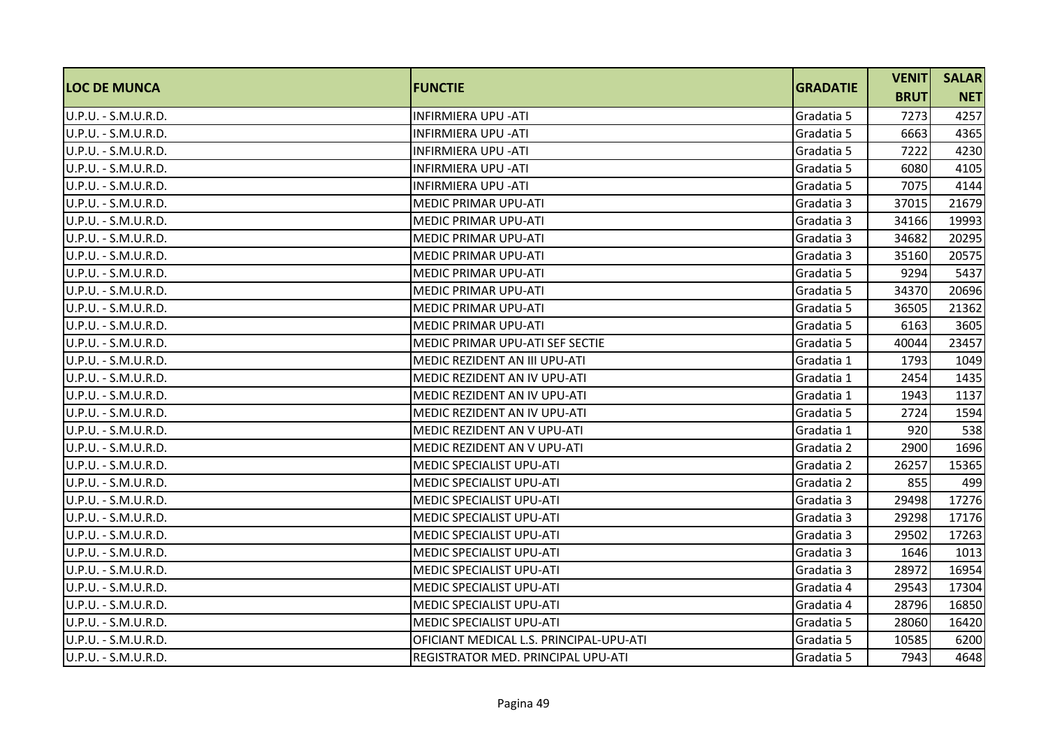| LOC DE MUNCA | FUNCTIE | GRADATIE | VENIT BRUT | SALAR NET |
|---|---|---|---|---|
| U.P.U. - S.M.U.R.D. | INFIRMIERA UPU -ATI | Gradatia 5 | 7273 | 4257 |
| U.P.U. - S.M.U.R.D. | INFIRMIERA UPU -ATI | Gradatia 5 | 6663 | 4365 |
| U.P.U. - S.M.U.R.D. | INFIRMIERA UPU -ATI | Gradatia 5 | 7222 | 4230 |
| U.P.U. - S.M.U.R.D. | INFIRMIERA UPU -ATI | Gradatia 5 | 6080 | 4105 |
| U.P.U. - S.M.U.R.D. | INFIRMIERA UPU -ATI | Gradatia 5 | 7075 | 4144 |
| U.P.U. - S.M.U.R.D. | MEDIC PRIMAR UPU-ATI | Gradatia 3 | 37015 | 21679 |
| U.P.U. - S.M.U.R.D. | MEDIC PRIMAR UPU-ATI | Gradatia 3 | 34166 | 19993 |
| U.P.U. - S.M.U.R.D. | MEDIC PRIMAR UPU-ATI | Gradatia 3 | 34682 | 20295 |
| U.P.U. - S.M.U.R.D. | MEDIC PRIMAR UPU-ATI | Gradatia 3 | 35160 | 20575 |
| U.P.U. - S.M.U.R.D. | MEDIC PRIMAR UPU-ATI | Gradatia 5 | 9294 | 5437 |
| U.P.U. - S.M.U.R.D. | MEDIC PRIMAR UPU-ATI | Gradatia 5 | 34370 | 20696 |
| U.P.U. - S.M.U.R.D. | MEDIC PRIMAR UPU-ATI | Gradatia 5 | 36505 | 21362 |
| U.P.U. - S.M.U.R.D. | MEDIC PRIMAR UPU-ATI | Gradatia 5 | 6163 | 3605 |
| U.P.U. - S.M.U.R.D. | MEDIC PRIMAR UPU-ATI SEF SECTIE | Gradatia 5 | 40044 | 23457 |
| U.P.U. - S.M.U.R.D. | MEDIC REZIDENT AN III UPU-ATI | Gradatia 1 | 1793 | 1049 |
| U.P.U. - S.M.U.R.D. | MEDIC REZIDENT AN IV UPU-ATI | Gradatia 1 | 2454 | 1435 |
| U.P.U. - S.M.U.R.D. | MEDIC REZIDENT AN IV UPU-ATI | Gradatia 1 | 1943 | 1137 |
| U.P.U. - S.M.U.R.D. | MEDIC REZIDENT AN IV UPU-ATI | Gradatia 5 | 2724 | 1594 |
| U.P.U. - S.M.U.R.D. | MEDIC REZIDENT AN V UPU-ATI | Gradatia 1 | 920 | 538 |
| U.P.U. - S.M.U.R.D. | MEDIC REZIDENT AN V UPU-ATI | Gradatia 2 | 2900 | 1696 |
| U.P.U. - S.M.U.R.D. | MEDIC SPECIALIST UPU-ATI | Gradatia 2 | 26257 | 15365 |
| U.P.U. - S.M.U.R.D. | MEDIC SPECIALIST UPU-ATI | Gradatia 2 | 855 | 499 |
| U.P.U. - S.M.U.R.D. | MEDIC SPECIALIST UPU-ATI | Gradatia 3 | 29498 | 17276 |
| U.P.U. - S.M.U.R.D. | MEDIC SPECIALIST UPU-ATI | Gradatia 3 | 29298 | 17176 |
| U.P.U. - S.M.U.R.D. | MEDIC SPECIALIST UPU-ATI | Gradatia 3 | 29502 | 17263 |
| U.P.U. - S.M.U.R.D. | MEDIC SPECIALIST UPU-ATI | Gradatia 3 | 1646 | 1013 |
| U.P.U. - S.M.U.R.D. | MEDIC SPECIALIST UPU-ATI | Gradatia 3 | 28972 | 16954 |
| U.P.U. - S.M.U.R.D. | MEDIC SPECIALIST UPU-ATI | Gradatia 4 | 29543 | 17304 |
| U.P.U. - S.M.U.R.D. | MEDIC SPECIALIST UPU-ATI | Gradatia 4 | 28796 | 16850 |
| U.P.U. - S.M.U.R.D. | MEDIC SPECIALIST UPU-ATI | Gradatia 5 | 28060 | 16420 |
| U.P.U. - S.M.U.R.D. | OFICIANT MEDICAL L.S. PRINCIPAL-UPU-ATI | Gradatia 5 | 10585 | 6200 |
| U.P.U. - S.M.U.R.D. | REGISTRATOR MED. PRINCIPAL UPU-ATI | Gradatia 5 | 7943 | 4648 |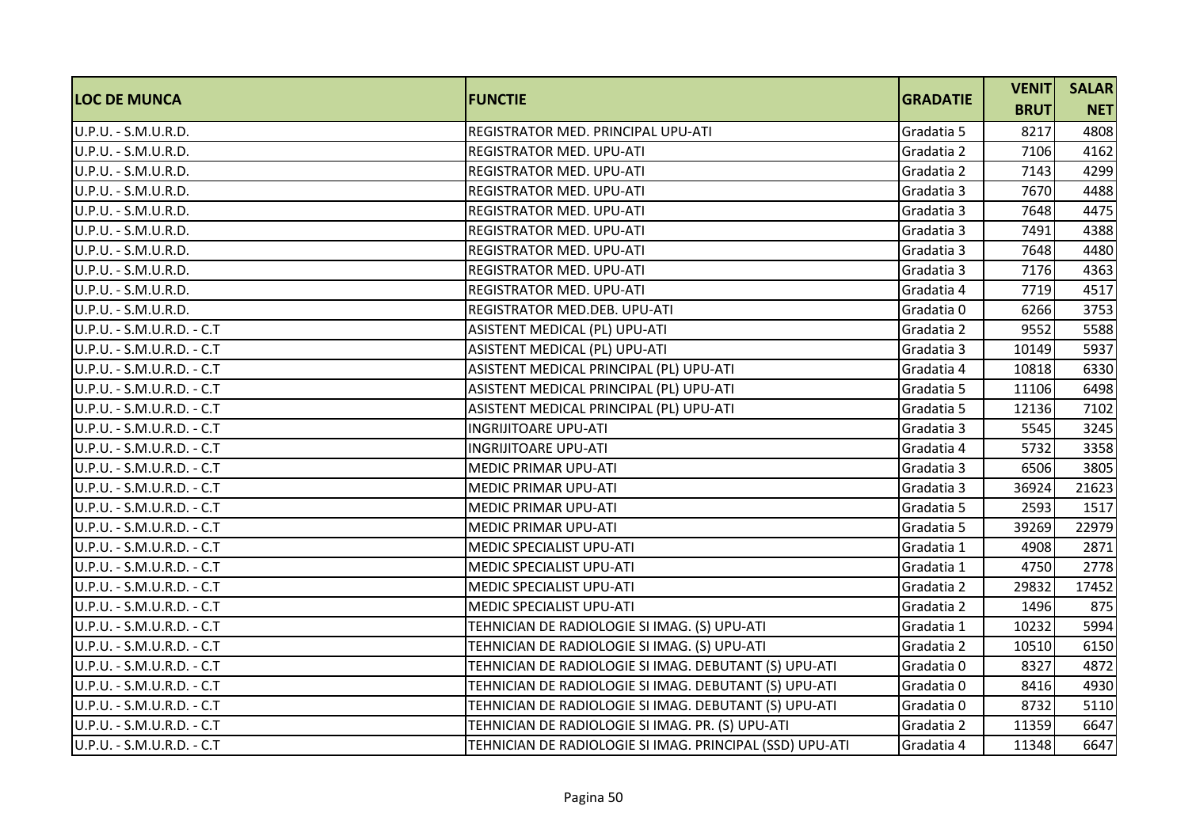| LOC DE MUNCA | FUNCTIE | GRADATIE | VENIT BRUT | SALAR NET |
|---|---|---|---|---|
| U.P.U. - S.M.U.R.D. | REGISTRATOR MED. PRINCIPAL UPU-ATI | Gradatia 5 | 8217 | 4808 |
| U.P.U. - S.M.U.R.D. | REGISTRATOR MED. UPU-ATI | Gradatia 2 | 7106 | 4162 |
| U.P.U. - S.M.U.R.D. | REGISTRATOR MED. UPU-ATI | Gradatia 2 | 7143 | 4299 |
| U.P.U. - S.M.U.R.D. | REGISTRATOR MED. UPU-ATI | Gradatia 3 | 7670 | 4488 |
| U.P.U. - S.M.U.R.D. | REGISTRATOR MED. UPU-ATI | Gradatia 3 | 7648 | 4475 |
| U.P.U. - S.M.U.R.D. | REGISTRATOR MED. UPU-ATI | Gradatia 3 | 7491 | 4388 |
| U.P.U. - S.M.U.R.D. | REGISTRATOR MED. UPU-ATI | Gradatia 3 | 7648 | 4480 |
| U.P.U. - S.M.U.R.D. | REGISTRATOR MED. UPU-ATI | Gradatia 3 | 7176 | 4363 |
| U.P.U. - S.M.U.R.D. | REGISTRATOR MED. UPU-ATI | Gradatia 4 | 7719 | 4517 |
| U.P.U. - S.M.U.R.D. | REGISTRATOR MED.DEB. UPU-ATI | Gradatia 0 | 6266 | 3753 |
| U.P.U. - S.M.U.R.D. - C.T | ASISTENT MEDICAL (PL) UPU-ATI | Gradatia 2 | 9552 | 5588 |
| U.P.U. - S.M.U.R.D. - C.T | ASISTENT MEDICAL (PL) UPU-ATI | Gradatia 3 | 10149 | 5937 |
| U.P.U. - S.M.U.R.D. - C.T | ASISTENT MEDICAL PRINCIPAL (PL) UPU-ATI | Gradatia 4 | 10818 | 6330 |
| U.P.U. - S.M.U.R.D. - C.T | ASISTENT MEDICAL PRINCIPAL (PL) UPU-ATI | Gradatia 5 | 11106 | 6498 |
| U.P.U. - S.M.U.R.D. - C.T | ASISTENT MEDICAL PRINCIPAL (PL) UPU-ATI | Gradatia 5 | 12136 | 7102 |
| U.P.U. - S.M.U.R.D. - C.T | INGRIJITOARE UPU-ATI | Gradatia 3 | 5545 | 3245 |
| U.P.U. - S.M.U.R.D. - C.T | INGRIJITOARE UPU-ATI | Gradatia 4 | 5732 | 3358 |
| U.P.U. - S.M.U.R.D. - C.T | MEDIC PRIMAR UPU-ATI | Gradatia 3 | 6506 | 3805 |
| U.P.U. - S.M.U.R.D. - C.T | MEDIC PRIMAR UPU-ATI | Gradatia 3 | 36924 | 21623 |
| U.P.U. - S.M.U.R.D. - C.T | MEDIC PRIMAR UPU-ATI | Gradatia 5 | 2593 | 1517 |
| U.P.U. - S.M.U.R.D. - C.T | MEDIC PRIMAR UPU-ATI | Gradatia 5 | 39269 | 22979 |
| U.P.U. - S.M.U.R.D. - C.T | MEDIC SPECIALIST UPU-ATI | Gradatia 1 | 4908 | 2871 |
| U.P.U. - S.M.U.R.D. - C.T | MEDIC SPECIALIST UPU-ATI | Gradatia 1 | 4750 | 2778 |
| U.P.U. - S.M.U.R.D. - C.T | MEDIC SPECIALIST UPU-ATI | Gradatia 2 | 29832 | 17452 |
| U.P.U. - S.M.U.R.D. - C.T | MEDIC SPECIALIST UPU-ATI | Gradatia 2 | 1496 | 875 |
| U.P.U. - S.M.U.R.D. - C.T | TEHNICIAN DE RADIOLOGIE SI IMAG. (S) UPU-ATI | Gradatia 1 | 10232 | 5994 |
| U.P.U. - S.M.U.R.D. - C.T | TEHNICIAN DE RADIOLOGIE SI IMAG. (S) UPU-ATI | Gradatia 2 | 10510 | 6150 |
| U.P.U. - S.M.U.R.D. - C.T | TEHNICIAN DE RADIOLOGIE SI IMAG. DEBUTANT (S) UPU-ATI | Gradatia 0 | 8327 | 4872 |
| U.P.U. - S.M.U.R.D. - C.T | TEHNICIAN DE RADIOLOGIE SI IMAG. DEBUTANT (S) UPU-ATI | Gradatia 0 | 8416 | 4930 |
| U.P.U. - S.M.U.R.D. - C.T | TEHNICIAN DE RADIOLOGIE SI IMAG. DEBUTANT (S) UPU-ATI | Gradatia 0 | 8732 | 5110 |
| U.P.U. - S.M.U.R.D. - C.T | TEHNICIAN DE RADIOLOGIE SI IMAG. PR. (S) UPU-ATI | Gradatia 2 | 11359 | 6647 |
| U.P.U. - S.M.U.R.D. - C.T | TEHNICIAN DE RADIOLOGIE SI IMAG. PRINCIPAL (SSD) UPU-ATI | Gradatia 4 | 11348 | 6647 |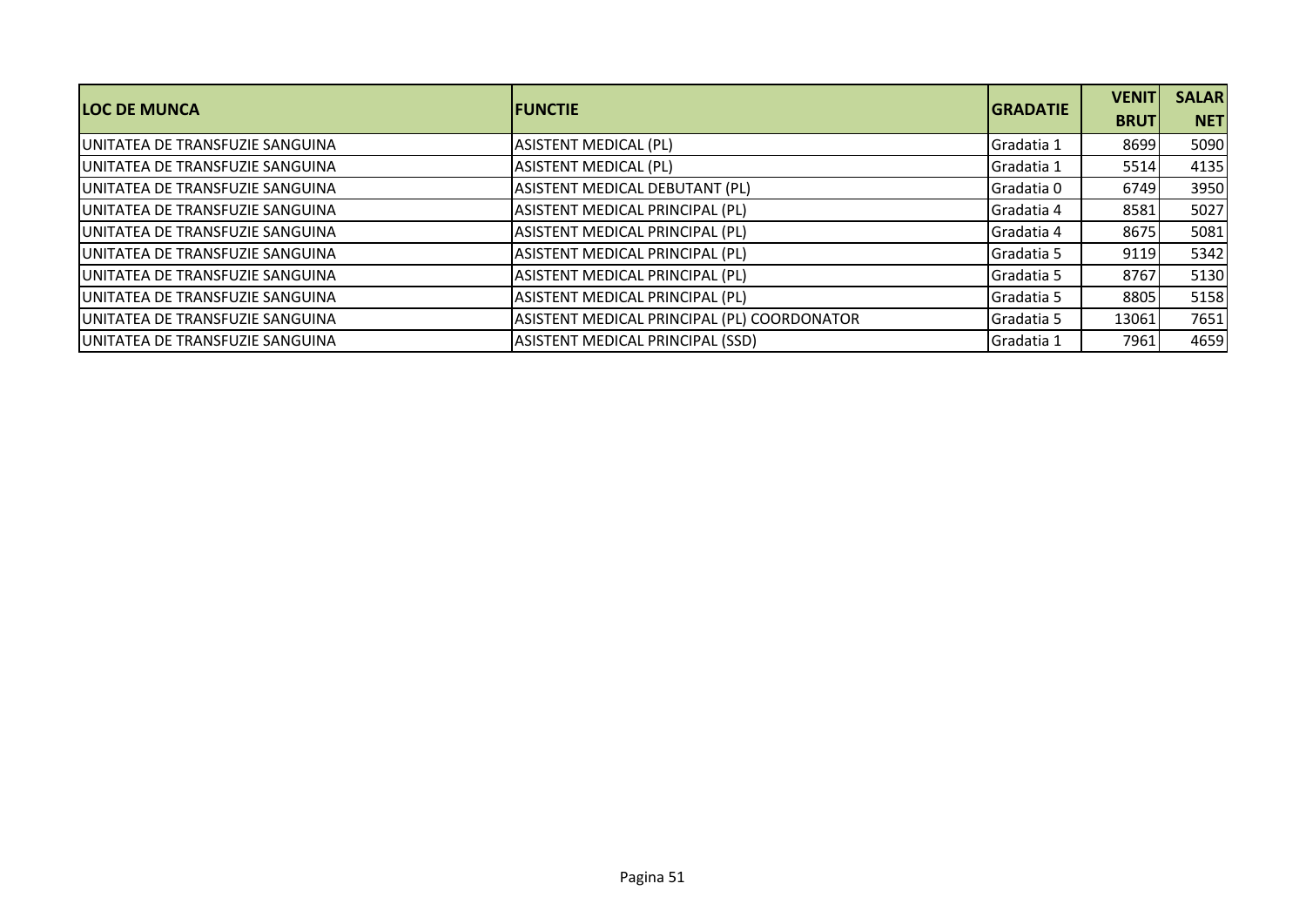| LOC DE MUNCA | FUNCTIE | GRADATIE | VENIT BRUT | SALAR NET |
|---|---|---|---|---|
| UNITATEA DE TRANSFUZIE SANGUINA | ASISTENT MEDICAL (PL) | Gradatia 1 | 8699 | 5090 |
| UNITATEA DE TRANSFUZIE SANGUINA | ASISTENT MEDICAL (PL) | Gradatia 1 | 5514 | 4135 |
| UNITATEA DE TRANSFUZIE SANGUINA | ASISTENT MEDICAL DEBUTANT (PL) | Gradatia 0 | 6749 | 3950 |
| UNITATEA DE TRANSFUZIE SANGUINA | ASISTENT MEDICAL PRINCIPAL (PL) | Gradatia 4 | 8581 | 5027 |
| UNITATEA DE TRANSFUZIE SANGUINA | ASISTENT MEDICAL PRINCIPAL (PL) | Gradatia 4 | 8675 | 5081 |
| UNITATEA DE TRANSFUZIE SANGUINA | ASISTENT MEDICAL PRINCIPAL (PL) | Gradatia 5 | 9119 | 5342 |
| UNITATEA DE TRANSFUZIE SANGUINA | ASISTENT MEDICAL PRINCIPAL (PL) | Gradatia 5 | 8767 | 5130 |
| UNITATEA DE TRANSFUZIE SANGUINA | ASISTENT MEDICAL PRINCIPAL (PL) | Gradatia 5 | 8805 | 5158 |
| UNITATEA DE TRANSFUZIE SANGUINA | ASISTENT MEDICAL PRINCIPAL (PL) COORDONATOR | Gradatia 5 | 13061 | 7651 |
| UNITATEA DE TRANSFUZIE SANGUINA | ASISTENT MEDICAL PRINCIPAL (SSD) | Gradatia 1 | 7961 | 4659 |